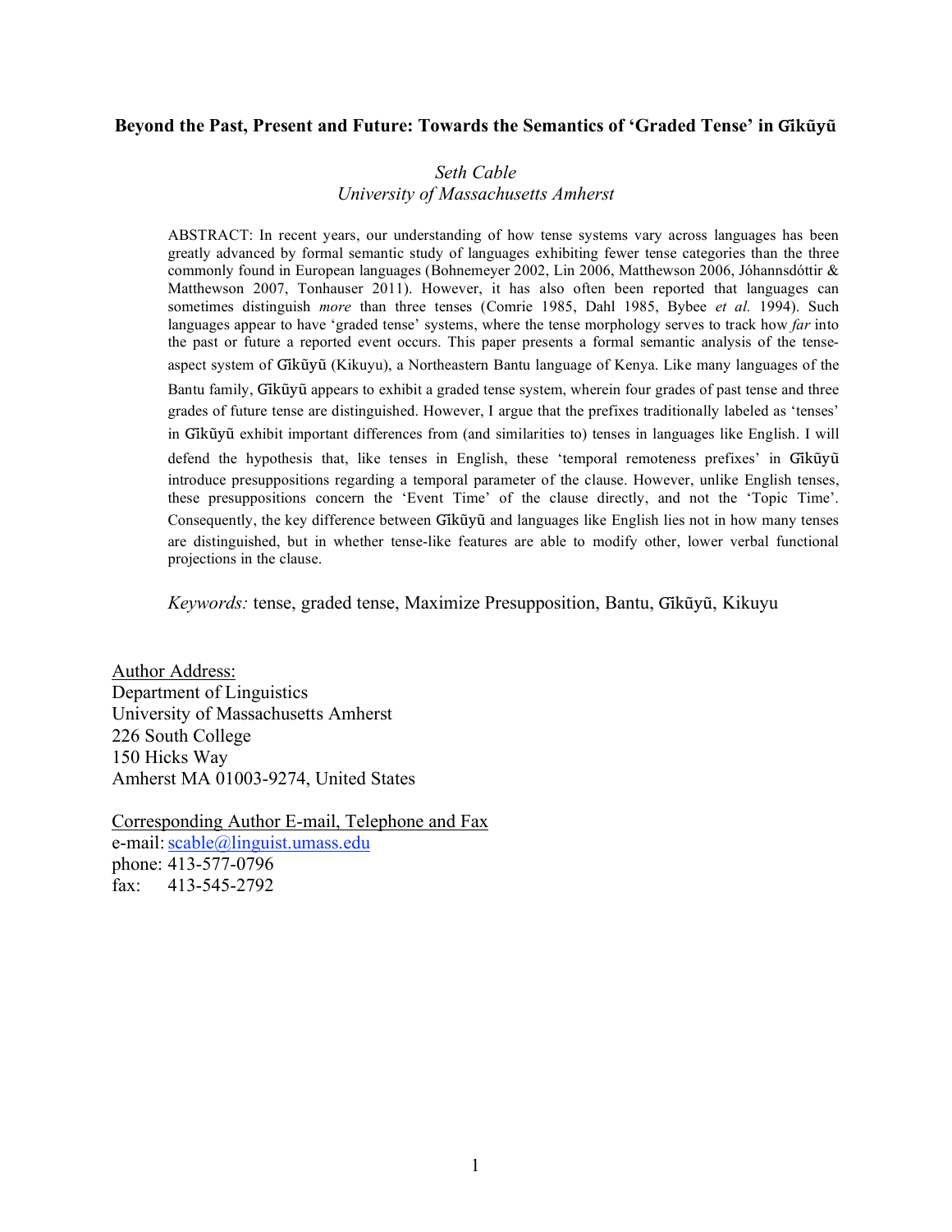# Beyond the Past, Present and Future: Towards the Semantics of 'Graded Tense' in Gĩkũyũ

*Seth Cable*
*University of Massachusetts Amherst*

ABSTRACT: In recent years, our understanding of how tense systems vary across languages has been greatly advanced by formal semantic study of languages exhibiting fewer tense categories than the three commonly found in European languages (Bohnemeyer 2002, Lin 2006, Matthewson 2006, Jóhannsdóttir & Matthewson 2007, Tonhauser 2011). However, it has also often been reported that languages can sometimes distinguish *more* than three tenses (Comrie 1985, Dahl 1985, Bybee *et al.* 1994). Such languages appear to have 'graded tense' systems, where the tense morphology serves to track how *far* into the past or future a reported event occurs. This paper presents a formal semantic analysis of the tense-aspect system of Gĩkũyũ (Kikuyu), a Northeastern Bantu language of Kenya. Like many languages of the Bantu family, Gĩkũyũ appears to exhibit a graded tense system, wherein four grades of past tense and three grades of future tense are distinguished. However, I argue that the prefixes traditionally labeled as 'tenses' in Gĩkũyũ exhibit important differences from (and similarities to) tenses in languages like English. I will defend the hypothesis that, like tenses in English, these 'temporal remoteness prefixes' in Gĩkũyũ introduce presuppositions regarding a temporal parameter of the clause. However, unlike English tenses, these presuppositions concern the 'Event Time' of the clause directly, and not the 'Topic Time'. Consequently, the key difference between Gĩkũyũ and languages like English lies not in how many tenses are distinguished, but in whether tense-like features are able to modify other, lower verbal functional projections in the clause.

*Keywords:* tense, graded tense, Maximize Presupposition, Bantu, Gĩkũyũ, Kikuyu

Author Address:
Department of Linguistics
University of Massachusetts Amherst
226 South College
150 Hicks Way
Amherst MA 01003-9274, United States

Corresponding Author E-mail, Telephone and Fax
e-mail: scable@linguist.umass.edu
phone: 413-577-0796
fax: 413-545-2792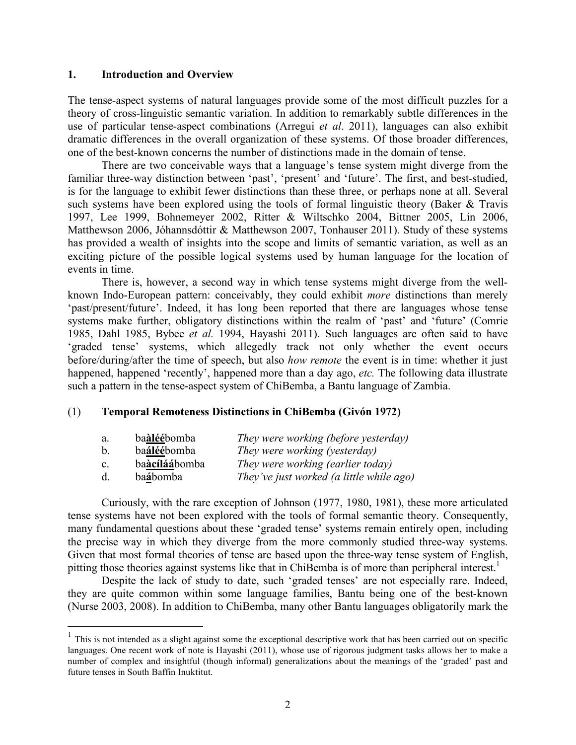## 1. Introduction and Overview

The tense-aspect systems of natural languages provide some of the most difficult puzzles for a theory of cross-linguistic semantic variation. In addition to remarkably subtle differences in the use of particular tense-aspect combinations (Arregui *et al*. 2011), languages can also exhibit dramatic differences in the overall organization of these systems. Of those broader differences, one of the best-known concerns the number of distinctions made in the domain of tense.

There are two conceivable ways that a language's tense system might diverge from the familiar three-way distinction between 'past', 'present' and 'future'. The first, and best-studied, is for the language to exhibit fewer distinctions than these three, or perhaps none at all. Several such systems have been explored using the tools of formal linguistic theory (Baker & Travis 1997, Lee 1999, Bohnemeyer 2002, Ritter & Wiltschko 2004, Bittner 2005, Lin 2006, Matthewson 2006, Jóhannsdóttir & Matthewson 2007, Tonhauser 2011). Study of these systems has provided a wealth of insights into the scope and limits of semantic variation, as well as an exciting picture of the possible logical systems used by human language for the location of events in time.

There is, however, a second way in which tense systems might diverge from the well-known Indo-European pattern: conceivably, they could exhibit *more* distinctions than merely 'past/present/future'. Indeed, it has long been reported that there are languages whose tense systems make further, obligatory distinctions within the realm of 'past' and 'future' (Comrie 1985, Dahl 1985, Bybee *et al.* 1994, Hayashi 2011). Such languages are often said to have 'graded tense' systems, which allegedly track not only whether the event occurs before/during/after the time of speech, but also *how remote* the event is in time: whether it just happened, happened 'recently', happened more than a day ago, *etc.* The following data illustrate such a pattern in the tense-aspect system of ChiBemba, a Bantu language of Zambia.

(1) **Temporal Remoteness Distinctions in ChiBemba (Givón 1972)**

| | | |
|---|---|---|
| a. | ba**àléé**bomba | *They were working (before yesterday)* |
| b. | ba**áléé**bomba | *They were working (yesterday)* |
| c. | ba**àcíláá**bomba | *They were working (earlier today)* |
| d. | ba**á**bomba | *They've just worked (a little while ago)* |

Curiously, with the rare exception of Johnson (1977, 1980, 1981), these more articulated tense systems have not been explored with the tools of formal semantic theory. Consequently, many fundamental questions about these 'graded tense' systems remain entirely open, including the precise way in which they diverge from the more commonly studied three-way systems. Given that most formal theories of tense are based upon the three-way tense system of English, pitting those theories against systems like that in ChiBemba is of more than peripheral interest.[1]

Despite the lack of study to date, such 'graded tenses' are not especially rare. Indeed, they are quite common within some language families, Bantu being one of the best-known (Nurse 2003, 2008). In addition to ChiBemba, many other Bantu languages obligatorily mark the

[1] This is not intended as a slight against some the exceptional descriptive work that has been carried out on specific languages. One recent work of note is Hayashi (2011), whose use of rigorous judgment tasks allows her to make a number of complex and insightful (though informal) generalizations about the meanings of the 'graded' past and future tenses in South Baffin Inuktitut.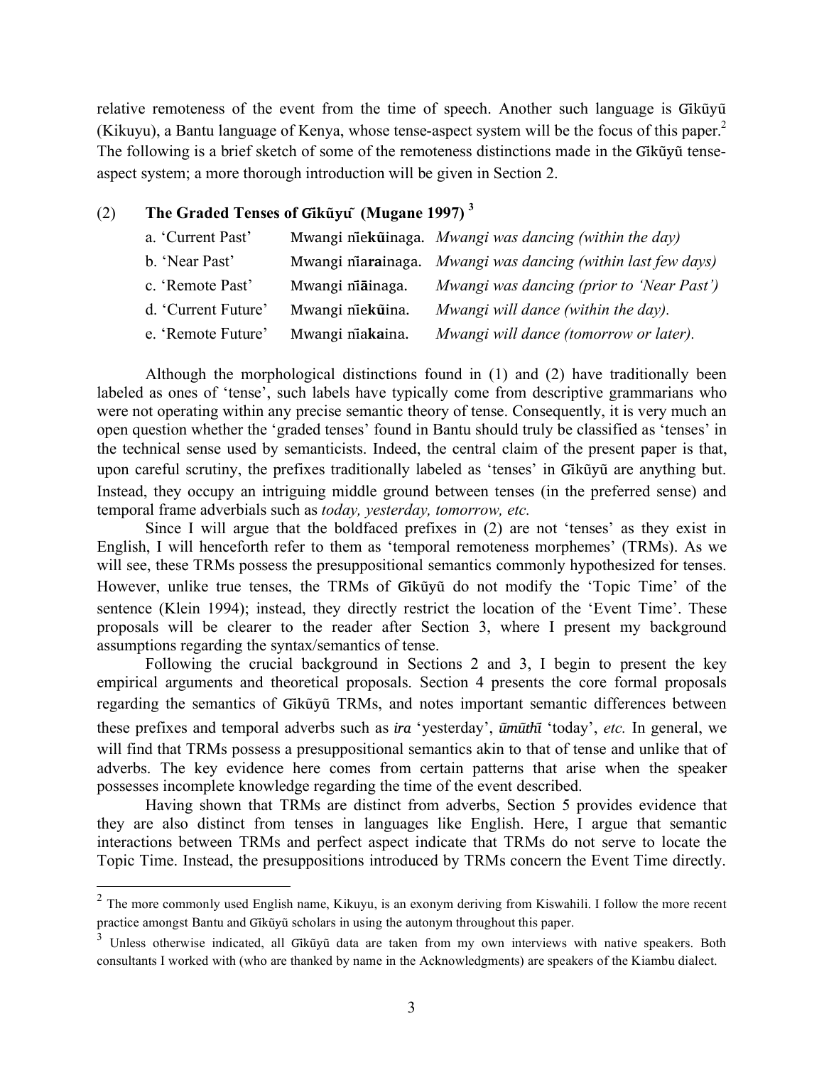relative remoteness of the event from the time of speech. Another such language is Gĩkũyũ (Kikuyu), a Bantu language of Kenya, whose tense-aspect system will be the focus of this paper.[2] The following is a brief sketch of some of the remoteness distinctions made in the Gĩkũyũ tense-aspect system; a more thorough introduction will be given in Section 2.

(2) **The Graded Tenses of Gĩkũyũ (Mugane 1997)** [3]

| | | |
|---|---|---|
| a. 'Current Past' | Mwangi nĩe**kũ**inaga. | *Mwangi was dancing (within the day)* |
| b. 'Near Past' | Mwangi nĩa**ra**inaga. | *Mwangi was dancing (within last few days)* |
| c. 'Remote Past' | Mwangi nĩ**ā**inaga. | *Mwangi was dancing (prior to 'Near Past')* |
| d. 'Current Future' | Mwangi nĩe**kũ**ina. | *Mwangi will dance (within the day).* |
| e. 'Remote Future' | Mwangi nĩa**ka**ina. | *Mwangi will dance (tomorrow or later).* |

Although the morphological distinctions found in (1) and (2) have traditionally been labeled as ones of 'tense', such labels have typically come from descriptive grammarians who were not operating within any precise semantic theory of tense. Consequently, it is very much an open question whether the 'graded tenses' found in Bantu should truly be classified as 'tenses' in the technical sense used by semanticists. Indeed, the central claim of the present paper is that, upon careful scrutiny, the prefixes traditionally labeled as 'tenses' in Gĩkũyũ are anything but. Instead, they occupy an intriguing middle ground between tenses (in the preferred sense) and temporal frame adverbials such as *today, yesterday, tomorrow, etc.*

Since I will argue that the boldfaced prefixes in (2) are not 'tenses' as they exist in English, I will henceforth refer to them as 'temporal remoteness morphemes' (TRMs). As we will see, these TRMs possess the presuppositional semantics commonly hypothesized for tenses. However, unlike true tenses, the TRMs of Gĩkũyũ do not modify the 'Topic Time' of the sentence (Klein 1994); instead, they directly restrict the location of the 'Event Time'. These proposals will be clearer to the reader after Section 3, where I present my background assumptions regarding the syntax/semantics of tense.

Following the crucial background in Sections 2 and 3, I begin to present the key empirical arguments and theoretical proposals. Section 4 presents the core formal proposals regarding the semantics of Gĩkũyũ TRMs, and notes important semantic differences between these prefixes and temporal adverbs such as ***ira*** 'yesterday', ***ũmũthĩ*** 'today', *etc.* In general, we will find that TRMs possess a presuppositional semantics akin to that of tense and unlike that of adverbs. The key evidence here comes from certain patterns that arise when the speaker possesses incomplete knowledge regarding the time of the event described.

Having shown that TRMs are distinct from adverbs, Section 5 provides evidence that they are also distinct from tenses in languages like English. Here, I argue that semantic interactions between TRMs and perfect aspect indicate that TRMs do not serve to locate the Topic Time. Instead, the presuppositions introduced by TRMs concern the Event Time directly.

---

[2] The more commonly used English name, Kikuyu, is an exonym deriving from Kiswahili. I follow the more recent practice amongst Bantu and Gĩkũyũ scholars in using the autonym throughout this paper.

[3] Unless otherwise indicated, all Gĩkũyũ data are taken from my own interviews with native speakers. Both consultants I worked with (who are thanked by name in the Acknowledgments) are speakers of the Kiambu dialect.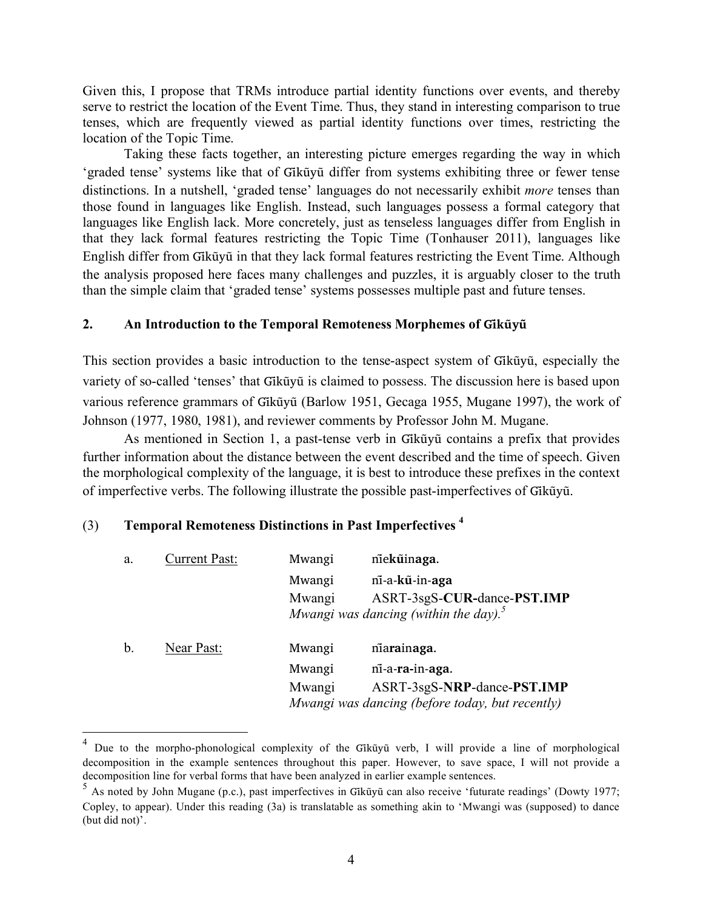Given this, I propose that TRMs introduce partial identity functions over events, and thereby serve to restrict the location of the Event Time. Thus, they stand in interesting comparison to true tenses, which are frequently viewed as partial identity functions over times, restricting the location of the Topic Time.

Taking these facts together, an interesting picture emerges regarding the way in which 'graded tense' systems like that of Gĩkũyũ differ from systems exhibiting three or fewer tense distinctions. In a nutshell, 'graded tense' languages do not necessarily exhibit *more* tenses than those found in languages like English. Instead, such languages possess a formal category that languages like English lack. More concretely, just as tenseless languages differ from English in that they lack formal features restricting the Topic Time (Tonhauser 2011), languages like English differ from Gĩkũyũ in that they lack formal features restricting the Event Time. Although the analysis proposed here faces many challenges and puzzles, it is arguably closer to the truth than the simple claim that 'graded tense' systems possesses multiple past and future tenses.

## 2. An Introduction to the Temporal Remoteness Morphemes of Gĩkũyũ

This section provides a basic introduction to the tense-aspect system of Gĩkũyũ, especially the variety of so-called 'tenses' that Gĩkũyũ is claimed to possess. The discussion here is based upon various reference grammars of Gĩkũyũ (Barlow 1951, Gecaga 1955, Mugane 1997), the work of Johnson (1977, 1980, 1981), and reviewer comments by Professor John M. Mugane.

As mentioned in Section 1, a past-tense verb in Gĩkũyũ contains a prefix that provides further information about the distance between the event described and the time of speech. Given the morphological complexity of the language, it is best to introduce these prefixes in the context of imperfective verbs. The following illustrate the possible past-imperfectives of Gĩkũyũ.

(3) **Temporal Remoteness Distinctions in Past Imperfectives** [4]

a. Current Past:

Mwangi nĩe**kũ**in**aga**.
Mwangi nĩ-a-**kũ**-in-**aga**
Mwangi ASRT-3sgS-**CUR-**dance-**PST.IMP**
*Mwangi was dancing (within the day).*[5]

b. Near Past:

Mwangi nĩa**ra**in**aga**.
Mwangi nĩ-a-**ra**-in-**aga**.
Mwangi ASRT-3sgS-**NRP**-dance-**PST.IMP**
*Mwangi was dancing (before today, but recently)*

---

[4] Due to the morpho-phonological complexity of the Gĩkũyũ verb, I will provide a line of morphological decomposition in the example sentences throughout this paper. However, to save space, I will not provide a decomposition line for verbal forms that have been analyzed in earlier example sentences.

[5] As noted by John Mugane (p.c.), past imperfectives in Gĩkũyũ can also receive 'futurate readings' (Dowty 1977; Copley, to appear). Under this reading (3a) is translatable as something akin to 'Mwangi was (supposed) to dance (but did not)'.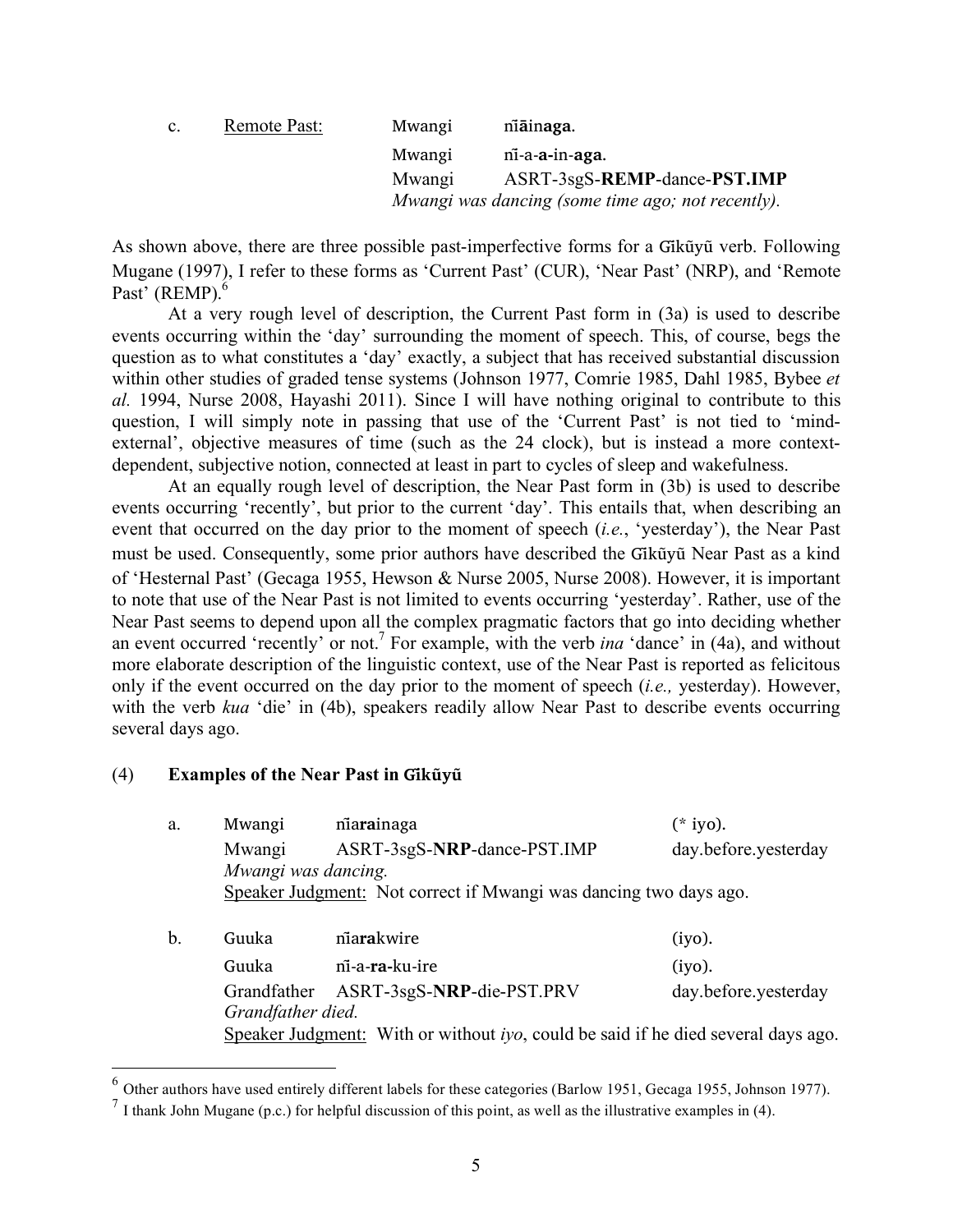c. Remote Past: 

| | | |
|---|---|---|
| | Mwangi | nĩ**ā**in**aga**. |
| | Mwangi | nĩ-a-**a**-in-**aga**. |
| | Mwangi | ASRT-3sgS-**REMP**-dance-**PST.IMP** |
| | *Mwangi was dancing (some time ago; not recently).* | |

As shown above, there are three possible past-imperfective forms for a Gĩkũyũ verb. Following Mugane (1997), I refer to these forms as 'Current Past' (CUR), 'Near Past' (NRP), and 'Remote Past' (REMP).[6]

At a very rough level of description, the Current Past form in (3a) is used to describe events occurring within the 'day' surrounding the moment of speech. This, of course, begs the question as to what constitutes a 'day' exactly, a subject that has received substantial discussion within other studies of graded tense systems (Johnson 1977, Comrie 1985, Dahl 1985, Bybee *et al.* 1994, Nurse 2008, Hayashi 2011). Since I will have nothing original to contribute to this question, I will simply note in passing that use of the 'Current Past' is not tied to 'mind-external', objective measures of time (such as the 24 clock), but is instead a more context-dependent, subjective notion, connected at least in part to cycles of sleep and wakefulness.

At an equally rough level of description, the Near Past form in (3b) is used to describe events occurring 'recently', but prior to the current 'day'. This entails that, when describing an event that occurred on the day prior to the moment of speech (*i.e.*, 'yesterday'), the Near Past must be used. Consequently, some prior authors have described the Gĩkũyũ Near Past as a kind of 'Hesternal Past' (Gecaga 1955, Hewson & Nurse 2005, Nurse 2008). However, it is important to note that use of the Near Past is not limited to events occurring 'yesterday'. Rather, use of the Near Past seems to depend upon all the complex pragmatic factors that go into deciding whether an event occurred 'recently' or not.[7] For example, with the verb *ina* 'dance' in (4a), and without more elaborate description of the linguistic context, use of the Near Past is reported as felicitous only if the event occurred on the day prior to the moment of speech (*i.e.,* yesterday). However, with the verb *kua* 'die' in (4b), speakers readily allow Near Past to describe events occurring several days ago.

(4) **Examples of the Near Past in Gĩkũyũ**

a. Mwangi nĩa**ra**inaga (* iyo).
Mwangi ASRT-3sgS-**NRP**-dance-PST.IMP day.before.yesterday
*Mwangi was dancing.*
Speaker Judgment: Not correct if Mwangi was dancing two days ago.

b. Guuka nĩa**ra**kwire (iyo).
Guuka nĩ-a-**ra**-ku-ire (iyo).
Grandfather ASRT-3sgS-**NRP**-die-PST.PRV day.before.yesterday
*Grandfather died.*
Speaker Judgment: With or without *iyo*, could be said if he died several days ago.

---

[6] Other authors have used entirely different labels for these categories (Barlow 1951, Gecaga 1955, Johnson 1977).

[7] I thank John Mugane (p.c.) for helpful discussion of this point, as well as the illustrative examples in (4).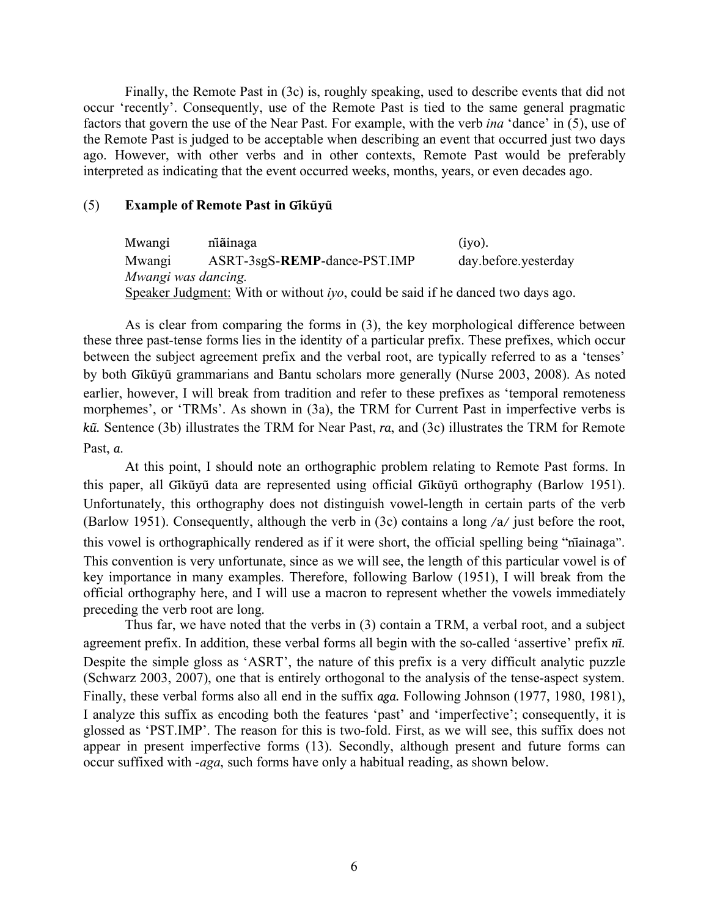Finally, the Remote Past in (3c) is, roughly speaking, used to describe events that did not occur 'recently'. Consequently, use of the Remote Past is tied to the same general pragmatic factors that govern the use of the Near Past. For example, with the verb *ina* 'dance' in (5), use of the Remote Past is judged to be acceptable when describing an event that occurred just two days ago. However, with other verbs and in other contexts, Remote Past would be preferably interpreted as indicating that the event occurred weeks, months, years, or even decades ago.

(5) **Example of Remote Past in Gĩkũyũ**

| | | |
|---|---|---|
| Mwangi | nĩāinaga | (iyo). |
| Mwangi | ASRT-3sgS-**REMP**-dance-PST.IMP | day.before.yesterday |

*Mwangi was dancing.*

Speaker Judgment: With or without *iyo*, could be said if he danced two days ago.

As is clear from comparing the forms in (3), the key morphological difference between these three past-tense forms lies in the identity of a particular prefix. These prefixes, which occur between the subject agreement prefix and the verbal root, are typically referred to as a 'tenses' by both Gĩkũyũ grammarians and Bantu scholars more generally (Nurse 2003, 2008). As noted earlier, however, I will break from tradition and refer to these prefixes as 'temporal remoteness morphemes', or 'TRMs'. As shown in (3a), the TRM for Current Past in imperfective verbs is *kũ.* Sentence (3b) illustrates the TRM for Near Past, *ra*, and (3c) illustrates the TRM for Remote Past, *a*.

At this point, I should note an orthographic problem relating to Remote Past forms. In this paper, all Gĩkũyũ data are represented using official Gĩkũyũ orthography (Barlow 1951). Unfortunately, this orthography does not distinguish vowel-length in certain parts of the verb (Barlow 1951). Consequently, although the verb in (3c) contains a long /a/ just before the root, this vowel is orthographically rendered as if it were short, the official spelling being "nĩainaga". This convention is very unfortunate, since as we will see, the length of this particular vowel is of key importance in many examples. Therefore, following Barlow (1951), I will break from the official orthography here, and I will use a macron to represent whether the vowels immediately preceding the verb root are long.

Thus far, we have noted that the verbs in (3) contain a TRM, a verbal root, and a subject agreement prefix. In addition, these verbal forms all begin with the so-called 'assertive' prefix *nĩ.* Despite the simple gloss as 'ASRT', the nature of this prefix is a very difficult analytic puzzle (Schwarz 2003, 2007), one that is entirely orthogonal to the analysis of the tense-aspect system. Finally, these verbal forms also all end in the suffix *aga.* Following Johnson (1977, 1980, 1981), I analyze this suffix as encoding both the features 'past' and 'imperfective'; consequently, it is glossed as 'PST.IMP'. The reason for this is two-fold. First, as we will see, this suffix does not appear in present imperfective forms (13). Secondly, although present and future forms can occur suffixed with -*aga*, such forms have only a habitual reading, as shown below.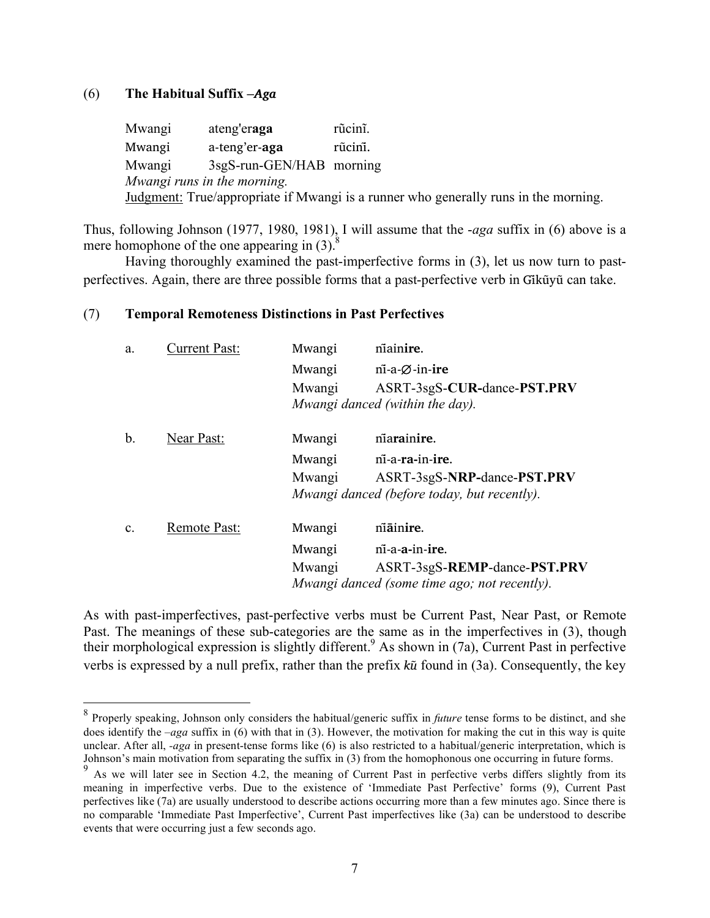(6) **The Habitual Suffix –*Aga***

| | | |
|---|---|---|
| Mwangi | ateng'er**aga** | rũcinĩ. |
| Mwangi | a-teng'er-**aga** | rũcinĩ. |
| Mwangi | 3sgS-run-GEN/HAB | morning |

*Mwangi runs in the morning.*

Judgment: True/appropriate if Mwangi is a runner who generally runs in the morning.

Thus, following Johnson (1977, 1980, 1981), I will assume that the -*aga* suffix in (6) above is a mere homophone of the one appearing in (3).[8]

Having thoroughly examined the past-imperfective forms in (3), let us now turn to past-perfectives. Again, there are three possible forms that a past-perfective verb in Gĩkũyũ can take.

(7) **Temporal Remoteness Distinctions in Past Perfectives**

a. Current Past:

| | |
|---|---|
| Mwangi | nĩain**ire**. |
| Mwangi | nĩ-a-∅-in-**ire** |
| Mwangi | ASRT-3sgS-**CUR-**dance-**PST.PRV** |

*Mwangi danced (within the day).*

b. Near Past:

| | |
|---|---|
| Mwangi | nĩa**ra**in**ire**. |
| Mwangi | nĩ-a-**ra**-in-**ire**. |
| Mwangi | ASRT-3sgS-**NRP-**dance-**PST.PRV** |

*Mwangi danced (before today, but recently).*

c. Remote Past:

| | |
|---|---|
| Mwangi | nĩ**ā**in**ire**. |
| Mwangi | nĩ-a-**a-**in-**ire**. |
| Mwangi | ASRT-3sgS-**REMP**-dance-**PST.PRV** |

*Mwangi danced (some time ago; not recently).*

As with past-imperfectives, past-perfective verbs must be Current Past, Near Past, or Remote Past. The meanings of these sub-categories are the same as in the imperfectives in (3), though their morphological expression is slightly different.[9] As shown in (7a), Current Past in perfective verbs is expressed by a null prefix, rather than the prefix *kũ* found in (3a). Consequently, the key

---

[8] Properly speaking, Johnson only considers the habitual/generic suffix in *future* tense forms to be distinct, and she does identify the –*aga* suffix in (6) with that in (3). However, the motivation for making the cut in this way is quite unclear. After all, -*aga* in present-tense forms like (6) is also restricted to a habitual/generic interpretation, which is Johnson's main motivation from separating the suffix in (3) from the homophonous one occurring in future forms.

[9] As we will later see in Section 4.2, the meaning of Current Past in perfective verbs differs slightly from its meaning in imperfective verbs. Due to the existence of 'Immediate Past Perfective' forms (9), Current Past perfectives like (7a) are usually understood to describe actions occurring more than a few minutes ago. Since there is no comparable 'Immediate Past Imperfective', Current Past imperfectives like (3a) can be understood to describe events that were occurring just a few seconds ago.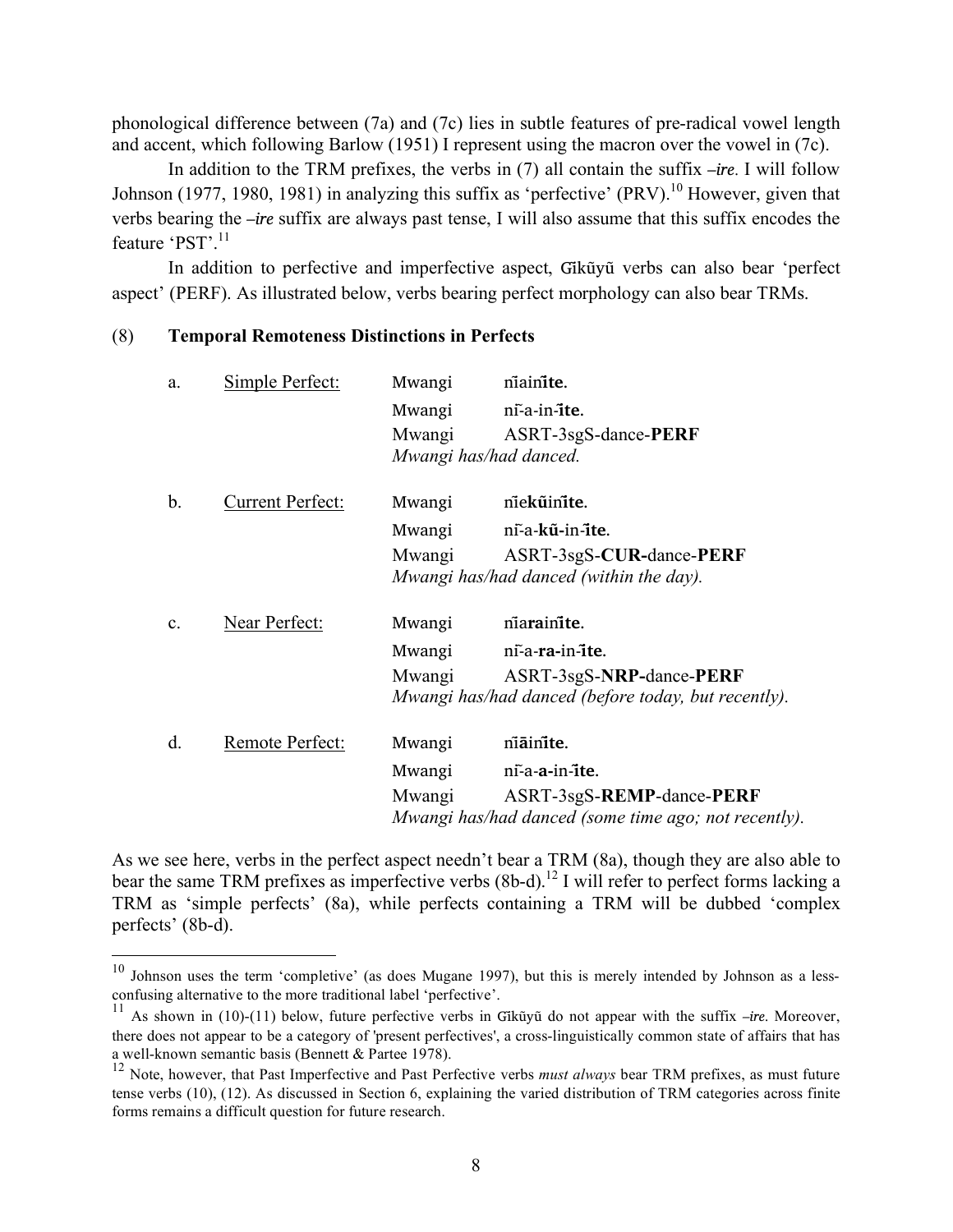phonological difference between (7a) and (7c) lies in subtle features of pre-radical vowel length and accent, which following Barlow (1951) I represent using the macron over the vowel in (7c).

In addition to the TRM prefixes, the verbs in (7) all contain the suffix *–ire*. I will follow Johnson (1977, 1980, 1981) in analyzing this suffix as 'perfective' (PRV).[10] However, given that verbs bearing the *–ire* suffix are always past tense, I will also assume that this suffix encodes the feature 'PST'.[11]

In addition to perfective and imperfective aspect, Gĩkũyũ verbs can also bear 'perfect aspect' (PERF). As illustrated below, verbs bearing perfect morphology can also bear TRMs.

(8) **Temporal Remoteness Distinctions in Perfects**

a. Simple Perfect:
Mwangi nĩainĩ**te**.
Mwangi nĩ-a-in-ĩ**te**.
Mwangi ASRT-3sgS-dance-**PERF**
*Mwangi has/had danced.*

b. Current Perfect:
Mwangi nĩe**kũ**inĩ**te**.
Mwangi nĩ-a-**kũ**-in-ĩ**te**.
Mwangi ASRT-3sgS-**CUR-**dance-**PERF**
*Mwangi has/had danced (within the day).*

c. Near Perfect:
Mwangi nĩa**ra**inĩ**te**.
Mwangi nĩ-a-**ra**-in-ĩ**te**.
Mwangi ASRT-3sgS-**NRP-**dance-**PERF**
*Mwangi has/had danced (before today, but recently).*

d. Remote Perfect:
Mwangi nĩ**ā**inĩ**te**.
Mwangi nĩ-a-**a**-in-ĩ**te**.
Mwangi ASRT-3sgS-**REMP**-dance-**PERF**
*Mwangi has/had danced (some time ago; not recently).*

As we see here, verbs in the perfect aspect needn't bear a TRM (8a), though they are also able to bear the same TRM prefixes as imperfective verbs (8b-d).[12] I will refer to perfect forms lacking a TRM as 'simple perfects' (8a), while perfects containing a TRM will be dubbed 'complex perfects' (8b-d).

---

[10] Johnson uses the term 'completive' (as does Mugane 1997), but this is merely intended by Johnson as a less-confusing alternative to the more traditional label 'perfective'.

[11] As shown in (10)-(11) below, future perfective verbs in Gĩkũyũ do not appear with the suffix *–ire*. Moreover, there does not appear to be a category of 'present perfectives', a cross-linguistically common state of affairs that has a well-known semantic basis (Bennett & Partee 1978).

[12] Note, however, that Past Imperfective and Past Perfective verbs *must always* bear TRM prefixes, as must future tense verbs (10), (12). As discussed in Section 6, explaining the varied distribution of TRM categories across finite forms remains a difficult question for future research.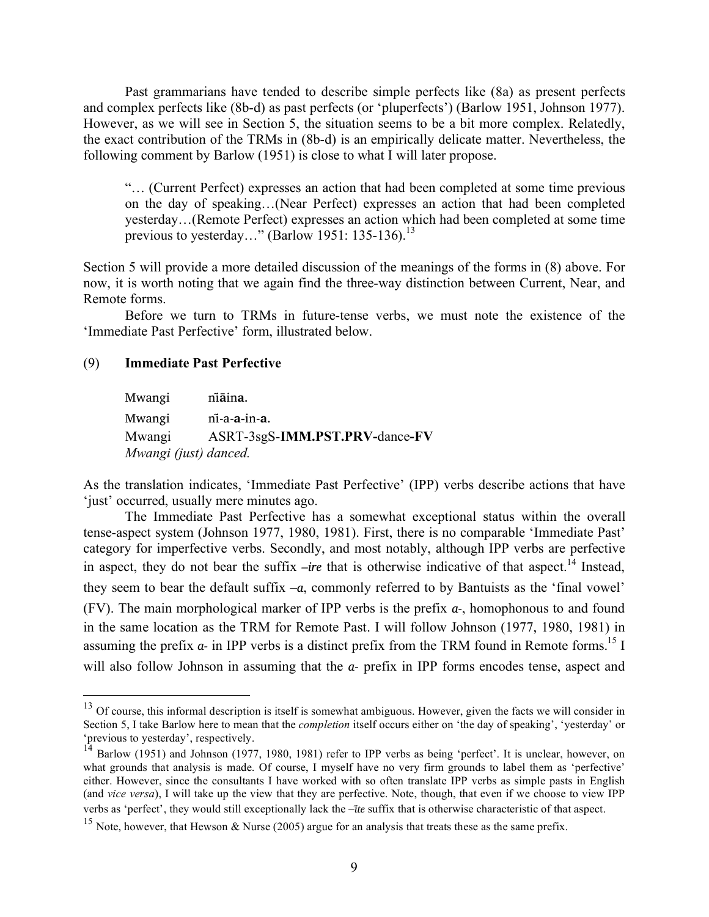Past grammarians have tended to describe simple perfects like (8a) as present perfects and complex perfects like (8b-d) as past perfects (or 'pluperfects') (Barlow 1951, Johnson 1977). However, as we will see in Section 5, the situation seems to be a bit more complex. Relatedly, the exact contribution of the TRMs in (8b-d) is an empirically delicate matter. Nevertheless, the following comment by Barlow (1951) is close to what I will later propose.

> "… (Current Perfect) expresses an action that had been completed at some time previous on the day of speaking…(Near Perfect) expresses an action that had been completed yesterday…(Remote Perfect) expresses an action which had been completed at some time previous to yesterday…" (Barlow 1951: 135-136).[13]

Section 5 will provide a more detailed discussion of the meanings of the forms in (8) above. For now, it is worth noting that we again find the three-way distinction between Current, Near, and Remote forms.

Before we turn to TRMs in future-tense verbs, we must note the existence of the 'Immediate Past Perfective' form, illustrated below.

(9) **Immediate Past Perfective**

Mwangi nĩ**ā**in**a**.
Mwangi nĩ-a-**a**-in-**a**.
Mwangi ASRT-3sgS-**IMM.PST.PRV**-dance-**FV**
*Mwangi (just) danced.*

As the translation indicates, 'Immediate Past Perfective' (IPP) verbs describe actions that have 'just' occurred, usually mere minutes ago.

The Immediate Past Perfective has a somewhat exceptional status within the overall tense-aspect system (Johnson 1977, 1980, 1981). First, there is no comparable 'Immediate Past' category for imperfective verbs. Secondly, and most notably, although IPP verbs are perfective in aspect, they do not bear the suffix *–ire* that is otherwise indicative of that aspect.[14] Instead, they seem to bear the default suffix *–a*, commonly referred to by Bantuists as the 'final vowel' (FV). The main morphological marker of IPP verbs is the prefix *a-*, homophonous to and found in the same location as the TRM for Remote Past. I will follow Johnson (1977, 1980, 1981) in assuming the prefix *a-* in IPP verbs is a distinct prefix from the TRM found in Remote forms.[15] I will also follow Johnson in assuming that the *a-* prefix in IPP forms encodes tense, aspect and

---

[13] Of course, this informal description is itself is somewhat ambiguous. However, given the facts we will consider in Section 5, I take Barlow here to mean that the *completion* itself occurs either on 'the day of speaking', 'yesterday' or 'previous to yesterday', respectively.

[14] Barlow (1951) and Johnson (1977, 1980, 1981) refer to IPP verbs as being 'perfect'. It is unclear, however, on what grounds that analysis is made. Of course, I myself have no very firm grounds to label them as 'perfective' either. However, since the consultants I have worked with so often translate IPP verbs as simple pasts in English (and *vice versa*), I will take up the view that they are perfective. Note, though, that even if we choose to view IPP verbs as 'perfect', they would still exceptionally lack the *–ĩte* suffix that is otherwise characteristic of that aspect.

[15] Note, however, that Hewson & Nurse (2005) argue for an analysis that treats these as the same prefix.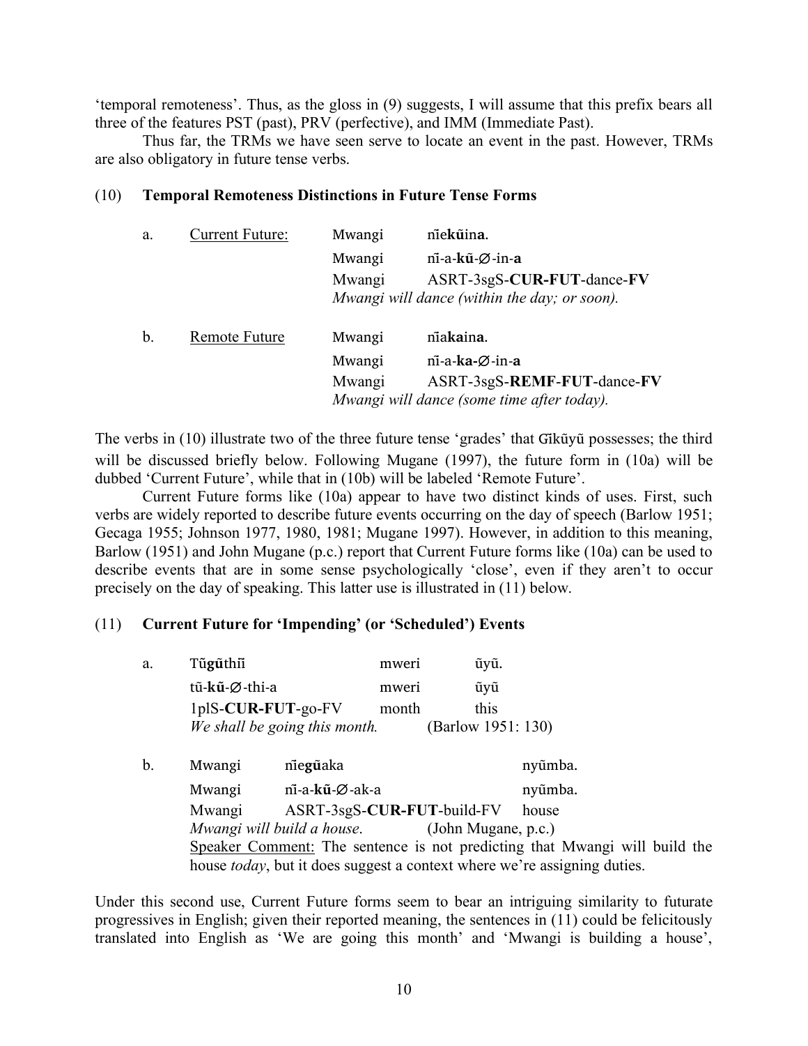'temporal remoteness'. Thus, as the gloss in (9) suggests, I will assume that this prefix bears all three of the features PST (past), PRV (perfective), and IMM (Immediate Past).

Thus far, the TRMs we have seen serve to locate an event in the past. However, TRMs are also obligatory in future tense verbs.

(10) **Temporal Remoteness Distinctions in Future Tense Forms**

a. Current Future:
Mwangi nĩe**kũ**ina.
Mwangi nĩ-a-**kũ**-∅-in-**a**
Mwangi ASRT-3sgS-**CUR-FUT**-dance-**FV**
*Mwangi will dance (within the day; or soon).*

b. Remote Future
Mwangi nĩa**ka**ina.
Mwangi nĩ-a-**ka-**∅-in-**a**
Mwangi ASRT-3sgS-**REMF-FUT**-dance-**FV**
*Mwangi will dance (some time after today).*

The verbs in (10) illustrate two of the three future tense 'grades' that Gĩkũyũ possesses; the third will be discussed briefly below. Following Mugane (1997), the future form in (10a) will be dubbed 'Current Future', while that in (10b) will be labeled 'Remote Future'.

Current Future forms like (10a) appear to have two distinct kinds of uses. First, such verbs are widely reported to describe future events occurring on the day of speech (Barlow 1951; Gecaga 1955; Johnson 1977, 1980, 1981; Mugane 1997). However, in addition to this meaning, Barlow (1951) and John Mugane (p.c.) report that Current Future forms like (10a) can be used to describe events that are in some sense psychologically 'close', even if they aren't to occur precisely on the day of speaking. This latter use is illustrated in (11) below.

(11) **Current Future for 'Impending' (or 'Scheduled') Events**

a. Tũ**gũ**thiĩ mweri ũyũ.
tũ-**kũ**-∅-thi-a mweri ũyũ
1plS-**CUR-FUT**-go-FV month this
*We shall be going this month.* (Barlow 1951: 130)

b. Mwangi nĩe**gũ**aka nyũmba.
Mwangi nĩ-a-**kũ**-∅-ak-a nyũmba.
Mwangi ASRT-3sgS-**CUR-FUT**-build-FV house
*Mwangi will build a house.* (John Mugane, p.c.)
Speaker Comment: The sentence is not predicting that Mwangi will build the house *today*, but it does suggest a context where we're assigning duties.

Under this second use, Current Future forms seem to bear an intriguing similarity to futurate progressives in English; given their reported meaning, the sentences in (11) could be felicitously translated into English as 'We are going this month' and 'Mwangi is building a house',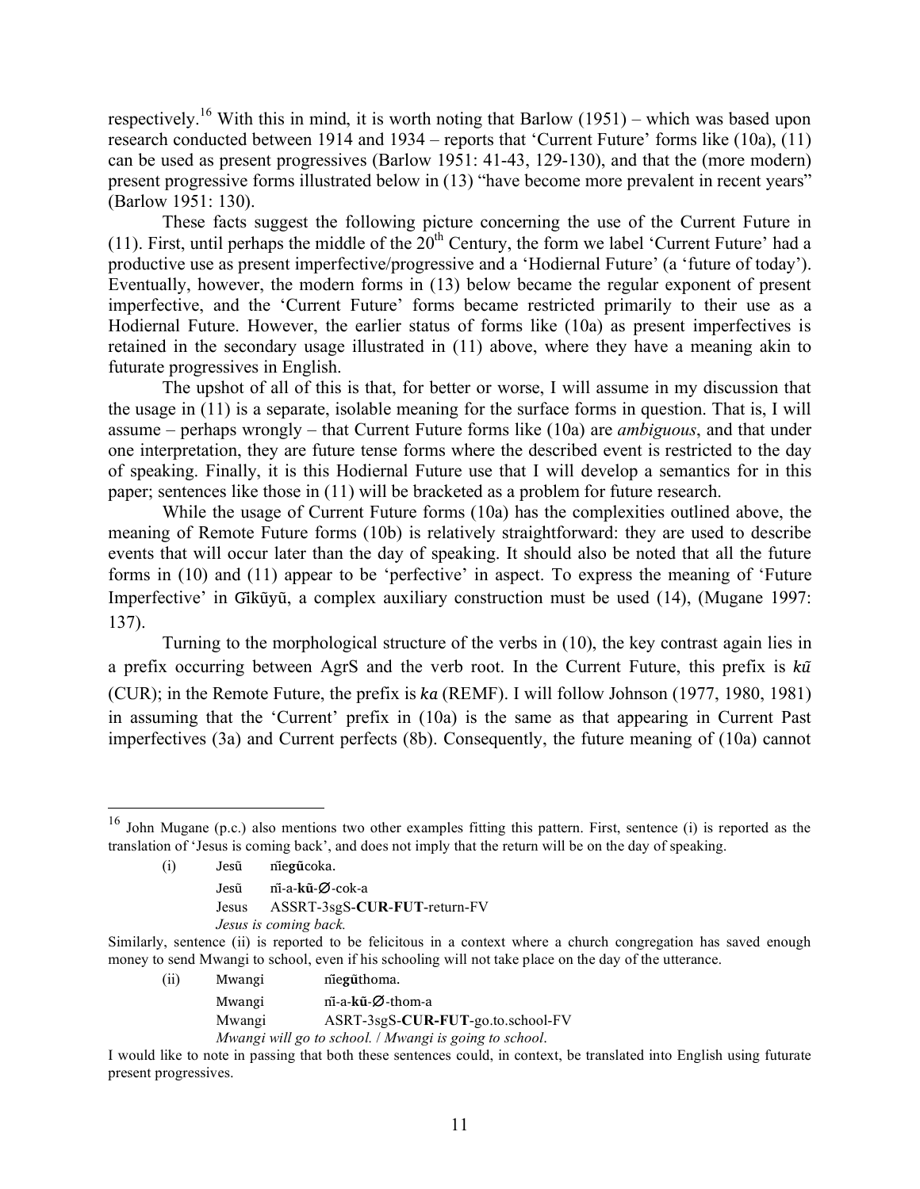respectively.[16] With this in mind, it is worth noting that Barlow (1951) – which was based upon research conducted between 1914 and 1934 – reports that 'Current Future' forms like (10a), (11) can be used as present progressives (Barlow 1951: 41-43, 129-130), and that the (more modern) present progressive forms illustrated below in (13) "have become more prevalent in recent years" (Barlow 1951: 130).

These facts suggest the following picture concerning the use of the Current Future in (11). First, until perhaps the middle of the 20th Century, the form we label 'Current Future' had a productive use as present imperfective/progressive and a 'Hodiernal Future' (a 'future of today'). Eventually, however, the modern forms in (13) below became the regular exponent of present imperfective, and the 'Current Future' forms became restricted primarily to their use as a Hodiernal Future. However, the earlier status of forms like (10a) as present imperfectives is retained in the secondary usage illustrated in (11) above, where they have a meaning akin to futurate progressives in English.

The upshot of all of this is that, for better or worse, I will assume in my discussion that the usage in (11) is a separate, isolable meaning for the surface forms in question. That is, I will assume – perhaps wrongly – that Current Future forms like (10a) are *ambiguous*, and that under one interpretation, they are future tense forms where the described event is restricted to the day of speaking. Finally, it is this Hodiernal Future use that I will develop a semantics for in this paper; sentences like those in (11) will be bracketed as a problem for future research.

While the usage of Current Future forms (10a) has the complexities outlined above, the meaning of Remote Future forms (10b) is relatively straightforward: they are used to describe events that will occur later than the day of speaking. It should also be noted that all the future forms in (10) and (11) appear to be 'perfective' in aspect. To express the meaning of 'Future Imperfective' in Gĩkũyũ, a complex auxiliary construction must be used (14), (Mugane 1997: 137).

Turning to the morphological structure of the verbs in (10), the key contrast again lies in a prefix occurring between AgrS and the verb root. In the Current Future, this prefix is *kũ* (CUR); in the Remote Future, the prefix is *ka* (REMF). I will follow Johnson (1977, 1980, 1981) in assuming that the 'Current' prefix in (10a) is the same as that appearing in Current Past imperfectives (3a) and Current perfects (8b). Consequently, the future meaning of (10a) cannot

---

[16] John Mugane (p.c.) also mentions two other examples fitting this pattern. First, sentence (i) is reported as the translation of 'Jesus is coming back', and does not imply that the return will be on the day of speaking.

(i) Jesũ nĩe**gũ**coka.
Jesũ nĩ-a-**kũ**-∅-cok-a
Jesus ASSRT-3sgS-**CUR**-**FUT**-return-FV
*Jesus is coming back.*

Similarly, sentence (ii) is reported to be felicitous in a context where a church congregation has saved enough money to send Mwangi to school, even if his schooling will not take place on the day of the utterance.

(ii) Mwangi nĩe**gũ**thoma.
Mwangi nĩ-a-**kũ**-∅-thom-a
Mwangi ASRT-3sgS-**CUR**-**FUT**-go.to.school-FV
*Mwangi will go to school.* / *Mwangi is going to school*.

I would like to note in passing that both these sentences could, in context, be translated into English using futurate present progressives.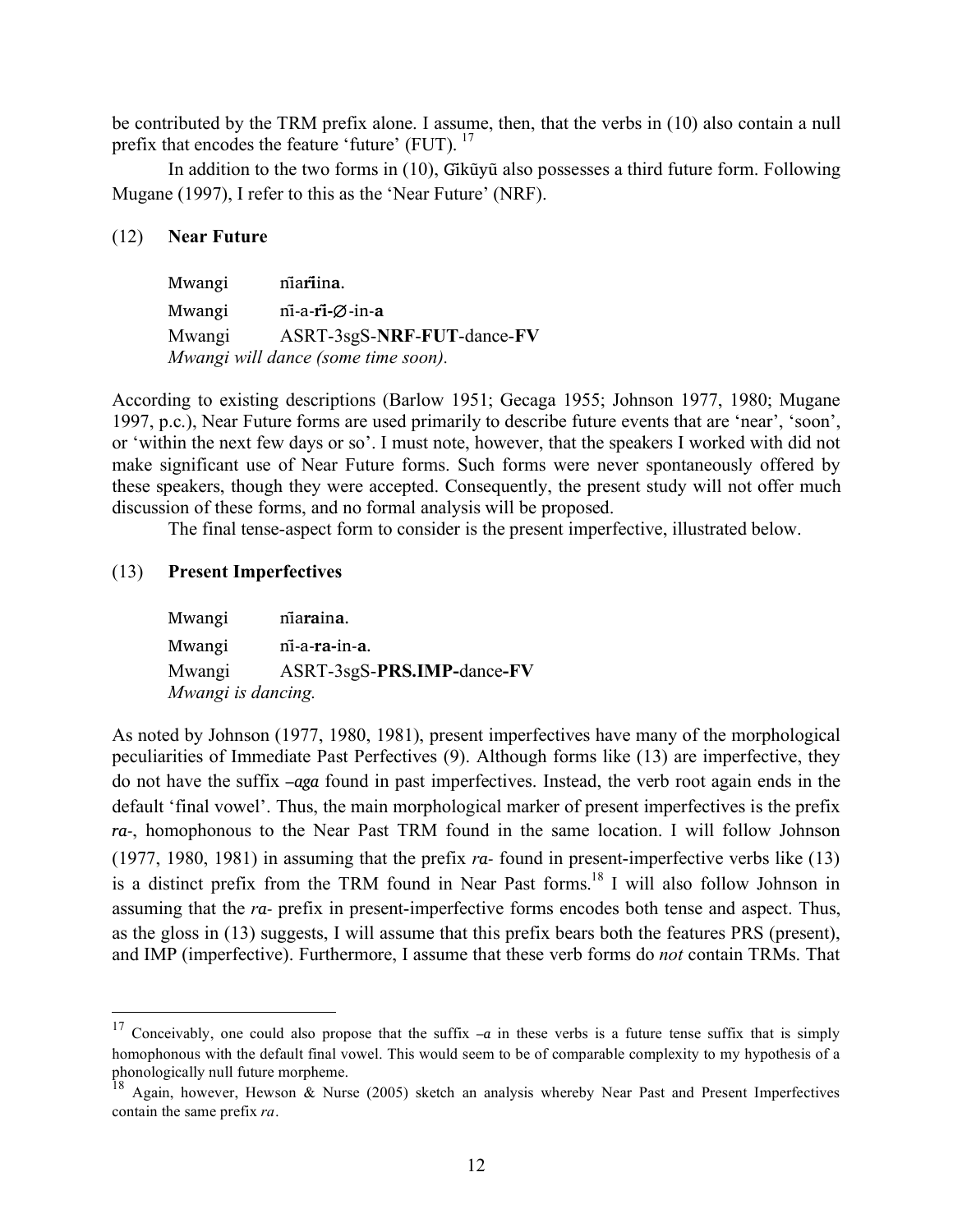be contributed by the TRM prefix alone. I assume, then, that the verbs in (10) also contain a null prefix that encodes the feature 'future' (FUT). [17]

In addition to the two forms in (10), Gĩkũyũ also possesses a third future form. Following Mugane (1997), I refer to this as the 'Near Future' (NRF).

(12) **Near Future**

Mwangi nĩa**rĩ**in**a**.
Mwangi nĩ-a-**rĩ**-**∅**-in-**a**
Mwangi ASRT-3sgS-**NRF**-**FUT**-dance-**FV**
*Mwangi will dance (some time soon).*

According to existing descriptions (Barlow 1951; Gecaga 1955; Johnson 1977, 1980; Mugane 1997, p.c.), Near Future forms are used primarily to describe future events that are 'near', 'soon', or 'within the next few days or so'. I must note, however, that the speakers I worked with did not make significant use of Near Future forms. Such forms were never spontaneously offered by these speakers, though they were accepted. Consequently, the present study will not offer much discussion of these forms, and no formal analysis will be proposed.

The final tense-aspect form to consider is the present imperfective, illustrated below.

(13) **Present Imperfectives**

Mwangi nĩa**ra**in**a**.
Mwangi nĩ-a-**ra**-in-**a**.
Mwangi ASRT-3sgS-**PRS.IMP**-dance-**FV**
*Mwangi is dancing.*

As noted by Johnson (1977, 1980, 1981), present imperfectives have many of the morphological peculiarities of Immediate Past Perfectives (9). Although forms like (13) are imperfective, they do not have the suffix ***–aga*** found in past imperfectives. Instead, the verb root again ends in the default 'final vowel'. Thus, the main morphological marker of present imperfectives is the prefix ***ra-***, homophonous to the Near Past TRM found in the same location. I will follow Johnson (1977, 1980, 1981) in assuming that the prefix *ra-* found in present-imperfective verbs like (13) is a distinct prefix from the TRM found in Near Past forms.[18] I will also follow Johnson in assuming that the *ra-* prefix in present-imperfective forms encodes both tense and aspect. Thus, as the gloss in (13) suggests, I will assume that this prefix bears both the features PRS (present), and IMP (imperfective). Furthermore, I assume that these verb forms do *not* contain TRMs. That

---

[17] Conceivably, one could also propose that the suffix ***–a*** in these verbs is a future tense suffix that is simply homophonous with the default final vowel. This would seem to be of comparable complexity to my hypothesis of a phonologically null future morpheme.

[18] Again, however, Hewson & Nurse (2005) sketch an analysis whereby Near Past and Present Imperfectives contain the same prefix *ra*.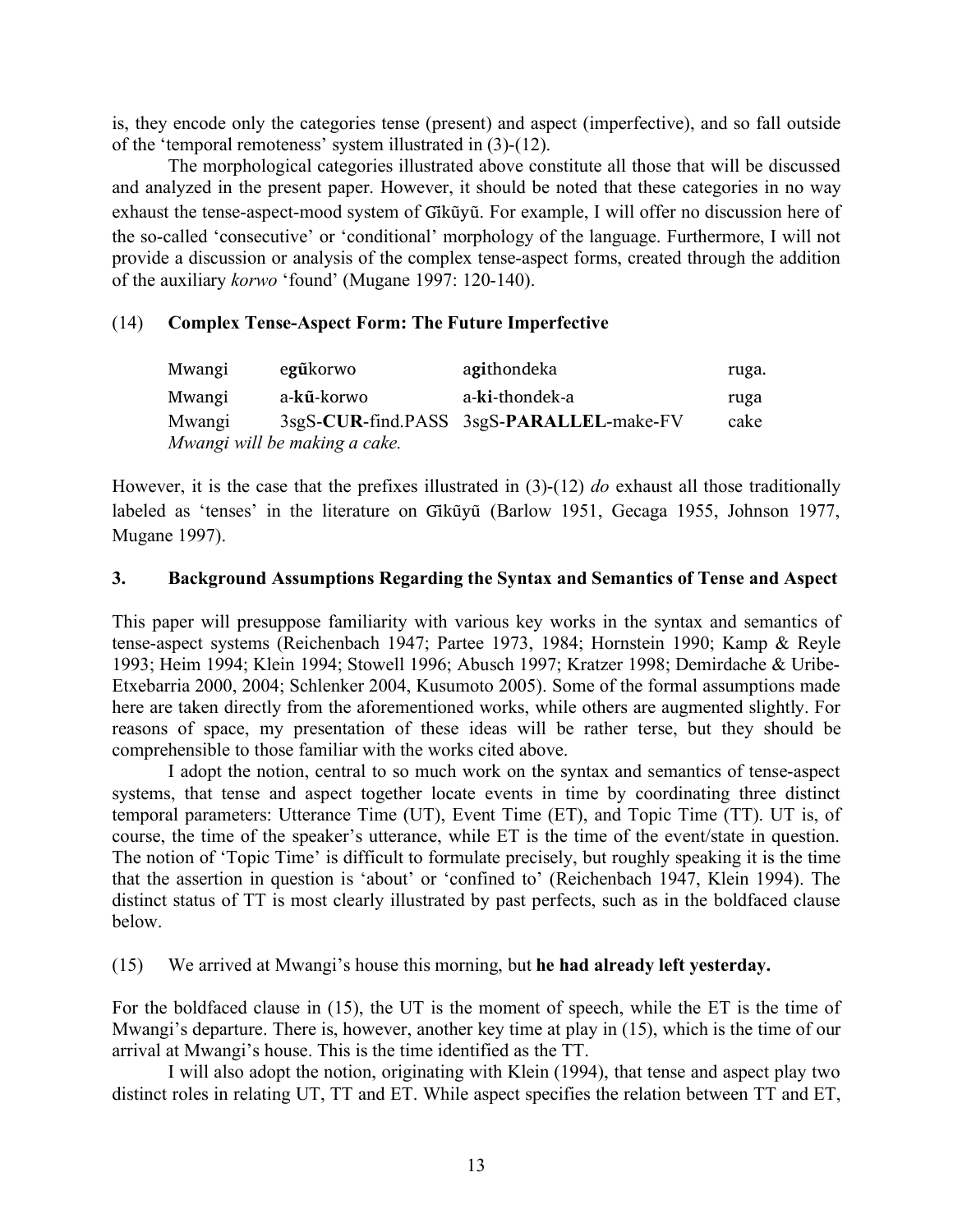is, they encode only the categories tense (present) and aspect (imperfective), and so fall outside of the 'temporal remoteness' system illustrated in (3)-(12).

The morphological categories illustrated above constitute all those that will be discussed and analyzed in the present paper. However, it should be noted that these categories in no way exhaust the tense-aspect-mood system of Gĩkũyũ. For example, I will offer no discussion here of the so-called 'consecutive' or 'conditional' morphology of the language. Furthermore, I will not provide a discussion or analysis of the complex tense-aspect forms, created through the addition of the auxiliary *korwo* 'found' (Mugane 1997: 120-140).

(14) **Complex Tense-Aspect Form: The Future Imperfective**

| Mwangi | e**gũ**korwo | a**gi**thondeka | ruga. |
|---|---|---|---|
| Mwangi | a-**kũ**-korwo | a-**ki**-thondek-a | ruga |
| Mwangi | 3sgS-**CUR**-find.PASS | 3sgS-**PARALLEL**-make-FV | cake |

*Mwangi will be making a cake.*

However, it is the case that the prefixes illustrated in (3)-(12) *do* exhaust all those traditionally labeled as 'tenses' in the literature on Gĩkũyũ (Barlow 1951, Gecaga 1955, Johnson 1977, Mugane 1997).

## 3. Background Assumptions Regarding the Syntax and Semantics of Tense and Aspect

This paper will presuppose familiarity with various key works in the syntax and semantics of tense-aspect systems (Reichenbach 1947; Partee 1973, 1984; Hornstein 1990; Kamp & Reyle 1993; Heim 1994; Klein 1994; Stowell 1996; Abusch 1997; Kratzer 1998; Demirdache & Uribe-Etxebarria 2000, 2004; Schlenker 2004, Kusumoto 2005). Some of the formal assumptions made here are taken directly from the aforementioned works, while others are augmented slightly. For reasons of space, my presentation of these ideas will be rather terse, but they should be comprehensible to those familiar with the works cited above.

I adopt the notion, central to so much work on the syntax and semantics of tense-aspect systems, that tense and aspect together locate events in time by coordinating three distinct temporal parameters: Utterance Time (UT), Event Time (ET), and Topic Time (TT). UT is, of course, the time of the speaker's utterance, while ET is the time of the event/state in question. The notion of 'Topic Time' is difficult to formulate precisely, but roughly speaking it is the time that the assertion in question is 'about' or 'confined to' (Reichenbach 1947, Klein 1994). The distinct status of TT is most clearly illustrated by past perfects, such as in the boldfaced clause below.

(15) We arrived at Mwangi's house this morning, but **he had already left yesterday.**

For the boldfaced clause in (15), the UT is the moment of speech, while the ET is the time of Mwangi's departure. There is, however, another key time at play in (15), which is the time of our arrival at Mwangi's house. This is the time identified as the TT.

I will also adopt the notion, originating with Klein (1994), that tense and aspect play two distinct roles in relating UT, TT and ET. While aspect specifies the relation between TT and ET,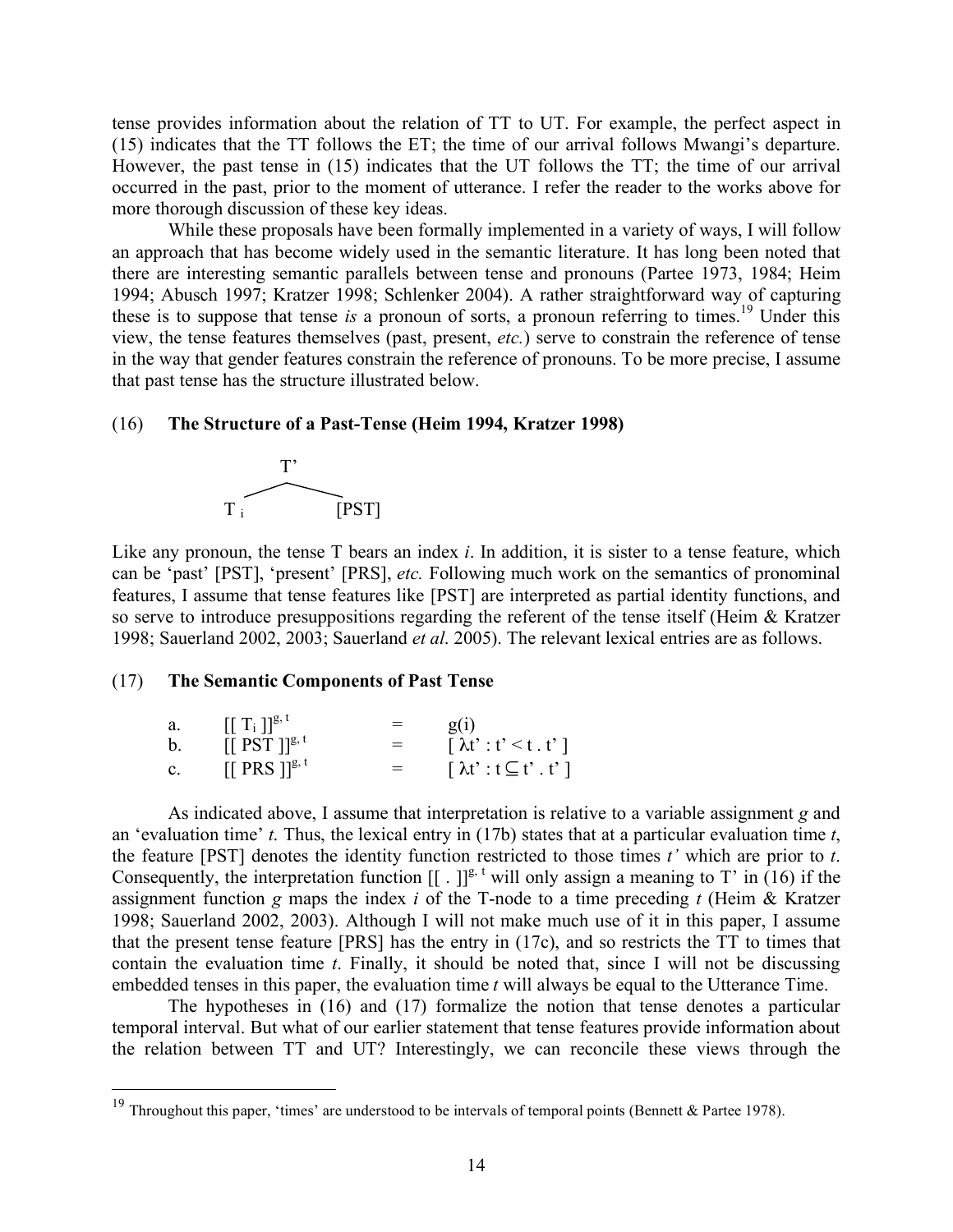tense provides information about the relation of TT to UT. For example, the perfect aspect in (15) indicates that the TT follows the ET; the time of our arrival follows Mwangi's departure. However, the past tense in (15) indicates that the UT follows the TT; the time of our arrival occurred in the past, prior to the moment of utterance. I refer the reader to the works above for more thorough discussion of these key ideas.

While these proposals have been formally implemented in a variety of ways, I will follow an approach that has become widely used in the semantic literature. It has long been noted that there are interesting semantic parallels between tense and pronouns (Partee 1973, 1984; Heim 1994; Abusch 1997; Kratzer 1998; Schlenker 2004). A rather straightforward way of capturing these is to suppose that tense *is* a pronoun of sorts, a pronoun referring to times.[19] Under this view, the tense features themselves (past, present, *etc.*) serve to constrain the reference of tense in the way that gender features constrain the reference of pronouns. To be more precise, I assume that past tense has the structure illustrated below.

(16) **The Structure of a Past-Tense (Heim 1994, Kratzer 1998)**

```
        T'
      /    \
   T_i    [PST]
```

Like any pronoun, the tense T bears an index *i*. In addition, it is sister to a tense feature, which can be 'past' [PST], 'present' [PRS], *etc.* Following much work on the semantics of pronominal features, I assume that tense features like [PST] are interpreted as partial identity functions, and so serve to introduce presuppositions regarding the referent of the tense itself (Heim & Kratzer 1998; Sauerland 2002, 2003; Sauerland *et al*. 2005). The relevant lexical entries are as follows.

(17) **The Semantic Components of Past Tense**

a. $[[\ T_i\ ]]^{g,\,t} \quad = \quad g(i)$

b. $[[\ \text{PST}\ ]]^{g,\,t} \quad = \quad [\ \lambda t' : t' < t\ .\ t'\ ]$

c. $[[\ \text{PRS}\ ]]^{g,\,t} \quad = \quad [\ \lambda t' : t \subseteq t'\ .\ t'\ ]$

As indicated above, I assume that interpretation is relative to a variable assignment *g* and an 'evaluation time' *t*. Thus, the lexical entry in (17b) states that at a particular evaluation time *t*, the feature [PST] denotes the identity function restricted to those times *t'* which are prior to *t*. Consequently, the interpretation function $[[\ .\ ]]^{g,\,t}$ will only assign a meaning to T' in (16) if the assignment function *g* maps the index *i* of the T-node to a time preceding *t* (Heim & Kratzer 1998; Sauerland 2002, 2003). Although I will not make much use of it in this paper, I assume that the present tense feature [PRS] has the entry in (17c), and so restricts the TT to times that contain the evaluation time *t*. Finally, it should be noted that, since I will not be discussing embedded tenses in this paper, the evaluation time *t* will always be equal to the Utterance Time.

The hypotheses in (16) and (17) formalize the notion that tense denotes a particular temporal interval. But what of our earlier statement that tense features provide information about the relation between TT and UT? Interestingly, we can reconcile these views through the

[19] Throughout this paper, 'times' are understood to be intervals of temporal points (Bennett & Partee 1978).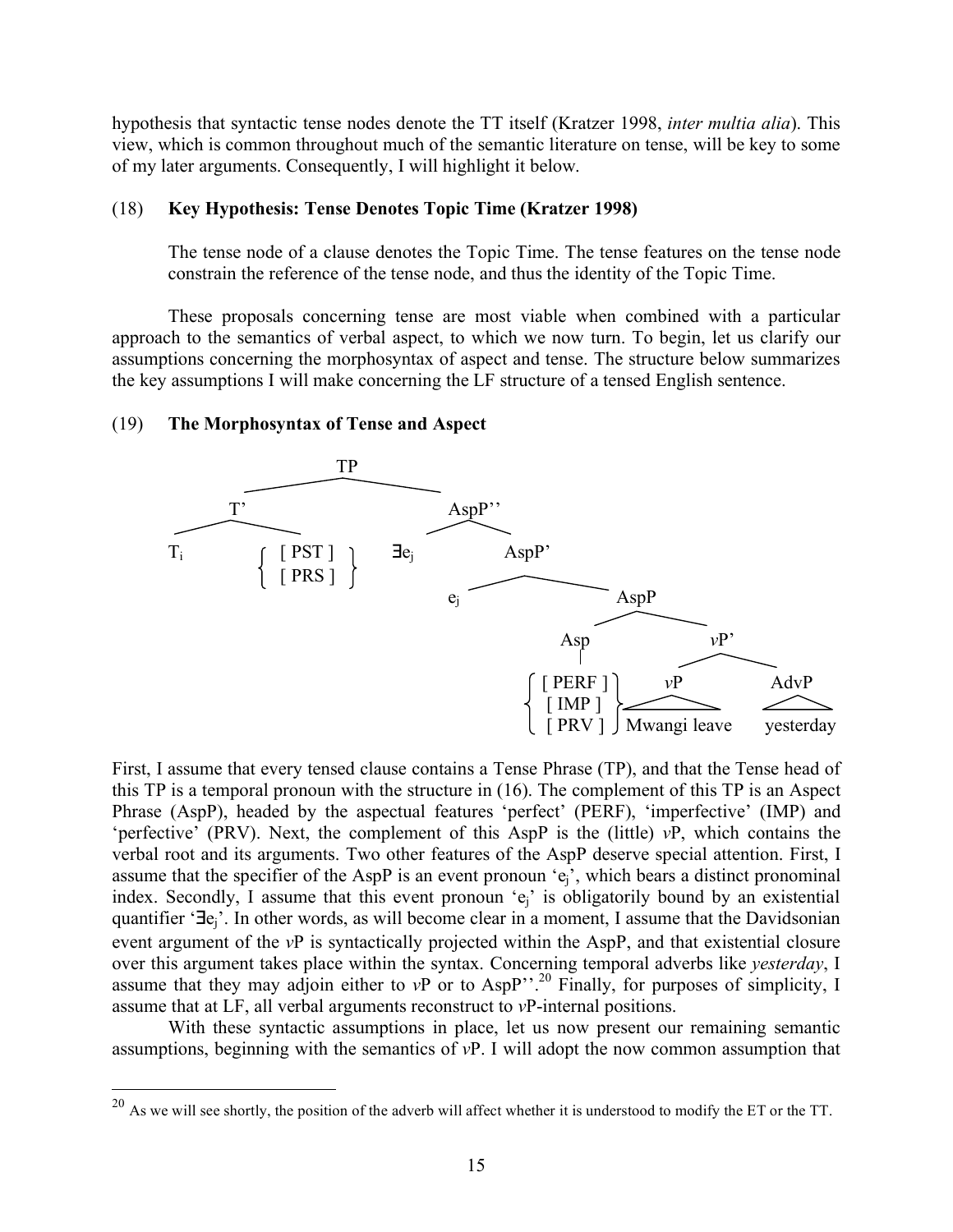hypothesis that syntactic tense nodes denote the TT itself (Kratzer 1998, *inter multia alia*). This view, which is common throughout much of the semantic literature on tense, will be key to some of my later arguments. Consequently, I will highlight it below.

(18) **Key Hypothesis: Tense Denotes Topic Time (Kratzer 1998)**

> The tense node of a clause denotes the Topic Time. The tense features on the tense node constrain the reference of the tense node, and thus the identity of the Topic Time.

These proposals concerning tense are most viable when combined with a particular approach to the semantics of verbal aspect, to which we now turn. To begin, let us clarify our assumptions concerning the morphosyntax of aspect and tense. The structure below summarizes the key assumptions I will make concerning the LF structure of a tensed English sentence.

(19) **The Morphosyntax of Tense and Aspect**

```
TP
├── T'
│   ├── T_i
│   └── { [ PST ] / [ PRS ] }
└── AspP''
    ├── ∃e_j
    └── AspP'
        ├── e_j
        └── AspP
            ├── Asp
            │   └── { [ PERF ] / [ IMP ] / [ PRV ] }
            └── vP'
                ├── vP: Mwangi leave
                └── AdvP: yesterday
```

First, I assume that every tensed clause contains a Tense Phrase (TP), and that the Tense head of this TP is a temporal pronoun with the structure in (16). The complement of this TP is an Aspect Phrase (AspP), headed by the aspectual features 'perfect' (PERF), 'imperfective' (IMP) and 'perfective' (PRV). Next, the complement of this AspP is the (little) *v*P, which contains the verbal root and its arguments. Two other features of the AspP deserve special attention. First, I assume that the specifier of the AspP is an event pronoun '$e_j$', which bears a distinct pronominal index. Secondly, I assume that this event pronoun '$e_j$' is obligatorily bound by an existential quantifier '$\exists e_j$'. In other words, as will become clear in a moment, I assume that the Davidsonian event argument of the *v*P is syntactically projected within the AspP, and that existential closure over this argument takes place within the syntax. Concerning temporal adverbs like *yesterday*, I assume that they may adjoin either to *v*P or to AspP''.[20] Finally, for purposes of simplicity, I assume that at LF, all verbal arguments reconstruct to *v*P-internal positions.

With these syntactic assumptions in place, let us now present our remaining semantic assumptions, beginning with the semantics of *v*P. I will adopt the now common assumption that

[20] As we will see shortly, the position of the adverb will affect whether it is understood to modify the ET or the TT.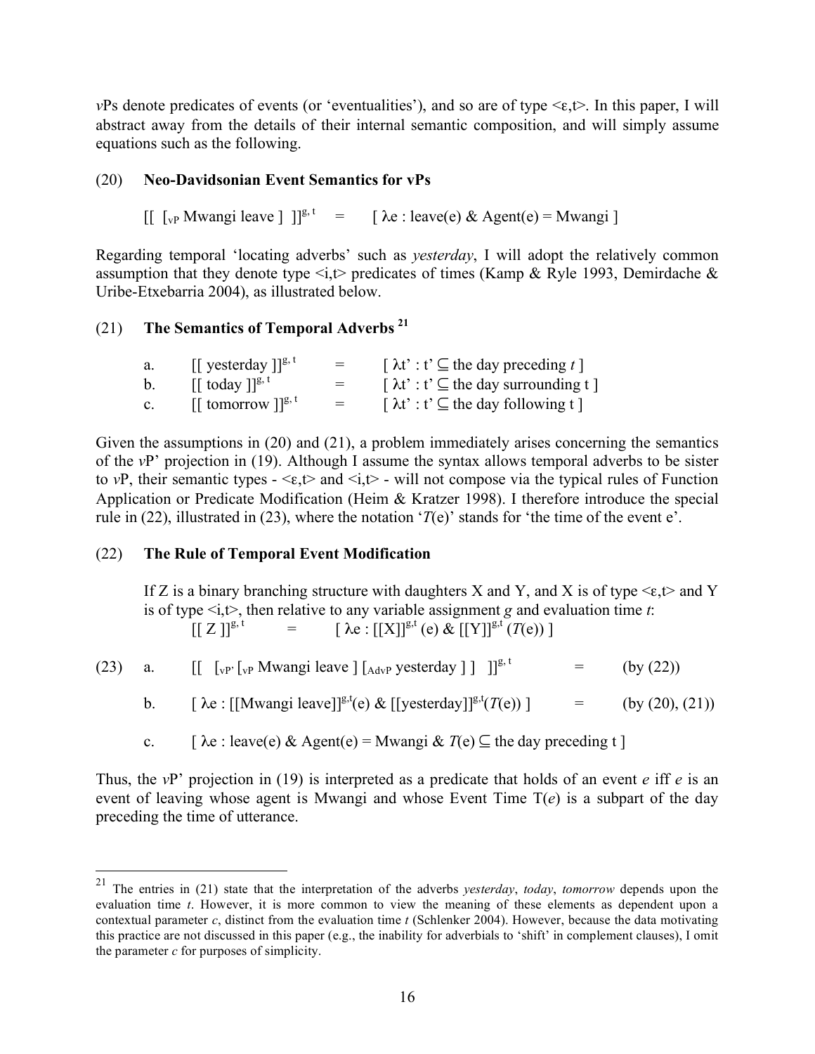*v*Ps denote predicates of events (or 'eventualities'), and so are of type $<\varepsilon,t>$. In this paper, I will abstract away from the details of their internal semantic composition, and will simply assume equations such as the following.

(20) **Neo-Davidsonian Event Semantics for vPs**

$$[[\ [_{vP}\ \text{Mwangi leave}\ ]\ ]]^{g,t} \quad = \quad [\ \lambda e : \text{leave}(e)\ \&\ \text{Agent}(e) = \text{Mwangi}\ ]$$

Regarding temporal 'locating adverbs' such as *yesterday*, I will adopt the relatively common assumption that they denote type $<i,t>$ predicates of times (Kamp & Ryle 1993, Demirdache & Uribe-Etxebarria 2004), as illustrated below.

(21) **The Semantics of Temporal Adverbs** [21]

a. $[[\ \text{yesterday}\ ]]^{g,t} \quad = \quad [\ \lambda t' : t' \subseteq \text{the day preceding } t\ ]$

b. $[[\ \text{today}\ ]]^{g,t} \quad = \quad [\ \lambda t' : t' \subseteq \text{the day surrounding t}\ ]$

c. $[[\ \text{tomorrow}\ ]]^{g,t} \quad = \quad [\ \lambda t' : t' \subseteq \text{the day following t}\ ]$

Given the assumptions in (20) and (21), a problem immediately arises concerning the semantics of the *v*P' projection in (19). Although I assume the syntax allows temporal adverbs to be sister to *v*P, their semantic types - $<\varepsilon,t>$ and $<i,t>$ - will not compose via the typical rules of Function Application or Predicate Modification (Heim & Kratzer 1998). I therefore introduce the special rule in (22), illustrated in (23), where the notation '$T(e)$' stands for 'the time of the event e'.

(22) **The Rule of Temporal Event Modification**

If Z is a binary branching structure with daughters X and Y, and X is of type $<\varepsilon,t>$ and Y is of type $<i,t>$, then relative to any variable assignment *g* and evaluation time *t*:

$$[[\ Z\ ]]^{g,t} \quad = \quad [\ \lambda e : [[X]]^{g,t}(e)\ \&\ [[Y]]^{g,t}(T(e))\ ]$$

(23) a. $[[\ \ [_{vP'}\ [_{vP}\ \text{Mwangi leave}\ ]\ [_{AdvP}\ \text{yesterday}\ ]\ ]\ \ ]]^{g,t} \quad =$ (by (22))

b. $[\ \lambda e : [[\text{Mwangi leave}]]^{g,t}(e)\ \&\ [[\text{yesterday}]]^{g,t}(T(e))\ ] \quad =$ (by (20), (21))

c. $[\ \lambda e : \text{leave}(e)\ \&\ \text{Agent}(e) = \text{Mwangi}\ \&\ T(e) \subseteq \text{the day preceding t}\ ]$

Thus, the *v*P' projection in (19) is interpreted as a predicate that holds of an event *e* iff *e* is an event of leaving whose agent is Mwangi and whose Event Time T(*e*) is a subpart of the day preceding the time of utterance.

---

[21] The entries in (21) state that the interpretation of the adverbs *yesterday*, *today*, *tomorrow* depends upon the evaluation time *t*. However, it is more common to view the meaning of these elements as dependent upon a contextual parameter *c*, distinct from the evaluation time *t* (Schlenker 2004). However, because the data motivating this practice are not discussed in this paper (e.g., the inability for adverbials to 'shift' in complement clauses), I omit the parameter *c* for purposes of simplicity.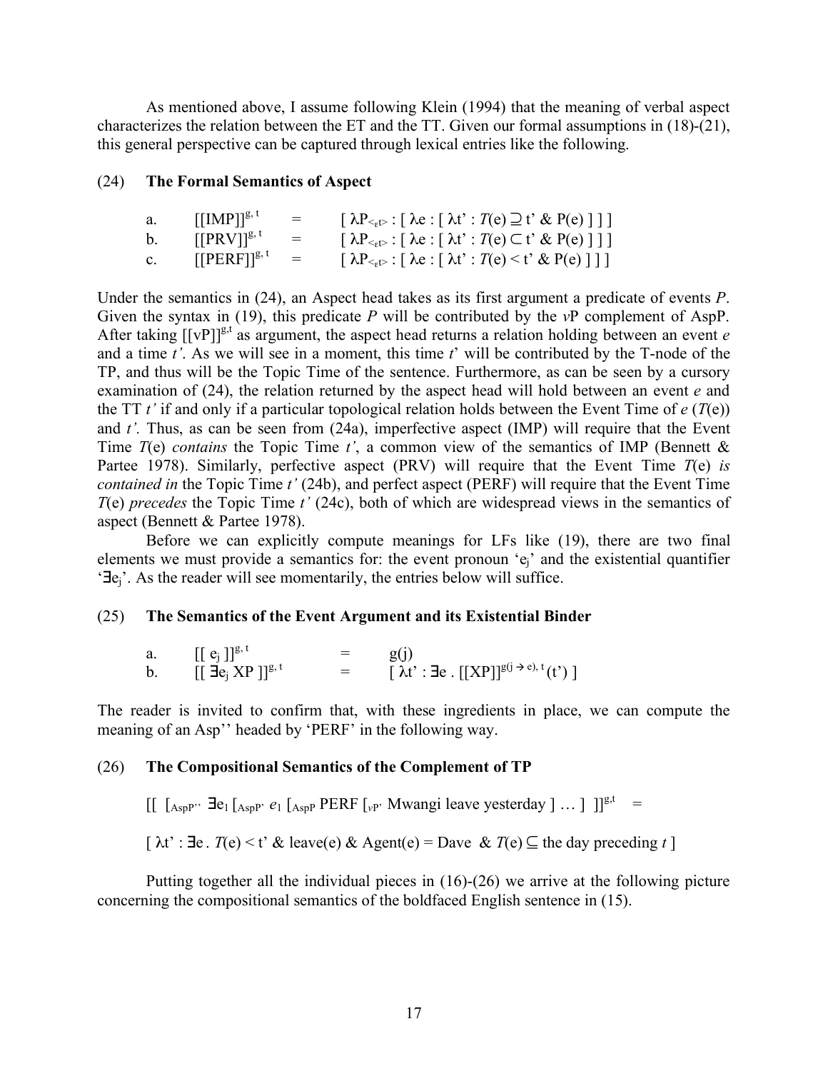As mentioned above, I assume following Klein (1994) that the meaning of verbal aspect characterizes the relation between the ET and the TT. Given our formal assumptions in (18)-(21), this general perspective can be captured through lexical entries like the following.

(24) **The Formal Semantics of Aspect**

a. $[[\text{IMP}]]^{g,t} = [\, \lambda P_{<\varepsilon t>} : [\, \lambda e : [\, \lambda t' : T(e) \supseteq t' \,\&\, P(e)\,]\,]\,]$

b. $[[\text{PRV}]]^{g,t} = [\, \lambda P_{<\varepsilon t>} : [\, \lambda e : [\, \lambda t' : T(e) \subset t' \,\&\, P(e)\,]\,]\,]$

c. $[[\text{PERF}]]^{g,t} = [\, \lambda P_{<\varepsilon t>} : [\, \lambda e : [\, \lambda t' : T(e) < t' \,\&\, P(e)\,]\,]\,]$

Under the semantics in (24), an Aspect head takes as its first argument a predicate of events *P*. Given the syntax in (19), this predicate *P* will be contributed by the *v*P complement of AspP. After taking $[[vP]]^{g,t}$ as argument, the aspect head returns a relation holding between an event *e* and a time *t'*. As we will see in a moment, this time *t*' will be contributed by the T-node of the TP, and thus will be the Topic Time of the sentence. Furthermore, as can be seen by a cursory examination of (24), the relation returned by the aspect head will hold between an event *e* and the TT *t'* if and only if a particular topological relation holds between the Event Time of *e* ($T$(e)) and *t'*. Thus, as can be seen from (24a), imperfective aspect (IMP) will require that the Event Time $T$(e) *contains* the Topic Time *t'*, a common view of the semantics of IMP (Bennett & Partee 1978). Similarly, perfective aspect (PRV) will require that the Event Time $T$(e) *is contained in* the Topic Time *t'* (24b), and perfect aspect (PERF) will require that the Event Time $T$(e) *precedes* the Topic Time *t'* (24c), both of which are widespread views in the semantics of aspect (Bennett & Partee 1978).

Before we can explicitly compute meanings for LFs like (19), there are two final elements we must provide a semantics for: the event pronoun '$e_j$' and the existential quantifier '$\exists e_j$'. As the reader will see momentarily, the entries below will suffice.

(25) **The Semantics of the Event Argument and its Existential Binder**

a. $[[\, e_j \,]]^{g,t} = g(j)$

b. $[[\, \exists e_j \text{ XP} \,]]^{g,t} = [\, \lambda t' : \exists e \,.\, [[\text{XP}]]^{g(j \rightarrow e),\, t}(t') \,]$

The reader is invited to confirm that, with these ingredients in place, we can compute the meaning of an Asp'' headed by 'PERF' in the following way.

(26) **The Compositional Semantics of the Complement of TP**

$[[\, [_{\text{AspP''}}\ \exists e_1\, [_{\text{AspP'}}\ e_1\, [_{\text{AspP}}\ \text{PERF}\, [_{vP'}\ \text{Mwangi leave yesterday}\,] \ldots\,]\ ]]^{g,t} =$

$[\, \lambda t' : \exists e \,.\, T(e) < t' \,\&\, \text{leave}(e) \,\&\, \text{Agent}(e) = \text{Dave} \,\&\, T(e) \subseteq \text{the day preceding } t\,]$

Putting together all the individual pieces in (16)-(26) we arrive at the following picture concerning the compositional semantics of the boldfaced English sentence in (15).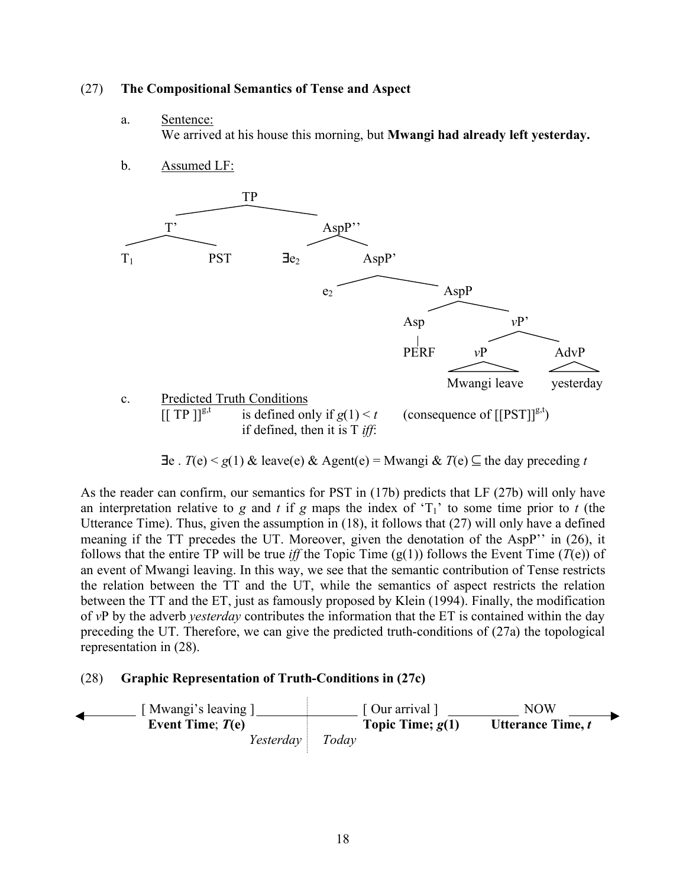(27) **The Compositional Semantics of Tense and Aspect**

a. Sentence:
We arrived at his house this morning, but **Mwangi had already left yesterday.**

b. Assumed LF:

```
[TP [T' T1 PST ] [AspP'' ∃e2 [AspP' e2 [AspP [Asp PERF ] [vP' [vP Mwangi leave ] [AdvP yesterday ] ] ] ] ] ]
```

c. Predicted Truth Conditions

$[[\text{ TP }]]^{g,t}$ is defined only if $g(1) < t$ (consequence of $[[\text{PST}]]^{g,t}$)
if defined, then it is T *iff*:

$\exists e \,.\, T(e) < g(1)$ & leave(e) & Agent(e) = Mwangi & $T(e) \subseteq$ the day preceding $t$

As the reader can confirm, our semantics for PST in (17b) predicts that LF (27b) will only have an interpretation relative to *g* and *t* if *g* maps the index of '$T_1$' to some time prior to *t* (the Utterance Time). Thus, given the assumption in (18), it follows that (27) will only have a defined meaning if the TT precedes the UT. Moreover, given the denotation of the AspP'' in (26), it follows that the entire TP will be true *iff* the Topic Time (g(1)) follows the Event Time ($T$(e)) of an event of Mwangi leaving. In this way, we see that the semantic contribution of Tense restricts the relation between the TT and the UT, while the semantics of aspect restricts the relation between the TT and the ET, just as famously proposed by Klein (1994). Finally, the modification of *v*P by the adverb *yesterday* contributes the information that the ET is contained within the day preceding the UT. Therefore, we can give the predicted truth-conditions of (27a) the topological representation in (28).

(28) **Graphic Representation of Truth-Conditions in (27c)**

```
<-------- [ Mwangi's leaving ] ---------:--------- [ Our arrival ] ---------- NOW -------->
          Event Time; T(e)              :          Topic Time; g(1)    Utterance Time, t
                             Yesterday  :  Today
```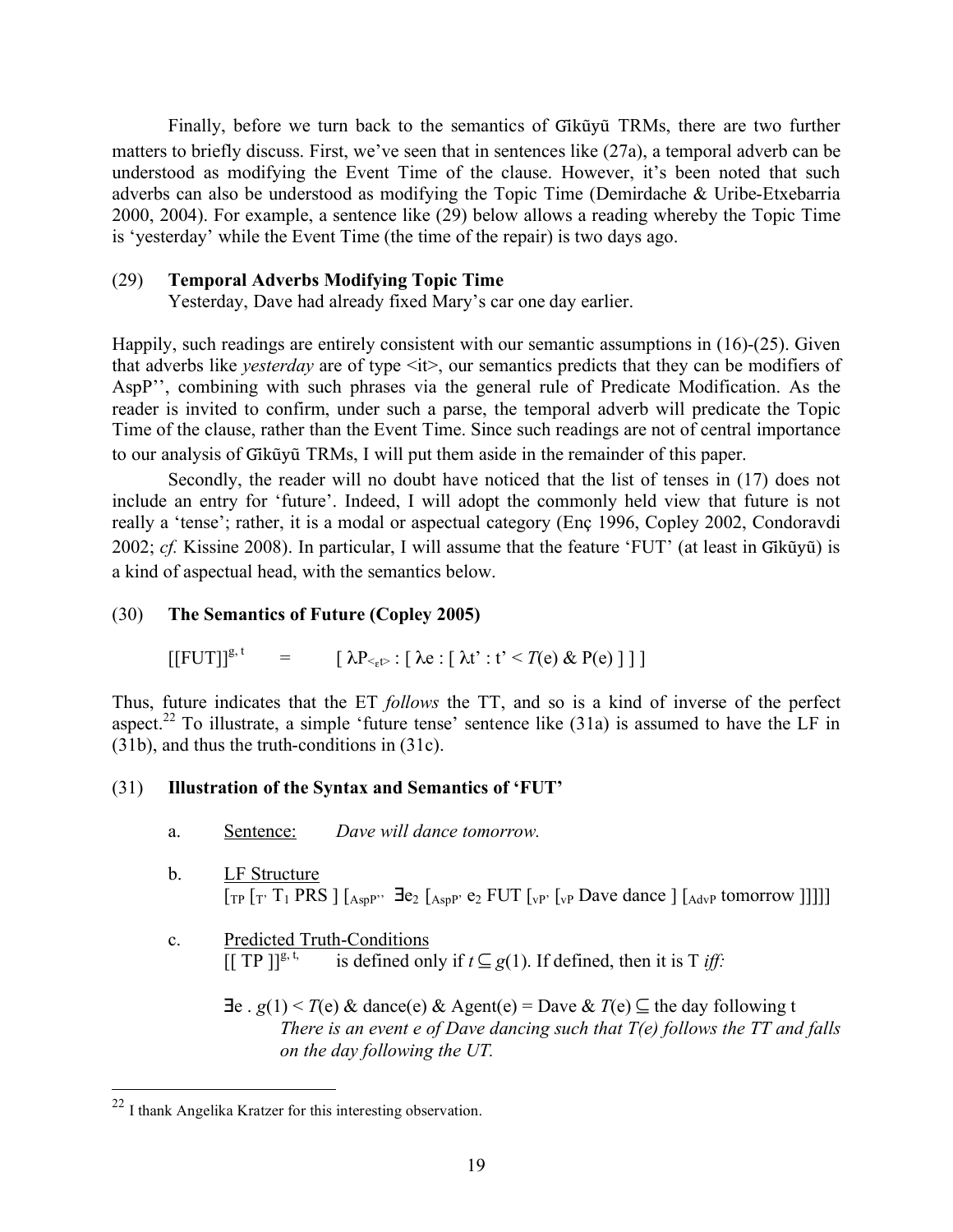Finally, before we turn back to the semantics of Gĩkũyũ TRMs, there are two further matters to briefly discuss. First, we've seen that in sentences like (27a), a temporal adverb can be understood as modifying the Event Time of the clause. However, it's been noted that such adverbs can also be understood as modifying the Topic Time (Demirdache & Uribe-Etxebarria 2000, 2004). For example, a sentence like (29) below allows a reading whereby the Topic Time is 'yesterday' while the Event Time (the time of the repair) is two days ago.

(29) **Temporal Adverbs Modifying Topic Time**
Yesterday, Dave had already fixed Mary's car one day earlier.

Happily, such readings are entirely consistent with our semantic assumptions in (16)-(25). Given that adverbs like *yesterday* are of type <it>, our semantics predicts that they can be modifiers of AspP'', combining with such phrases via the general rule of Predicate Modification. As the reader is invited to confirm, under such a parse, the temporal adverb will predicate the Topic Time of the clause, rather than the Event Time. Since such readings are not of central importance to our analysis of Gĩkũyũ TRMs, I will put them aside in the remainder of this paper.

Secondly, the reader will no doubt have noticed that the list of tenses in (17) does not include an entry for 'future'. Indeed, I will adopt the commonly held view that future is not really a 'tense'; rather, it is a modal or aspectual category (Enç 1996, Copley 2002, Condoravdi 2002; *cf.* Kissine 2008). In particular, I will assume that the feature 'FUT' (at least in Gĩkũyũ) is a kind of aspectual head, with the semantics below.

(30) **The Semantics of Future (Copley 2005)**

$$[[\text{FUT}]]^{g,\,t} \quad = \quad [\ \lambda P_{<\varepsilon t>} : [\ \lambda e : [\ \lambda t' : t' < T(e)\ \&\ P(e)\ ]\ ]\ ]$$

Thus, future indicates that the ET *follows* the TT, and so is a kind of inverse of the perfect aspect.[22] To illustrate, a simple 'future tense' sentence like (31a) is assumed to have the LF in (31b), and thus the truth-conditions in (31c).

(31) **Illustration of the Syntax and Semantics of 'FUT'**

a. Sentence: *Dave will dance tomorrow.*

b. LF Structure
$[_{TP}\ [_{T'}\ T_1\ \text{PRS}\ ]\ [_{AspP''}\ \exists e_2\ [_{AspP'}\ e_2\ \text{FUT}\ [_{vP'}\ [_{vP}\ \text{Dave dance}\ ]\ [_{AdvP}\ \text{tomorrow}\ ]]]]]$

c. Predicted Truth-Conditions
$[[\ \text{TP}\ ]]^{g,\,t,}$ is defined only if $t \subseteq g(1)$. If defined, then it is T *iff:*

$\exists e\ .\ g(1) < T(e)\ \&\ \text{dance}(e)\ \&\ \text{Agent}(e) = \text{Dave}\ \&\ T(e) \subseteq$ the day following t
*There is an event e of Dave dancing such that T(e) follows the TT and falls on the day following the UT.*

[22] I thank Angelika Kratzer for this interesting observation.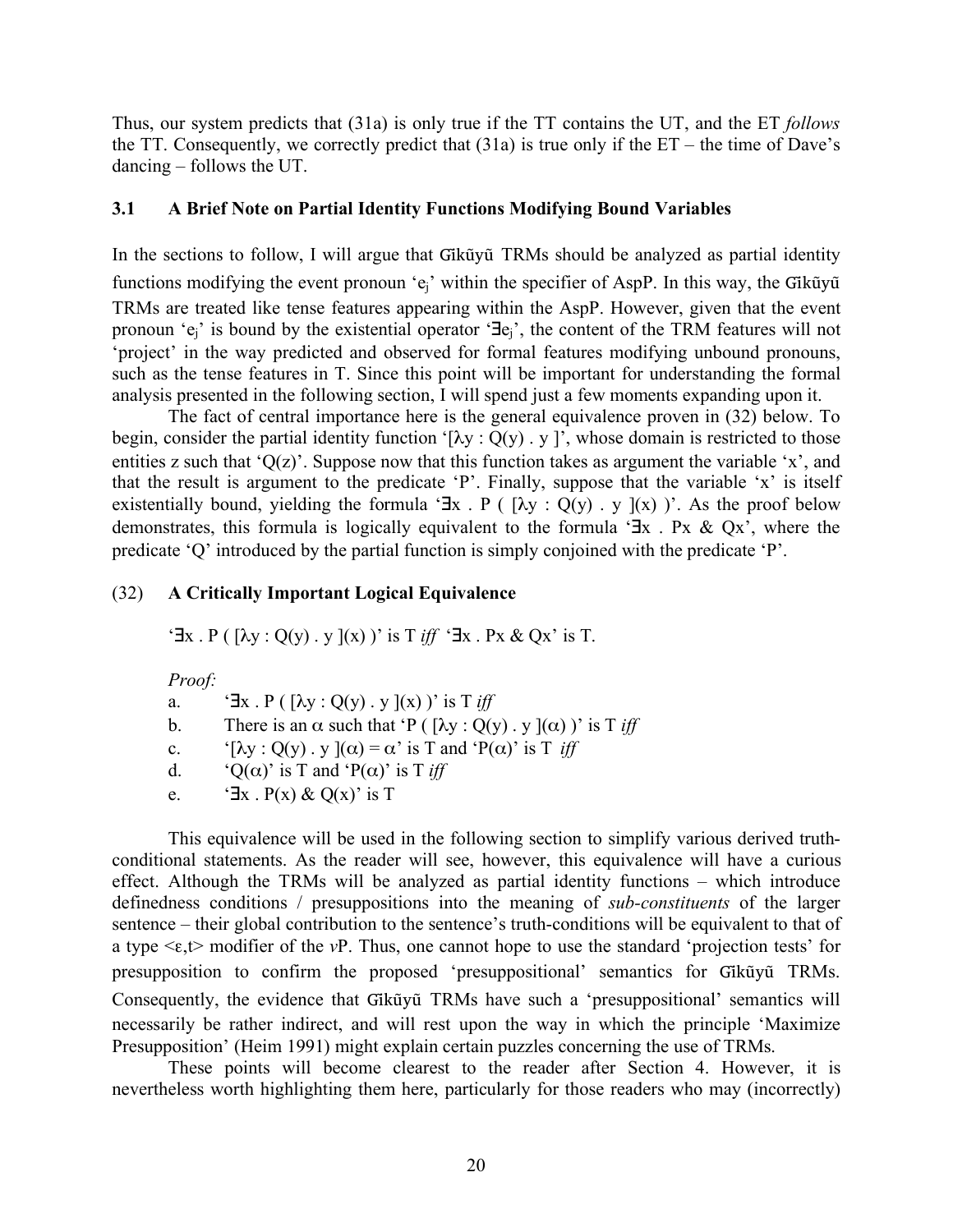Thus, our system predicts that (31a) is only true if the TT contains the UT, and the ET *follows* the TT. Consequently, we correctly predict that (31a) is true only if the ET – the time of Dave's dancing – follows the UT.

### 3.1 A Brief Note on Partial Identity Functions Modifying Bound Variables

In the sections to follow, I will argue that Gĩkũyũ TRMs should be analyzed as partial identity functions modifying the event pronoun '$e_j$' within the specifier of AspP. In this way, the Gĩkũyũ TRMs are treated like tense features appearing within the AspP. However, given that the event pronoun '$e_j$' is bound by the existential operator '$\exists e_j$', the content of the TRM features will not 'project' in the way predicted and observed for formal features modifying unbound pronouns, such as the tense features in T. Since this point will be important for understanding the formal analysis presented in the following section, I will spend just a few moments expanding upon it.

The fact of central importance here is the general equivalence proven in (32) below. To begin, consider the partial identity function '$[\lambda y : Q(y) . y ]$', whose domain is restricted to those entities z such that '$Q(z)$'. Suppose now that this function takes as argument the variable 'x', and that the result is argument to the predicate 'P'. Finally, suppose that the variable 'x' is itself existentially bound, yielding the formula '$\exists x . P ( [\lambda y : Q(y) . y ](x) )$'. As the proof below demonstrates, this formula is logically equivalent to the formula '$\exists x . Px \ \& \ Qx$', where the predicate 'Q' introduced by the partial function is simply conjoined with the predicate 'P'.

(32) **A Critically Important Logical Equivalence**

'$\exists x . P ( [\lambda y : Q(y) . y ](x) )$' is T *iff* '$\exists x . Px \ \& \ Qx$' is T.

*Proof:*

a. '$\exists x . P ( [\lambda y : Q(y) . y ](x) )$' is T *iff*

b. There is an $\alpha$ such that '$P ( [\lambda y : Q(y) . y ](\alpha) )$' is T *iff*

c. '$[\lambda y : Q(y) . y ](\alpha) = \alpha$' is T and '$P(\alpha)$' is T *iff*

d. '$Q(\alpha)$' is T and '$P(\alpha)$' is T *iff*

e. '$\exists x . P(x) \ \& \ Q(x)$' is T

This equivalence will be used in the following section to simplify various derived truth-conditional statements. As the reader will see, however, this equivalence will have a curious effect. Although the TRMs will be analyzed as partial identity functions – which introduce definedness conditions / presuppositions into the meaning of *sub-constituents* of the larger sentence – their global contribution to the sentence's truth-conditions will be equivalent to that of a type $<\varepsilon,t>$ modifier of the *v*P. Thus, one cannot hope to use the standard 'projection tests' for presupposition to confirm the proposed 'presuppositional' semantics for Gĩkũyũ TRMs. Consequently, the evidence that Gĩkũyũ TRMs have such a 'presuppositional' semantics will necessarily be rather indirect, and will rest upon the way in which the principle 'Maximize Presupposition' (Heim 1991) might explain certain puzzles concerning the use of TRMs.

These points will become clearest to the reader after Section 4. However, it is nevertheless worth highlighting them here, particularly for those readers who may (incorrectly)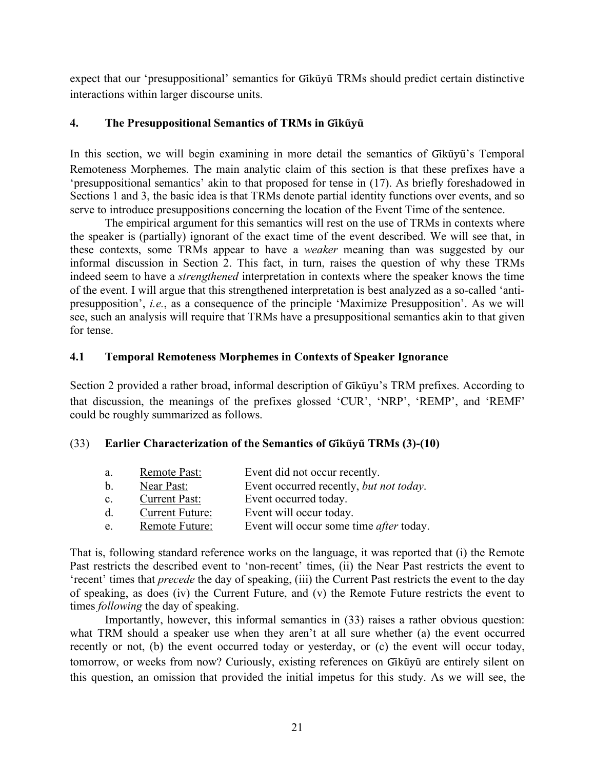expect that our 'presuppositional' semantics for Gĩkũyũ TRMs should predict certain distinctive interactions within larger discourse units.

## 4. The Presuppositional Semantics of TRMs in Gĩkũyũ

In this section, we will begin examining in more detail the semantics of Gĩkũyũ's Temporal Remoteness Morphemes. The main analytic claim of this section is that these prefixes have a 'presuppositional semantics' akin to that proposed for tense in (17). As briefly foreshadowed in Sections 1 and 3, the basic idea is that TRMs denote partial identity functions over events, and so serve to introduce presuppositions concerning the location of the Event Time of the sentence.

The empirical argument for this semantics will rest on the use of TRMs in contexts where the speaker is (partially) ignorant of the exact time of the event described. We will see that, in these contexts, some TRMs appear to have a *weaker* meaning than was suggested by our informal discussion in Section 2. This fact, in turn, raises the question of why these TRMs indeed seem to have a *strengthened* interpretation in contexts where the speaker knows the time of the event. I will argue that this strengthened interpretation is best analyzed as a so-called 'anti-presupposition', *i.e.*, as a consequence of the principle 'Maximize Presupposition'. As we will see, such an analysis will require that TRMs have a presuppositional semantics akin to that given for tense.

### 4.1 Temporal Remoteness Morphemes in Contexts of Speaker Ignorance

Section 2 provided a rather broad, informal description of Gĩkũyu's TRM prefixes. According to that discussion, the meanings of the prefixes glossed 'CUR', 'NRP', 'REMP', and 'REMF' could be roughly summarized as follows.

(33) **Earlier Characterization of the Semantics of Gĩkũyũ TRMs (3)-(10)**

| | | |
|---|---|---|
| a. | Remote Past: | Event did not occur recently. |
| b. | Near Past: | Event occurred recently, *but not today*. |
| c. | Current Past: | Event occurred today. |
| d. | Current Future: | Event will occur today. |
| e. | Remote Future: | Event will occur some time *after* today. |

That is, following standard reference works on the language, it was reported that (i) the Remote Past restricts the described event to 'non-recent' times, (ii) the Near Past restricts the event to 'recent' times that *precede* the day of speaking, (iii) the Current Past restricts the event to the day of speaking, as does (iv) the Current Future, and (v) the Remote Future restricts the event to times *following* the day of speaking.

Importantly, however, this informal semantics in (33) raises a rather obvious question: what TRM should a speaker use when they aren't at all sure whether (a) the event occurred recently or not, (b) the event occurred today or yesterday, or (c) the event will occur today, tomorrow, or weeks from now? Curiously, existing references on Gĩkũyũ are entirely silent on this question, an omission that provided the initial impetus for this study. As we will see, the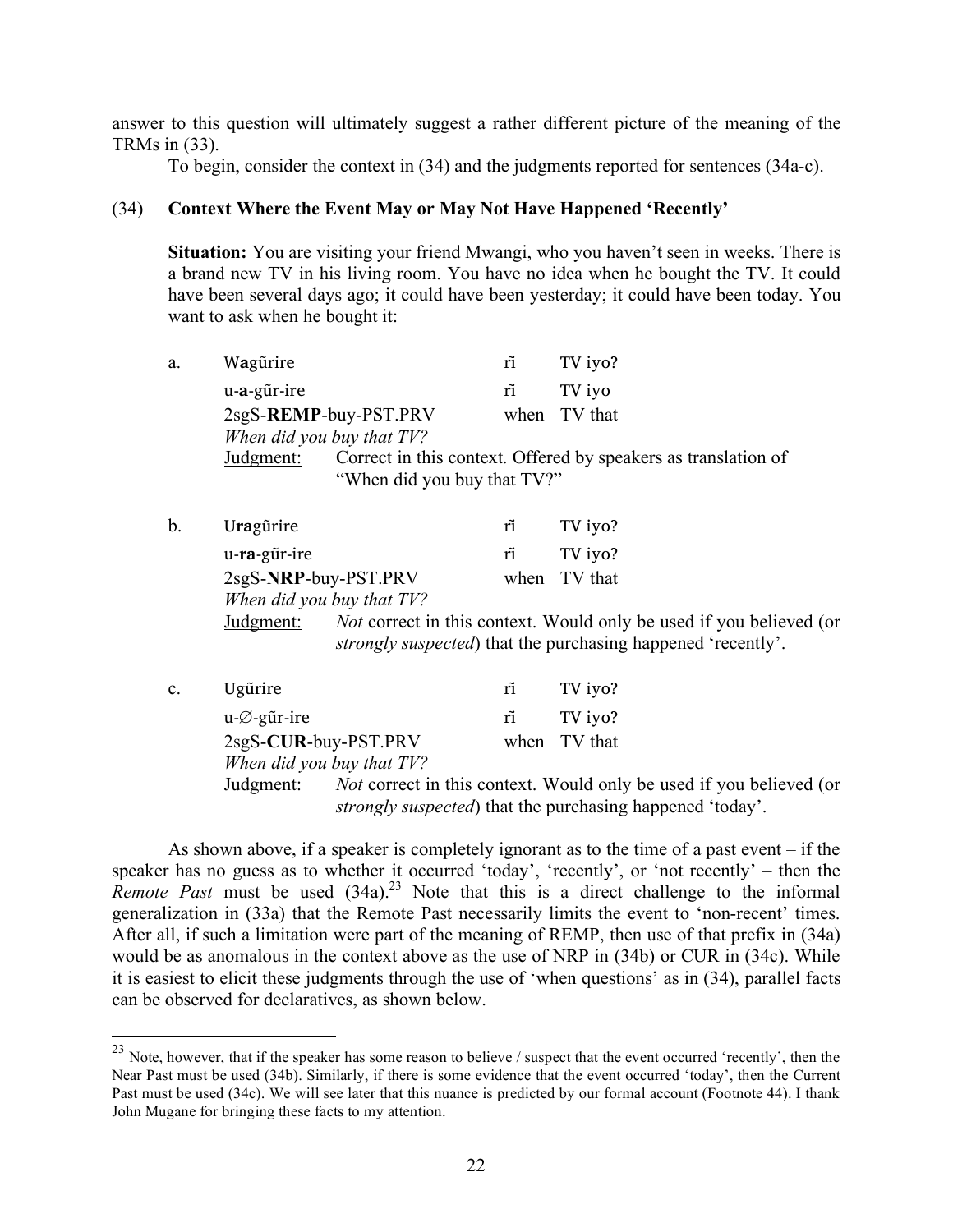answer to this question will ultimately suggest a rather different picture of the meaning of the TRMs in (33).

To begin, consider the context in (34) and the judgments reported for sentences (34a-c).

(34) **Context Where the Event May or May Not Have Happened 'Recently'**

**Situation:** You are visiting your friend Mwangi, who you haven't seen in weeks. There is a brand new TV in his living room. You have no idea when he bought the TV. It could have been several days ago; it could have been yesterday; it could have been today. You want to ask when he bought it:

a. W**a**gũrire rĩ TV iyo?
u-**a**-gũr-ire rĩ TV iyo
2sgS-**REMP**-buy-PST.PRV when TV that
*When did you buy that TV?*
Judgment: Correct in this context. Offered by speakers as translation of "When did you buy that TV?"

b. U**ra**gũrire rĩ TV iyo?
u-**ra**-gũr-ire rĩ TV iyo?
2sgS-**NRP**-buy-PST.PRV when TV that
*When did you buy that TV?*
Judgment: *Not* correct in this context. Would only be used if you believed (or *strongly suspected*) that the purchasing happened 'recently'.

c. Ugũrire rĩ TV iyo?
u-∅-gũr-ire rĩ TV iyo?
2sgS-**CUR**-buy-PST.PRV when TV that
*When did you buy that TV?*
Judgment: *Not* correct in this context. Would only be used if you believed (or *strongly suspected*) that the purchasing happened 'today'.

As shown above, if a speaker is completely ignorant as to the time of a past event – if the speaker has no guess as to whether it occurred 'today', 'recently', or 'not recently' – then the *Remote Past* must be used (34a).[23] Note that this is a direct challenge to the informal generalization in (33a) that the Remote Past necessarily limits the event to 'non-recent' times. After all, if such a limitation were part of the meaning of REMP, then use of that prefix in (34a) would be as anomalous in the context above as the use of NRP in (34b) or CUR in (34c). While it is easiest to elicit these judgments through the use of 'when questions' as in (34), parallel facts can be observed for declaratives, as shown below.

---

[23] Note, however, that if the speaker has some reason to believe / suspect that the event occurred 'recently', then the Near Past must be used (34b). Similarly, if there is some evidence that the event occurred 'today', then the Current Past must be used (34c). We will see later that this nuance is predicted by our formal account (Footnote 44). I thank John Mugane for bringing these facts to my attention.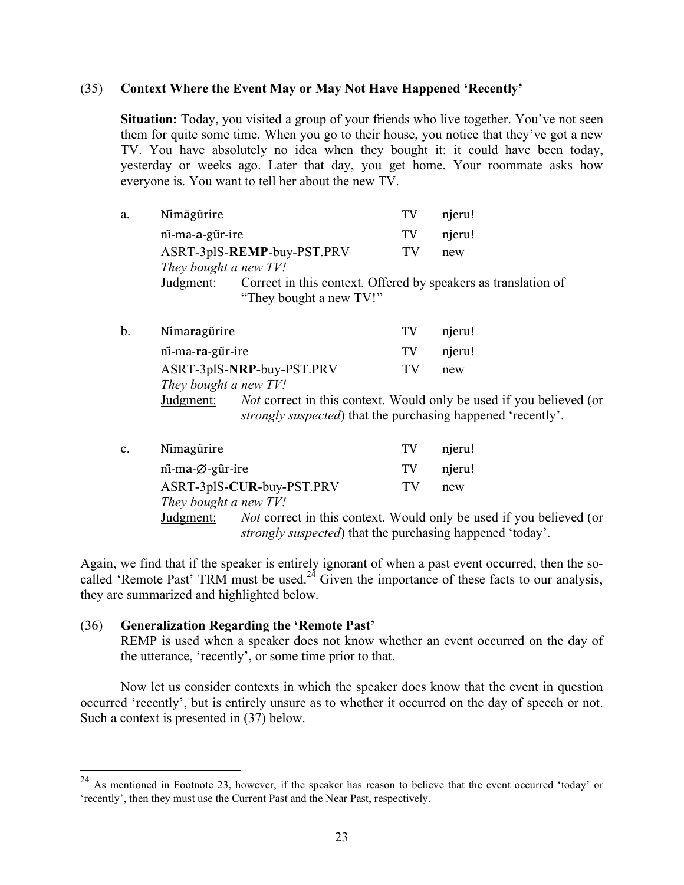(35) **Context Where the Event May or May Not Have Happened 'Recently'**

**Situation:** Today, you visited a group of your friends who live together. You've not seen them for quite some time. When you go to their house, you notice that they've got a new TV. You have absolutely no idea when they bought it: it could have been today, yesterday or weeks ago. Later that day, you get home. Your roommate asks how everyone is. You want to tell her about the new TV.

a. Nĩm**ā**gũrire TV njeru!
   nĩ-ma-**a**-gũr-ire TV njeru!
   ASRT-3plS-**REMP**-buy-PST.PRV TV new
   *They bought a new TV!*
   Judgment: Correct in this context. Offered by speakers as translation of "They bought a new TV!"

b. Nĩma**ra**gũrire TV njeru!
   nĩ-ma-**ra**-gũr-ire TV njeru!
   ASRT-3plS-**NRP**-buy-PST.PRV TV new
   *They bought a new TV!*
   Judgment: *Not* correct in this context. Would only be used if you believed (or *strongly suspected*) that the purchasing happened 'recently'.

c. Nĩm**a**gũrire TV njeru!
   nĩ-m**a**-∅-gũr-ire TV njeru!
   ASRT-3plS-**CUR**-buy-PST.PRV TV new
   *They bought a new TV!*
   Judgment: *Not* correct in this context. Would only be used if you believed (or *strongly suspected*) that the purchasing happened 'today'.

Again, we find that if the speaker is entirely ignorant of when a past event occurred, then the so-called 'Remote Past' TRM must be used.[24] Given the importance of these facts to our analysis, they are summarized and highlighted below.

(36) **Generalization Regarding the 'Remote Past'**
REMP is used when a speaker does not know whether an event occurred on the day of the utterance, 'recently', or some time prior to that.

Now let us consider contexts in which the speaker does know that the event in question occurred 'recently', but is entirely unsure as to whether it occurred on the day of speech or not. Such a context is presented in (37) below.

[24] As mentioned in Footnote 23, however, if the speaker has reason to believe that the event occurred 'today' or 'recently', then they must use the Current Past and the Near Past, respectively.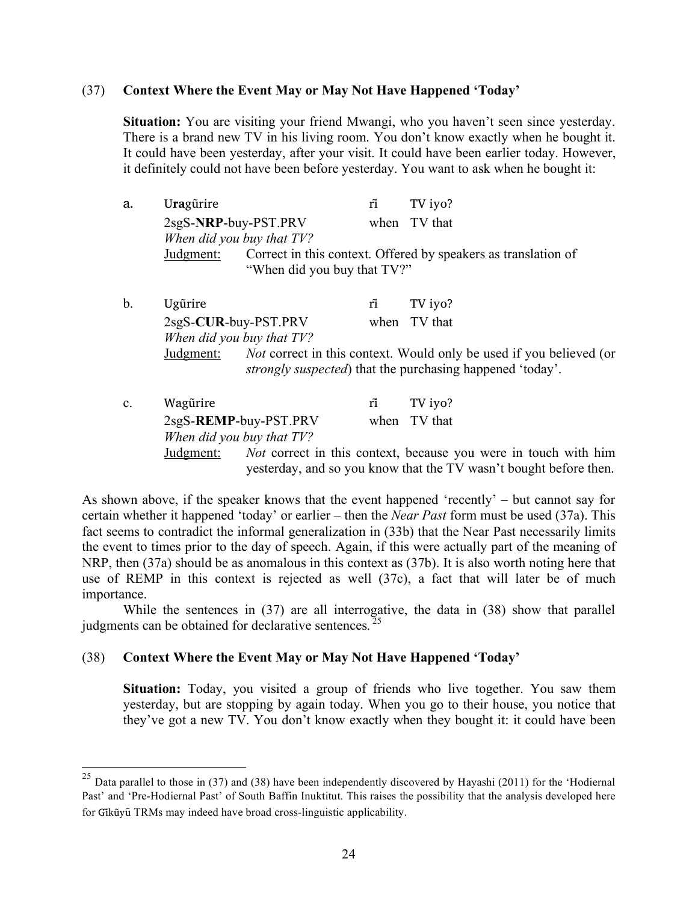(37) **Context Where the Event May or May Not Have Happened 'Today'**

**Situation:** You are visiting your friend Mwangi, who you haven't seen since yesterday. There is a brand new TV in his living room. You don't know exactly when he bought it. It could have been yesterday, after your visit. It could have been earlier today. However, it definitely could not have been before yesterday. You want to ask when he bought it:

a. U**ra**gũrire rĩ TV iyo?
2sgS-**NRP**-buy-PST.PRV when TV that
*When did you buy that TV?*
Judgment: Correct in this context. Offered by speakers as translation of "When did you buy that TV?"

b. Ugũrire rĩ TV iyo?
2sgS-**CUR**-buy-PST.PRV when TV that
*When did you buy that TV?*
Judgment: *Not* correct in this context. Would only be used if you believed (or *strongly suspected*) that the purchasing happened 'today'.

c. Wagũrire rĩ TV iyo?
2sgS-**REMP**-buy-PST.PRV when TV that
*When did you buy that TV?*
Judgment: *Not* correct in this context, because you were in touch with him yesterday, and so you know that the TV wasn't bought before then.

As shown above, if the speaker knows that the event happened 'recently' – but cannot say for certain whether it happened 'today' or earlier – then the *Near Past* form must be used (37a). This fact seems to contradict the informal generalization in (33b) that the Near Past necessarily limits the event to times prior to the day of speech. Again, if this were actually part of the meaning of NRP, then (37a) should be as anomalous in this context as (37b). It is also worth noting here that use of REMP in this context is rejected as well (37c), a fact that will later be of much importance.

While the sentences in (37) are all interrogative, the data in (38) show that parallel judgments can be obtained for declarative sentences.[25]

(38) **Context Where the Event May or May Not Have Happened 'Today'**

**Situation:** Today, you visited a group of friends who live together. You saw them yesterday, but are stopping by again today. When you go to their house, you notice that they've got a new TV. You don't know exactly when they bought it: it could have been

[25] Data parallel to those in (37) and (38) have been independently discovered by Hayashi (2011) for the 'Hodiernal Past' and 'Pre-Hodiernal Past' of South Baffin Inuktitut. This raises the possibility that the analysis developed here for Gĩkũyũ TRMs may indeed have broad cross-linguistic applicability.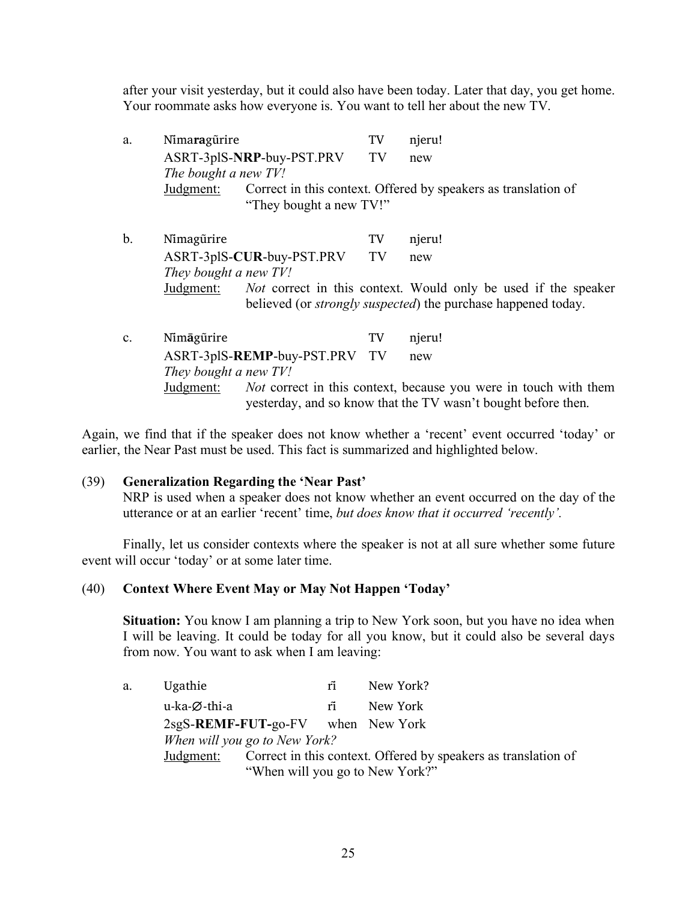after your visit yesterday, but it could also have been today. Later that day, you get home. Your roommate asks how everyone is. You want to tell her about the new TV.

a. Nīma**ra**gũrire TV njeru!
ASRT-3plS-**NRP**-buy-PST.PRV TV new
*The bought a new TV!*
Judgment: Correct in this context. Offered by speakers as translation of "They bought a new TV!"

b. Nīmagũrire TV njeru!
ASRT-3plS-**CUR**-buy-PST.PRV TV new
*They bought a new TV!*
Judgment: *Not* correct in this context. Would only be used if the speaker believed (or *strongly suspected*) the purchase happened today.

c. Nīm**ā**gũrire TV njeru!
ASRT-3plS-**REMP**-buy-PST.PRV TV new
*They bought a new TV!*
Judgment: *Not* correct in this context, because you were in touch with them yesterday, and so know that the TV wasn't bought before then.

Again, we find that if the speaker does not know whether a 'recent' event occurred 'today' or earlier, the Near Past must be used. This fact is summarized and highlighted below.

(39) **Generalization Regarding the 'Near Past'**
NRP is used when a speaker does not know whether an event occurred on the day of the utterance or at an earlier 'recent' time, *but does know that it occurred 'recently'.*

Finally, let us consider contexts where the speaker is not at all sure whether some future event will occur 'today' or at some later time.

(40) **Context Where Event May or May Not Happen 'Today'**

**Situation:** You know I am planning a trip to New York soon, but you have no idea when I will be leaving. It could be today for all you know, but it could also be several days from now. You want to ask when I am leaving:

a. Ugathie rĩ New York?
u-ka-∅-thi-a rĩ New York
2sgS-**REMF-FUT-**go-FV when New York
*When will you go to New York?*
Judgment: Correct in this context. Offered by speakers as translation of "When will you go to New York?"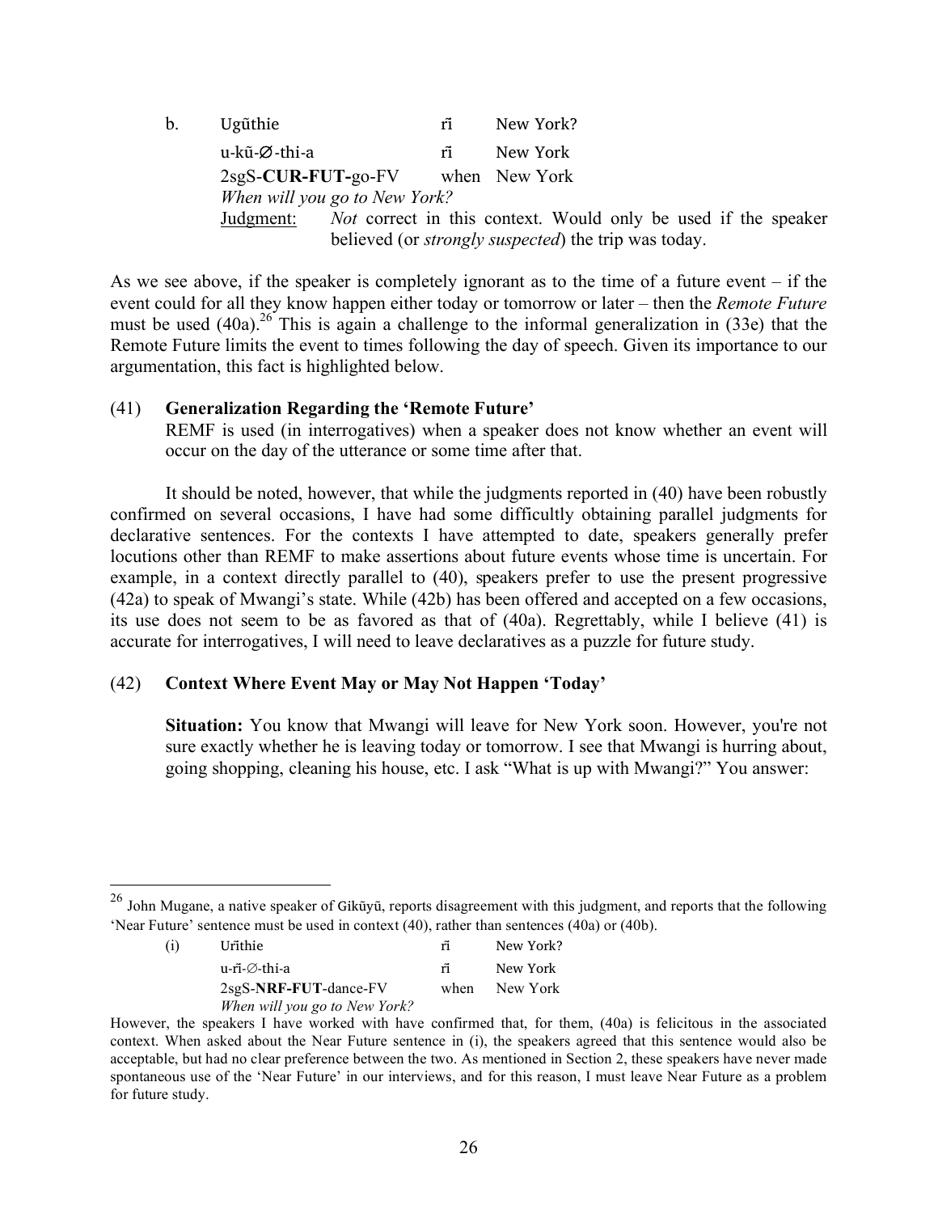b. Ugũthie rĩ New York?

u-kũ-∅-thi-a rĩ New York

2sgS-**CUR-FUT-**go-FV when New York

*When will you go to New York?*

Judgment: *Not* correct in this context. Would only be used if the speaker believed (or *strongly suspected*) the trip was today.

As we see above, if the speaker is completely ignorant as to the time of a future event – if the event could for all they know happen either today or tomorrow or later – then the *Remote Future* must be used (40a).[26] This is again a challenge to the informal generalization in (33e) that the Remote Future limits the event to times following the day of speech. Given its importance to our argumentation, this fact is highlighted below.

(41) **Generalization Regarding the 'Remote Future'**

REMF is used (in interrogatives) when a speaker does not know whether an event will occur on the day of the utterance or some time after that.

It should be noted, however, that while the judgments reported in (40) have been robustly confirmed on several occasions, I have had some difficultly obtaining parallel judgments for declarative sentences. For the contexts I have attempted to date, speakers generally prefer locutions other than REMF to make assertions about future events whose time is uncertain. For example, in a context directly parallel to (40), speakers prefer to use the present progressive (42a) to speak of Mwangi's state. While (42b) has been offered and accepted on a few occasions, its use does not seem to be as favored as that of (40a). Regrettably, while I believe (41) is accurate for interrogatives, I will need to leave declaratives as a puzzle for future study.

(42) **Context Where Event May or May Not Happen 'Today'**

**Situation:** You know that Mwangi will leave for New York soon. However, you're not sure exactly whether he is leaving today or tomorrow. I see that Mwangi is hurring about, going shopping, cleaning his house, etc. I ask "What is up with Mwangi?" You answer:

---

[26] John Mugane, a native speaker of Gikũyũ, reports disagreement with this judgment, and reports that the following 'Near Future' sentence must be used in context (40), rather than sentences (40a) or (40b).

(i) Urĩthie rĩ New York?

u-rĩ-∅-thi-a rĩ New York

2sgS-**NRF-FUT**-dance-FV when New York

*When will you go to New York?*

However, the speakers I have worked with have confirmed that, for them, (40a) is felicitous in the associated context. When asked about the Near Future sentence in (i), the speakers agreed that this sentence would also be acceptable, but had no clear preference between the two. As mentioned in Section 2, these speakers have never made spontaneous use of the 'Near Future' in our interviews, and for this reason, I must leave Near Future as a problem for future study.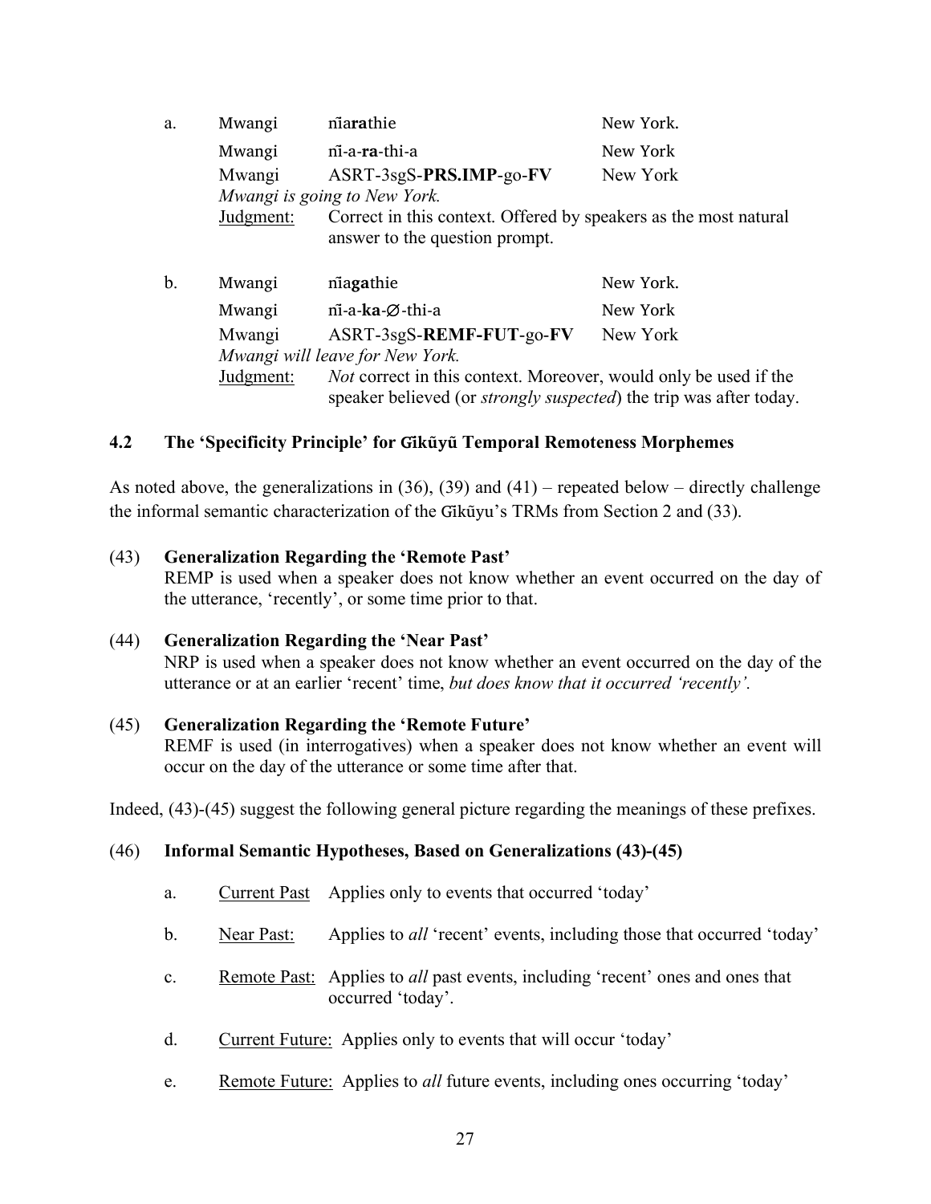a.

| Mwangi | nĩ**ara**thie | New York. |
|---|---|---|
| Mwangi | nĩ-a-**ra**-thi-a | New York |
| Mwangi | ASRT-3sgS-**PRS.IMP**-go-**FV** | New York |

*Mwangi is going to New York.*

Judgment: Correct in this context. Offered by speakers as the most natural answer to the question prompt.

b.

| Mwangi | nĩa**ga**thie | New York. |
|---|---|---|
| Mwangi | nĩ-a-**ka**-∅-thi-a | New York |
| Mwangi | ASRT-3sgS-**REMF-FUT**-go-**FV** | New York |

*Mwangi will leave for New York.*

Judgment: *Not* correct in this context. Moreover, would only be used if the speaker believed (or *strongly suspected*) the trip was after today.

### 4.2 The 'Specificity Principle' for Gĩkũyũ Temporal Remoteness Morphemes

As noted above, the generalizations in (36), (39) and (41) – repeated below – directly challenge the informal semantic characterization of the Gĩkũyu's TRMs from Section 2 and (33).

(43) **Generalization Regarding the 'Remote Past'**
REMP is used when a speaker does not know whether an event occurred on the day of the utterance, 'recently', or some time prior to that.

(44) **Generalization Regarding the 'Near Past'**
NRP is used when a speaker does not know whether an event occurred on the day of the utterance or at an earlier 'recent' time, *but does know that it occurred 'recently'.*

(45) **Generalization Regarding the 'Remote Future'**
REMF is used (in interrogatives) when a speaker does not know whether an event will occur on the day of the utterance or some time after that.

Indeed, (43)-(45) suggest the following general picture regarding the meanings of these prefixes.

(46) **Informal Semantic Hypotheses, Based on Generalizations (43)-(45)**

a. Current Past Applies only to events that occurred 'today'

b. Near Past: Applies to *all* 'recent' events, including those that occurred 'today'

c. Remote Past: Applies to *all* past events, including 'recent' ones and ones that occurred 'today'.

d. Current Future: Applies only to events that will occur 'today'

e. Remote Future: Applies to *all* future events, including ones occurring 'today'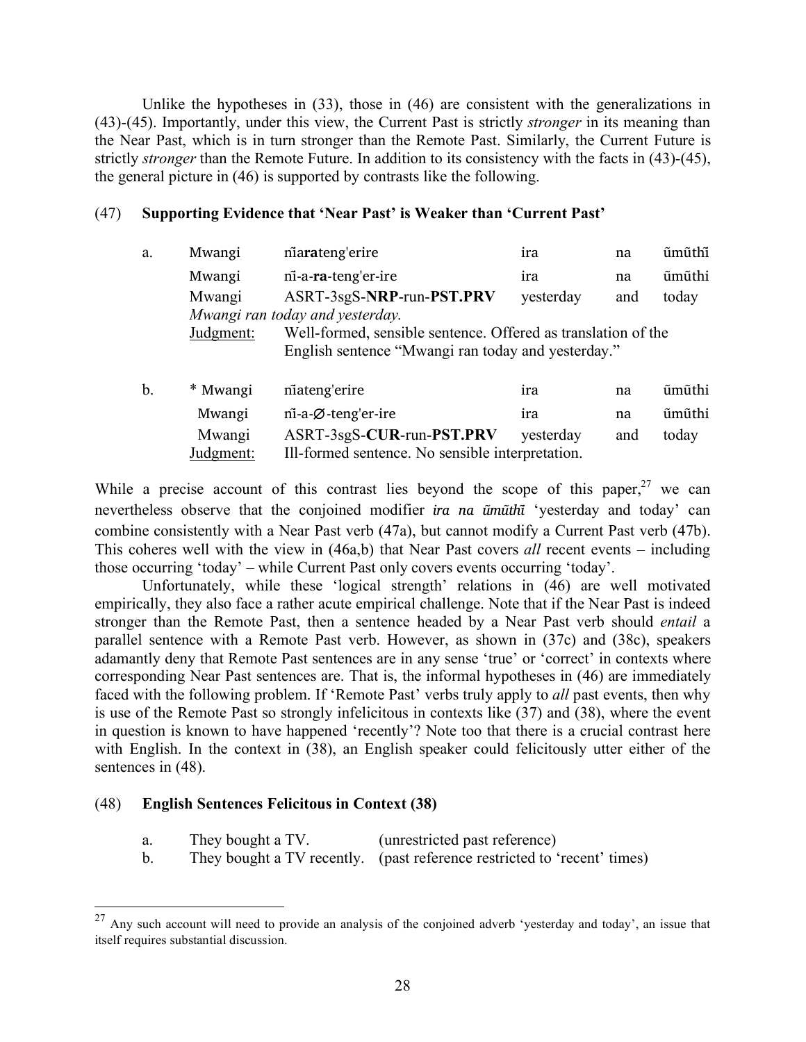Unlike the hypotheses in (33), those in (46) are consistent with the generalizations in (43)-(45). Importantly, under this view, the Current Past is strictly *stronger* in its meaning than the Near Past, which is in turn stronger than the Remote Past. Similarly, the Current Future is strictly *stronger* than the Remote Future. In addition to its consistency with the facts in (43)-(45), the general picture in (46) is supported by contrasts like the following.

(47) **Supporting Evidence that 'Near Past' is Weaker than 'Current Past'**

a.

| Mwangi | nĩa**ra**teng'erire | ira | na | ũmũthĩ |
|---|---|---|---|---|
| Mwangi | nĩ-a-**ra**-teng'er-ire | ira | na | ũmũthi |
| Mwangi | ASRT-3sgS-**NRP**-run-**PST.PRV** | yesterday | and | today |

*Mwangi ran today and yesterday.*

Judgment: Well-formed, sensible sentence. Offered as translation of the English sentence "Mwangi ran today and yesterday."

b.

| * Mwangi | nĩateng'erire | ira | na | ũmũthi |
|---|---|---|---|---|
| Mwangi | nĩ-a-∅-teng'er-ire | ira | na | ũmũthi |
| Mwangi | ASRT-3sgS-**CUR**-run-**PST.PRV** | yesterday | and | today |

Judgment: Ill-formed sentence. No sensible interpretation.

While a precise account of this contrast lies beyond the scope of this paper,[27] we can nevertheless observe that the conjoined modifier ***ira na ũmũthĩ*** 'yesterday and today' can combine consistently with a Near Past verb (47a), but cannot modify a Current Past verb (47b). This coheres well with the view in (46a,b) that Near Past covers *all* recent events – including those occurring 'today' – while Current Past only covers events occurring 'today'.

Unfortunately, while these 'logical strength' relations in (46) are well motivated empirically, they also face a rather acute empirical challenge. Note that if the Near Past is indeed stronger than the Remote Past, then a sentence headed by a Near Past verb should *entail* a parallel sentence with a Remote Past verb. However, as shown in (37c) and (38c), speakers adamantly deny that Remote Past sentences are in any sense 'true' or 'correct' in contexts where corresponding Near Past sentences are. That is, the informal hypotheses in (46) are immediately faced with the following problem. If 'Remote Past' verbs truly apply to *all* past events, then why is use of the Remote Past so strongly infelicitous in contexts like (37) and (38), where the event in question is known to have happened 'recently'? Note too that there is a crucial contrast here with English. In the context in (38), an English speaker could felicitously utter either of the sentences in (48).

(48) **English Sentences Felicitous in Context (38)**

a. They bought a TV. (unrestricted past reference)

b. They bought a TV recently. (past reference restricted to 'recent' times)

---

[27] Any such account will need to provide an analysis of the conjoined adverb 'yesterday and today', an issue that itself requires substantial discussion.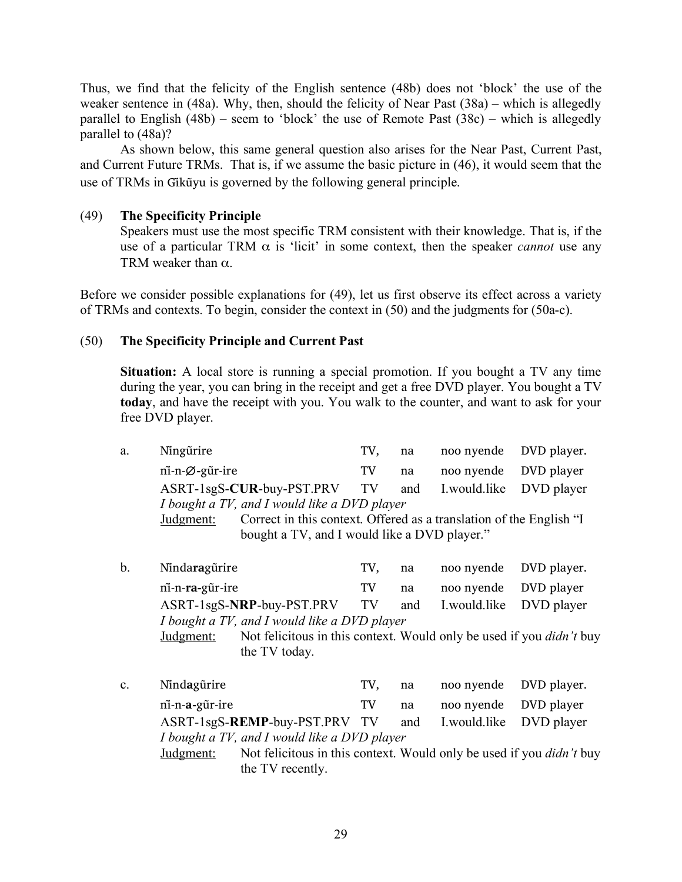Thus, we find that the felicity of the English sentence (48b) does not 'block' the use of the weaker sentence in (48a). Why, then, should the felicity of Near Past (38a) – which is allegedly parallel to English (48b) – seem to 'block' the use of Remote Past (38c) – which is allegedly parallel to (48a)?

As shown below, this same general question also arises for the Near Past, Current Past, and Current Future TRMs. That is, if we assume the basic picture in (46), it would seem that the use of TRMs in Gĩkũyu is governed by the following general principle.

(49) **The Specificity Principle**

Speakers must use the most specific TRM consistent with their knowledge. That is, if the use of a particular TRM $\alpha$ is 'licit' in some context, then the speaker *cannot* use any TRM weaker than $\alpha$.

Before we consider possible explanations for (49), let us first observe its effect across a variety of TRMs and contexts. To begin, consider the context in (50) and the judgments for (50a-c).

(50) **The Specificity Principle and Current Past**

**Situation:** A local store is running a special promotion. If you bought a TV any time during the year, you can bring in the receipt and get a free DVD player. You bought a TV **today**, and have the receipt with you. You walk to the counter, and want to ask for your free DVD player.

a. Nĩngũrire TV, na noo nyende DVD player.
   nĩ-n-∅-gũr-ire TV na noo nyende DVD player
   ASRT-1sgS-**CUR**-buy-PST.PRV TV and I.would.like DVD player
   *I bought a TV, and I would like a DVD player*
   Judgment: Correct in this context. Offered as a translation of the English "I bought a TV, and I would like a DVD player."

b. Nĩnda**ra**gũrire TV, na noo nyende DVD player.
   nĩ-n-**ra-**gũr-ire TV na noo nyende DVD player
   ASRT-1sgS-**NRP**-buy-PST.PRV TV and I.would.like DVD player
   *I bought a TV, and I would like a DVD player*
   Judgment: Not felicitous in this context. Would only be used if you *didn't* buy the TV today.

c. Nĩnd**a**gũrire TV, na noo nyende DVD player.
   nĩ-n-**a-**gũr-ire TV na noo nyende DVD player
   ASRT-1sgS-**REMP**-buy-PST.PRV TV and I.would.like DVD player
   *I bought a TV, and I would like a DVD player*
   Judgment: Not felicitous in this context. Would only be used if you *didn't* buy the TV recently.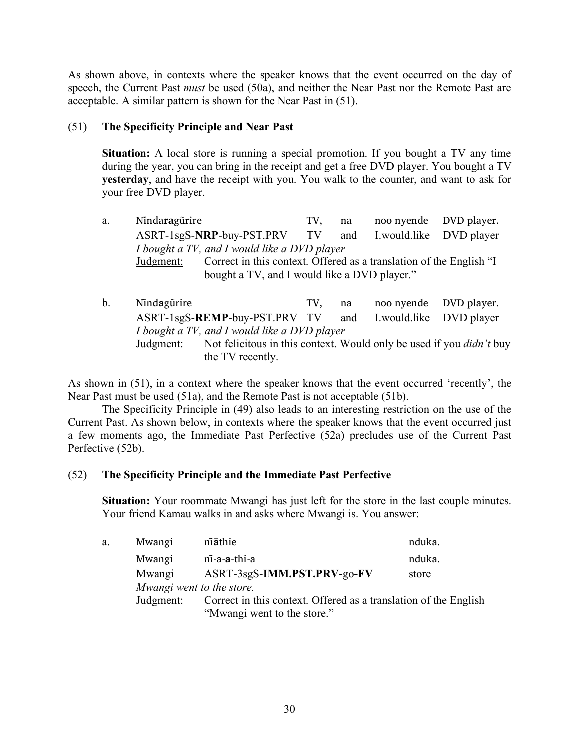As shown above, in contexts where the speaker knows that the event occurred on the day of speech, the Current Past *must* be used (50a), and neither the Near Past nor the Remote Past are acceptable. A similar pattern is shown for the Near Past in (51).

(51) **The Specificity Principle and Near Past**

**Situation:** A local store is running a special promotion. If you bought a TV any time during the year, you can bring in the receipt and get a free DVD player. You bought a TV **yesterday**, and have the receipt with you. You walk to the counter, and want to ask for your free DVD player.

a. Nĩnd**ara**gũrire TV, na noo nyende DVD player.
ASRT-1sgS-**NRP**-buy-PST.PRV TV and I.would.like DVD player
*I bought a TV, and I would like a DVD player*
Judgment: Correct in this context. Offered as a translation of the English "I bought a TV, and I would like a DVD player."

b. Nĩnd**a**gũrire TV, na noo nyende DVD player.
ASRT-1sgS-**REMP**-buy-PST.PRV TV and I.would.like DVD player
*I bought a TV, and I would like a DVD player*
Judgment: Not felicitous in this context. Would only be used if you *didn't* buy the TV recently.

As shown in (51), in a context where the speaker knows that the event occurred 'recently', the Near Past must be used (51a), and the Remote Past is not acceptable (51b).

The Specificity Principle in (49) also leads to an interesting restriction on the use of the Current Past. As shown below, in contexts where the speaker knows that the event occurred just a few moments ago, the Immediate Past Perfective (52a) precludes use of the Current Past Perfective (52b).

(52) **The Specificity Principle and the Immediate Past Perfective**

**Situation:** Your roommate Mwangi has just left for the store in the last couple minutes. Your friend Kamau walks in and asks where Mwangi is. You answer:

a. Mwangi nĩ**ā**thie nduka.
Mwangi nĩ-a-**a**-thi-a nduka.
Mwangi ASRT-3sgS-**IMM.PST.PRV**-go-**FV** store
*Mwangi went to the store.*
Judgment: Correct in this context. Offered as a translation of the English "Mwangi went to the store."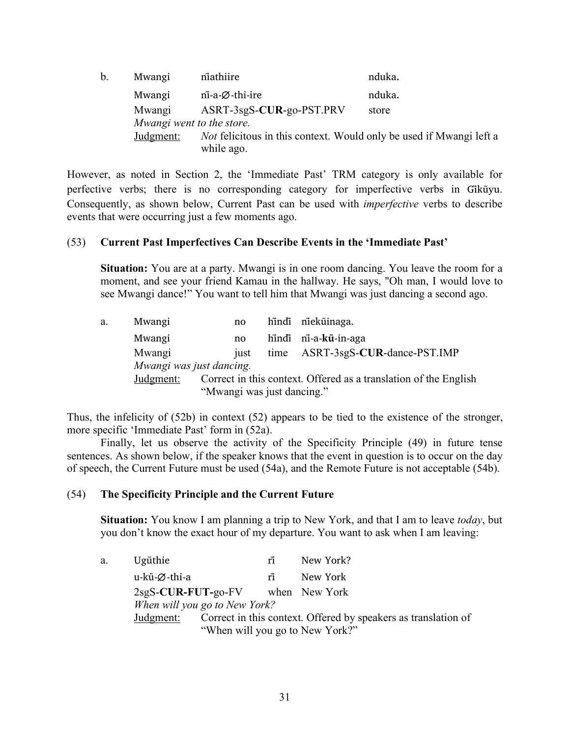b. Mwangi nĩathiire nduka.

| | | |
|---|---|---|
| Mwangi | nĩ-a-∅-thi-ire | nduka. |
| Mwangi | ASRT-3sgS-**CUR**-go-PST.PRV | store |

*Mwangi went to the store.*

Judgment: *Not* felicitous in this context. Would only be used if Mwangi left a while ago.

However, as noted in Section 2, the 'Immediate Past' TRM category is only available for perfective verbs; there is no corresponding category for imperfective verbs in Gĩkũyu. Consequently, as shown below, Current Past can be used with *imperfective* verbs to describe events that were occurring just a few moments ago.

(53) **Current Past Imperfectives Can Describe Events in the 'Immediate Past'**

**Situation:** You are at a party. Mwangi is in one room dancing. You leave the room for a moment, and see your friend Kamau in the hallway. He says, "Oh man, I would love to see Mwangi dance!" You want to tell him that Mwangi was just dancing a second ago.

a. Mwangi no hĩndĩ nĩekũinaga.

| | | | |
|---|---|---|---|
| Mwangi | no | hĩndĩ | nĩ-a-**kũ**-in-aga |
| Mwangi | just | time | ASRT-3sgS-**CUR**-dance-PST.IMP |

*Mwangi was just dancing.*

Judgment: Correct in this context. Offered as a translation of the English "Mwangi was just dancing."

Thus, the infelicity of (52b) in context (52) appears to be tied to the existence of the stronger, more specific 'Immediate Past' form in (52a).

Finally, let us observe the activity of the Specificity Principle (49) in future tense sentences. As shown below, if the speaker knows that the event in question is to occur on the day of speech, the Current Future must be used (54a), and the Remote Future is not acceptable (54b).

(54) **The Specificity Principle and the Current Future**

**Situation:** You know I am planning a trip to New York, and that I am to leave *today*, but you don't know the exact hour of my departure. You want to ask when I am leaving:

a. Ugũthie rĩ New York?

| | | |
|---|---|---|
| u-kũ-∅-thi-a | rĩ | New York |
| 2sgS-**CUR-FUT-**go-FV | when | New York |

*When will you go to New York?*

Judgment: Correct in this context. Offered by speakers as translation of "When will you go to New York?"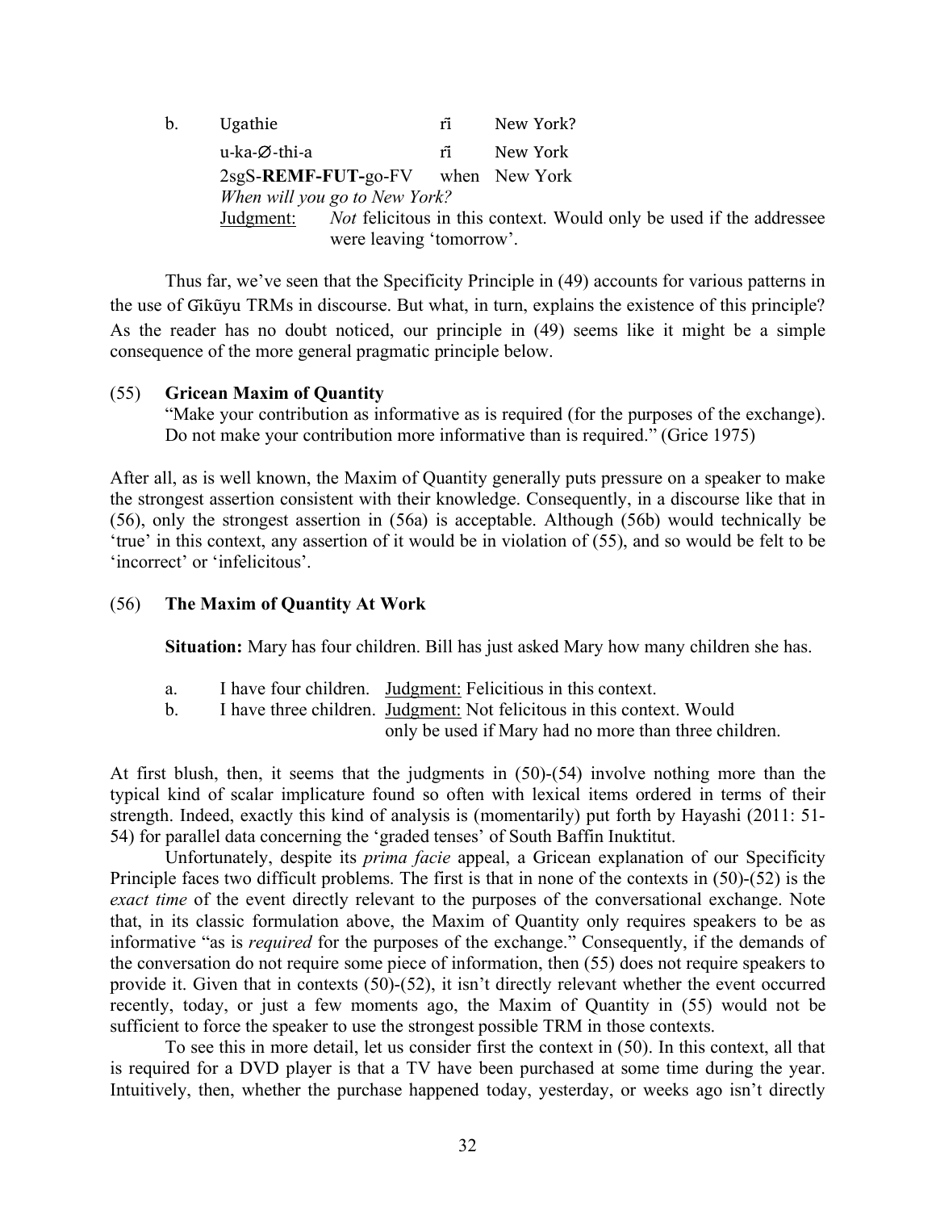b. Ugathie rĩ New York?

u-ka-∅-thi-a rĩ New York

2sgS-**REMF-FUT-**go-FV when New York

*When will you go to New York?*

Judgment: *Not* felicitous in this context. Would only be used if the addressee were leaving 'tomorrow'.

Thus far, we've seen that the Specificity Principle in (49) accounts for various patterns in the use of Gĩkũyu TRMs in discourse. But what, in turn, explains the existence of this principle? As the reader has no doubt noticed, our principle in (49) seems like it might be a simple consequence of the more general pragmatic principle below.

(55) **Gricean Maxim of Quantity**

"Make your contribution as informative as is required (for the purposes of the exchange). Do not make your contribution more informative than is required." (Grice 1975)

After all, as is well known, the Maxim of Quantity generally puts pressure on a speaker to make the strongest assertion consistent with their knowledge. Consequently, in a discourse like that in (56), only the strongest assertion in (56a) is acceptable. Although (56b) would technically be 'true' in this context, any assertion of it would be in violation of (55), and so would be felt to be 'incorrect' or 'infelicitous'.

(56) **The Maxim of Quantity At Work**

**Situation:** Mary has four children. Bill has just asked Mary how many children she has.

a. I have four children. Judgment: Felicitious in this context.

b. I have three children. Judgment: Not felicitous in this context. Would only be used if Mary had no more than three children.

At first blush, then, it seems that the judgments in (50)-(54) involve nothing more than the typical kind of scalar implicature found so often with lexical items ordered in terms of their strength. Indeed, exactly this kind of analysis is (momentarily) put forth by Hayashi (2011: 51-54) for parallel data concerning the 'graded tenses' of South Baffin Inuktitut.

Unfortunately, despite its *prima facie* appeal, a Gricean explanation of our Specificity Principle faces two difficult problems. The first is that in none of the contexts in (50)-(52) is the *exact time* of the event directly relevant to the purposes of the conversational exchange. Note that, in its classic formulation above, the Maxim of Quantity only requires speakers to be as informative "as is *required* for the purposes of the exchange." Consequently, if the demands of the conversation do not require some piece of information, then (55) does not require speakers to provide it. Given that in contexts (50)-(52), it isn't directly relevant whether the event occurred recently, today, or just a few moments ago, the Maxim of Quantity in (55) would not be sufficient to force the speaker to use the strongest possible TRM in those contexts.

To see this in more detail, let us consider first the context in (50). In this context, all that is required for a DVD player is that a TV have been purchased at some time during the year. Intuitively, then, whether the purchase happened today, yesterday, or weeks ago isn't directly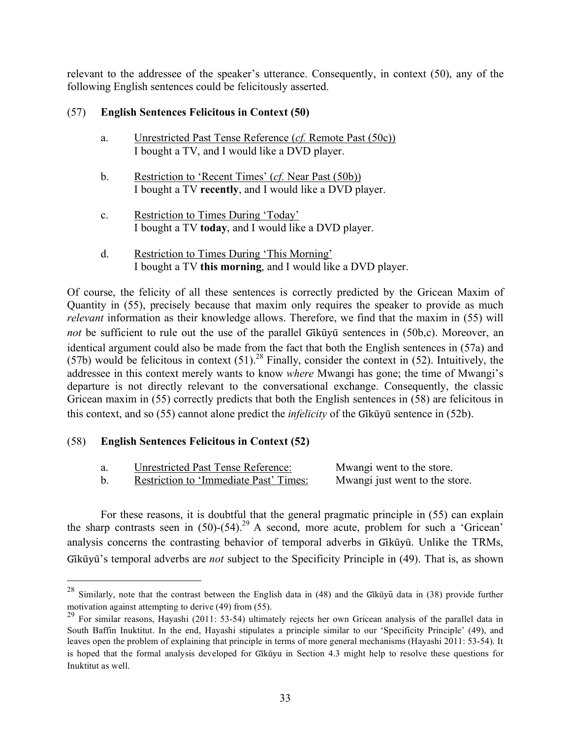relevant to the addressee of the speaker's utterance. Consequently, in context (50), any of the following English sentences could be felicitously asserted.

(57) **English Sentences Felicitous in Context (50)**

a. Unrestricted Past Tense Reference (*cf.* Remote Past (50c))
I bought a TV, and I would like a DVD player.

b. Restriction to 'Recent Times' (*cf.* Near Past (50b))
I bought a TV **recently**, and I would like a DVD player.

c. Restriction to Times During 'Today'
I bought a TV **today**, and I would like a DVD player.

d. Restriction to Times During 'This Morning'
I bought a TV **this morning**, and I would like a DVD player.

Of course, the felicity of all these sentences is correctly predicted by the Gricean Maxim of Quantity in (55), precisely because that maxim only requires the speaker to provide as much *relevant* information as their knowledge allows. Therefore, we find that the maxim in (55) will *not* be sufficient to rule out the use of the parallel Gĩkũyũ sentences in (50b,c). Moreover, an identical argument could also be made from the fact that both the English sentences in (57a) and (57b) would be felicitous in context (51).[28] Finally, consider the context in (52). Intuitively, the addressee in this context merely wants to know *where* Mwangi has gone; the time of Mwangi's departure is not directly relevant to the conversational exchange. Consequently, the classic Gricean maxim in (55) correctly predicts that both the English sentences in (58) are felicitous in this context, and so (55) cannot alone predict the *infelicity* of the Gĩkũyũ sentence in (52b).

(58) **English Sentences Felicitous in Context (52)**

a. Unrestricted Past Tense Reference: Mwangi went to the store.
b. Restriction to 'Immediate Past' Times: Mwangi just went to the store.

For these reasons, it is doubtful that the general pragmatic principle in (55) can explain the sharp contrasts seen in (50)-(54).[29] A second, more acute, problem for such a 'Gricean' analysis concerns the contrasting behavior of temporal adverbs in Gĩkũyũ. Unlike the TRMs, Gĩkũyũ's temporal adverbs are *not* subject to the Specificity Principle in (49). That is, as shown

---

[28] Similarly, note that the contrast between the English data in (48) and the Gĩkũyũ data in (38) provide further motivation against attempting to derive (49) from (55).

[29] For similar reasons, Hayashi (2011: 53-54) ultimately rejects her own Gricean analysis of the parallel data in South Baffin Inuktitut. In the end, Hayashi stipulates a principle similar to our 'Specificity Principle' (49), and leaves open the problem of explaining that principle in terms of more general mechanisms (Hayashi 2011: 53-54). It is hoped that the formal analysis developed for Gĩkũyu in Section 4.3 might help to resolve these questions for Inuktitut as well.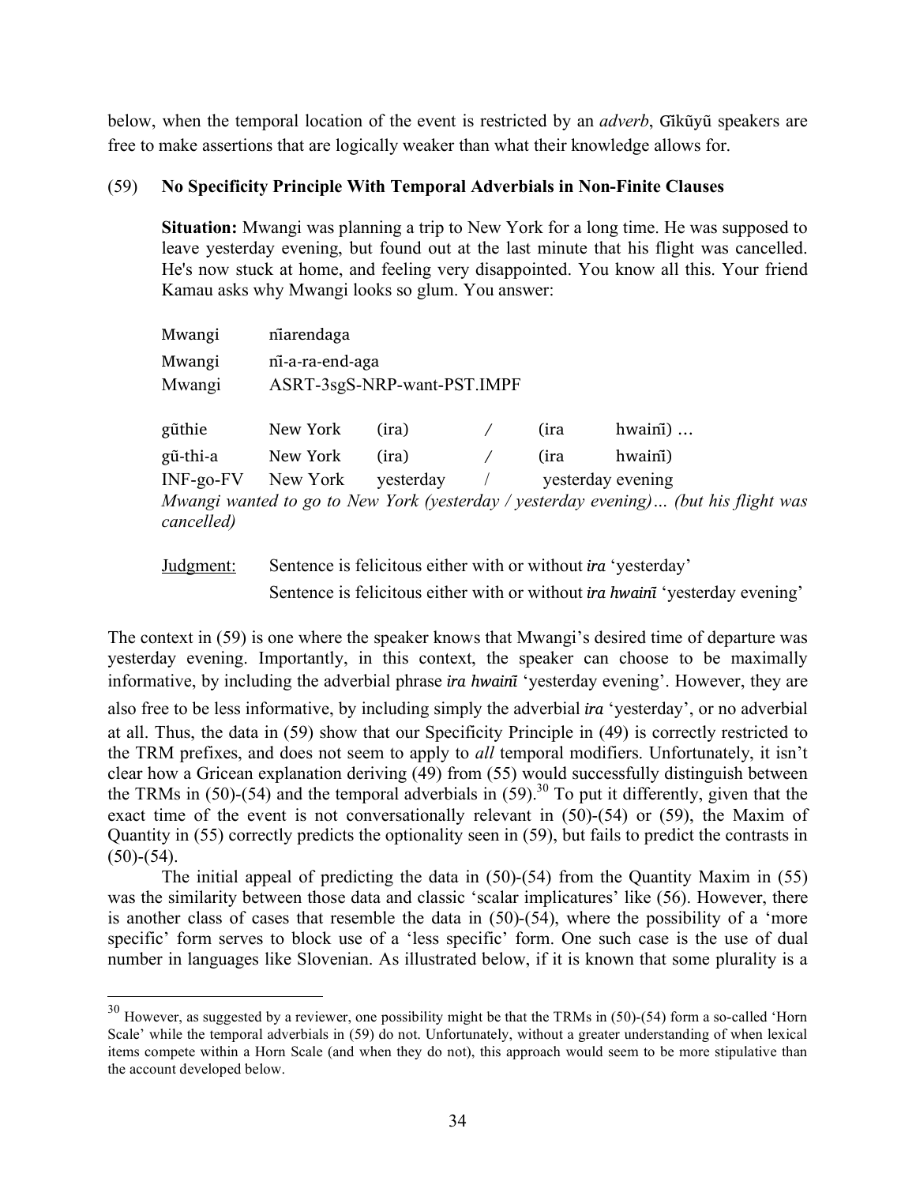below, when the temporal location of the event is restricted by an *adverb*, Gĩkũyũ speakers are free to make assertions that are logically weaker than what their knowledge allows for.

(59) **No Specificity Principle With Temporal Adverbials in Non-Finite Clauses**

**Situation:** Mwangi was planning a trip to New York for a long time. He was supposed to leave yesterday evening, but found out at the last minute that his flight was cancelled. He's now stuck at home, and feeling very disappointed. You know all this. Your friend Kamau asks why Mwangi looks so glum. You answer:

| | | | | | |
|---|---|---|---|---|---|
| Mwangi | nĩarendaga | | | | |
| Mwangi | nĩ-a-ra-end-aga | | | | |
| Mwangi | ASRT-3sgS-NRP-want-PST.IMPF | | | | |
| gũthie | New York | (ira) | / | (ira | hwainĩ) … |
| gũ-thi-a | New York | (ira) | / | (ira | hwainĩ) |
| INF-go-FV | New York | yesterday | / | yesterday evening | |

*Mwangi wanted to go to New York (yesterday / yesterday evening)… (but his flight was cancelled)*

Judgment: Sentence is felicitous either with or without *ira* 'yesterday'
Sentence is felicitous either with or without *ira hwainĩ* 'yesterday evening'

The context in (59) is one where the speaker knows that Mwangi's desired time of departure was yesterday evening. Importantly, in this context, the speaker can choose to be maximally informative, by including the adverbial phrase *ira hwainĩ* 'yesterday evening'. However, they are also free to be less informative, by including simply the adverbial *ira* 'yesterday', or no adverbial at all. Thus, the data in (59) show that our Specificity Principle in (49) is correctly restricted to the TRM prefixes, and does not seem to apply to *all* temporal modifiers. Unfortunately, it isn't clear how a Gricean explanation deriving (49) from (55) would successfully distinguish between the TRMs in (50)-(54) and the temporal adverbials in (59).[30] To put it differently, given that the exact time of the event is not conversationally relevant in (50)-(54) or (59), the Maxim of Quantity in (55) correctly predicts the optionality seen in (59), but fails to predict the contrasts in (50)-(54).

The initial appeal of predicting the data in (50)-(54) from the Quantity Maxim in (55) was the similarity between those data and classic 'scalar implicatures' like (56). However, there is another class of cases that resemble the data in (50)-(54), where the possibility of a 'more specific' form serves to block use of a 'less specific' form. One such case is the use of dual number in languages like Slovenian. As illustrated below, if it is known that some plurality is a

---

[30] However, as suggested by a reviewer, one possibility might be that the TRMs in (50)-(54) form a so-called 'Horn Scale' while the temporal adverbials in (59) do not. Unfortunately, without a greater understanding of when lexical items compete within a Horn Scale (and when they do not), this approach would seem to be more stipulative than the account developed below.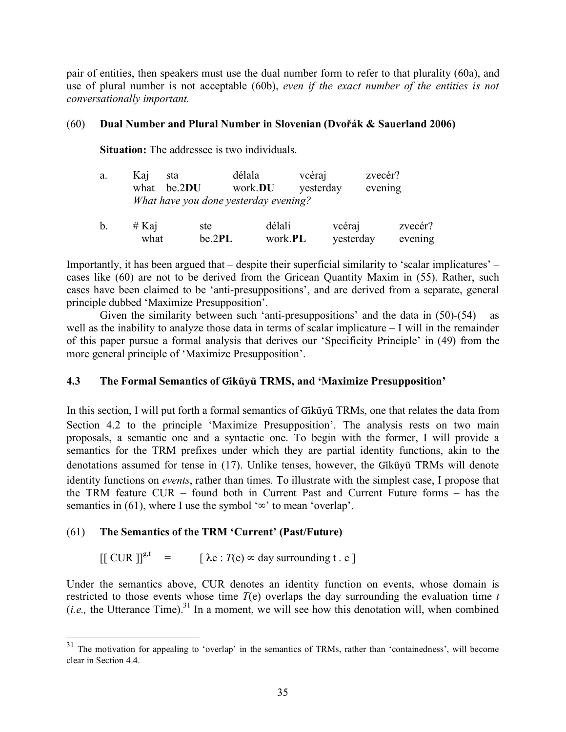pair of entities, then speakers must use the dual number form to refer to that plurality (60a), and use of plural number is not acceptable (60b), *even if the exact number of the entities is not conversationally important.*

(60) **Dual Number and Plural Number in Slovenian (Dvořák & Sauerland 2006)**

**Situation:** The addressee is two individuals.

a. Kaj sta délala vcéraj zvecér?
what be.2**DU** work.**DU** yesterday evening
*What have you done yesterday evening?*

b. # Kaj ste délali vcéraj zvecér?
what be.2**PL** work.**PL** yesterday evening

Importantly, it has been argued that – despite their superficial similarity to 'scalar implicatures' – cases like (60) are not to be derived from the Gricean Quantity Maxim in (55). Rather, such cases have been claimed to be 'anti-presuppositions', and are derived from a separate, general principle dubbed 'Maximize Presupposition'.

Given the similarity between such 'anti-presuppositions' and the data in (50)-(54) – as well as the inability to analyze those data in terms of scalar implicature – I will in the remainder of this paper pursue a formal analysis that derives our 'Specificity Principle' in (49) from the more general principle of 'Maximize Presupposition'.

### 4.3 The Formal Semantics of Gĩkũyũ TRMS, and 'Maximize Presupposition'

In this section, I will put forth a formal semantics of Gĩkũyũ TRMs, one that relates the data from Section 4.2 to the principle 'Maximize Presupposition'. The analysis rests on two main proposals, a semantic one and a syntactic one. To begin with the former, I will provide a semantics for the TRM prefixes under which they are partial identity functions, akin to the denotations assumed for tense in (17). Unlike tenses, however, the Gĩkũyũ TRMs will denote identity functions on *events*, rather than times. To illustrate with the simplest case, I propose that the TRM feature CUR – found both in Current Past and Current Future forms – has the semantics in (61), where I use the symbol '∞' to mean 'overlap'.

(61) **The Semantics of the TRM 'Current' (Past/Future)**

$[[\text{ CUR }]]^{g,t} \quad = \quad [\ \lambda e : T(e) \propto \text{day surrounding } t\ .\ e\ ]$

Under the semantics above, CUR denotes an identity function on events, whose domain is restricted to those events whose time $T(e)$ overlaps the day surrounding the evaluation time $t$ (*i.e.,* the Utterance Time).[31] In a moment, we will see how this denotation will, when combined

[31] The motivation for appealing to 'overlap' in the semantics of TRMs, rather than 'containedness', will become clear in Section 4.4.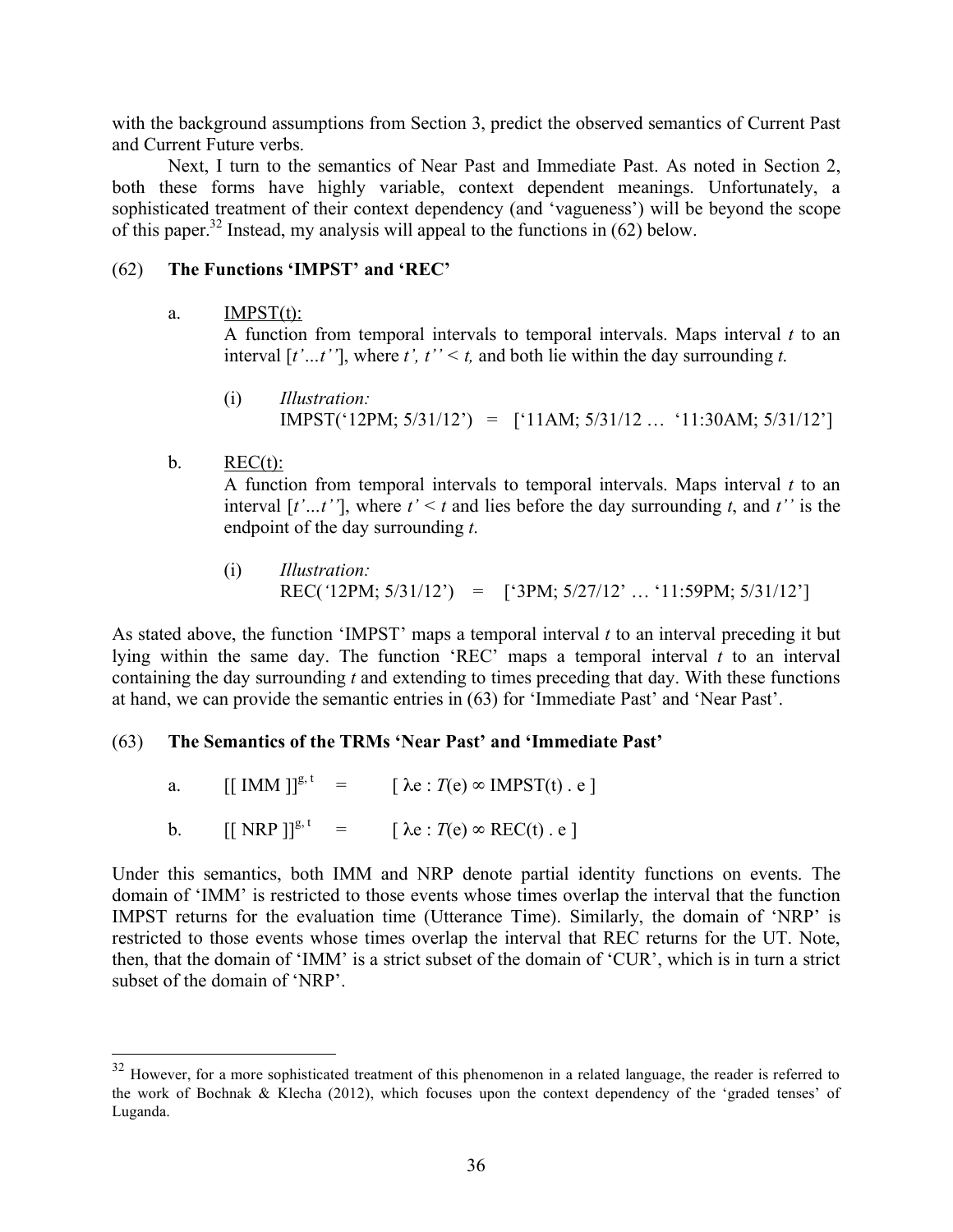with the background assumptions from Section 3, predict the observed semantics of Current Past and Current Future verbs.

Next, I turn to the semantics of Near Past and Immediate Past. As noted in Section 2, both these forms have highly variable, context dependent meanings. Unfortunately, a sophisticated treatment of their context dependency (and 'vagueness') will be beyond the scope of this paper.[32] Instead, my analysis will appeal to the functions in (62) below.

(62) **The Functions 'IMPST' and 'REC'**

a. IMPST(t):
A function from temporal intervals to temporal intervals. Maps interval $t$ to an interval $[t' \ldots t'']$, where $t', t'' < t$, and both lie within the day surrounding $t$.

(i) *Illustration:*
IMPST('12PM; 5/31/12') = ['11AM; 5/31/12 … '11:30AM; 5/31/12']

b. REC(t):
A function from temporal intervals to temporal intervals. Maps interval $t$ to an interval $[t' \ldots t'']$, where $t' < t$ and lies before the day surrounding $t$, and $t''$ is the endpoint of the day surrounding $t$.

(i) *Illustration:*
REC('12PM; 5/31/12') = ['3PM; 5/27/12' … '11:59PM; 5/31/12']

As stated above, the function 'IMPST' maps a temporal interval $t$ to an interval preceding it but lying within the same day. The function 'REC' maps a temporal interval $t$ to an interval containing the day surrounding $t$ and extending to times preceding that day. With these functions at hand, we can provide the semantic entries in (63) for 'Immediate Past' and 'Near Past'.

(63) **The Semantics of the TRMs 'Near Past' and 'Immediate Past'**

a. $[\![ \text{IMM} ]\!]^{g,t} = [\, \lambda e : T(e) \propto \text{IMPST}(t)\,.\, e \,]$

b. $[\![ \text{NRP} ]\!]^{g,t} = [\, \lambda e : T(e) \propto \text{REC}(t)\,.\, e \,]$

Under this semantics, both IMM and NRP denote partial identity functions on events. The domain of 'IMM' is restricted to those events whose times overlap the interval that the function IMPST returns for the evaluation time (Utterance Time). Similarly, the domain of 'NRP' is restricted to those events whose times overlap the interval that REC returns for the UT. Note, then, that the domain of 'IMM' is a strict subset of the domain of 'CUR', which is in turn a strict subset of the domain of 'NRP'.

---

[32] However, for a more sophisticated treatment of this phenomenon in a related language, the reader is referred to the work of Bochnak & Klecha (2012), which focuses upon the context dependency of the 'graded tenses' of Luganda.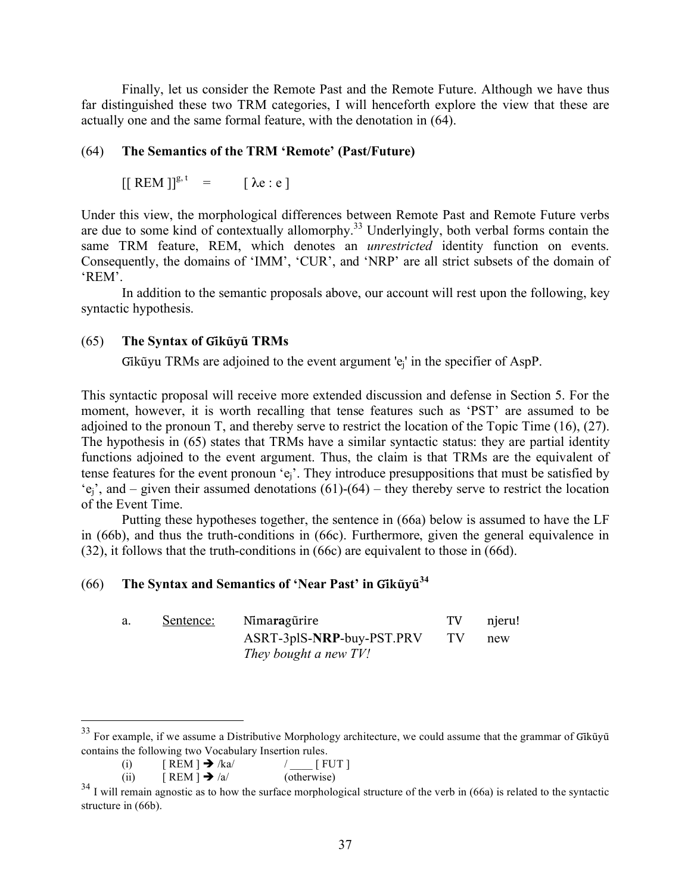Finally, let us consider the Remote Past and the Remote Future. Although we have thus far distinguished these two TRM categories, I will henceforth explore the view that these are actually one and the same formal feature, with the denotation in (64).

(64) **The Semantics of the TRM 'Remote' (Past/Future)**

$[[\text{ REM }]]^{g,\, t} \quad = \quad [\, \lambda e : e\, ]$

Under this view, the morphological differences between Remote Past and Remote Future verbs are due to some kind of contextually allomorphy.[33] Underlyingly, both verbal forms contain the same TRM feature, REM, which denotes an *unrestricted* identity function on events. Consequently, the domains of 'IMM', 'CUR', and 'NRP' are all strict subsets of the domain of 'REM'.

In addition to the semantic proposals above, our account will rest upon the following, key syntactic hypothesis.

(65) **The Syntax of Gĩkũyũ TRMs**

Gĩkũyu TRMs are adjoined to the event argument '$e_j$' in the specifier of AspP.

This syntactic proposal will receive more extended discussion and defense in Section 5. For the moment, however, it is worth recalling that tense features such as 'PST' are assumed to be adjoined to the pronoun T, and thereby serve to restrict the location of the Topic Time (16), (27). The hypothesis in (65) states that TRMs have a similar syntactic status: they are partial identity functions adjoined to the event argument. Thus, the claim is that TRMs are the equivalent of tense features for the event pronoun '$e_j$'. They introduce presuppositions that must be satisfied by '$e_j$', and – given their assumed denotations (61)-(64) – they thereby serve to restrict the location of the Event Time.

Putting these hypotheses together, the sentence in (66a) below is assumed to have the LF in (66b), and thus the truth-conditions in (66c). Furthermore, given the general equivalence in (32), it follows that the truth-conditions in (66c) are equivalent to those in (66d).

(66) **The Syntax and Semantics of 'Near Past' in Gĩkũyũ**[34]

| a. | Sentence: | Nĩma**ra**gũrire | TV | njeru! |
|---|---|---|---|---|
| | | ASRT-3plS-**NRP**-buy-PST.PRV | TV | new |
| | | *They bought a new TV!* | | |

---

[33] For example, if we assume a Distributive Morphology architecture, we could assume that the grammar of Gĩkũyũ contains the following two Vocabulary Insertion rules.

(i) [ REM ] → /ka/ / ____ [ FUT ]

(ii) [ REM ] → /a/ (otherwise)

[34] I will remain agnostic as to how the surface morphological structure of the verb in (66a) is related to the syntactic structure in (66b).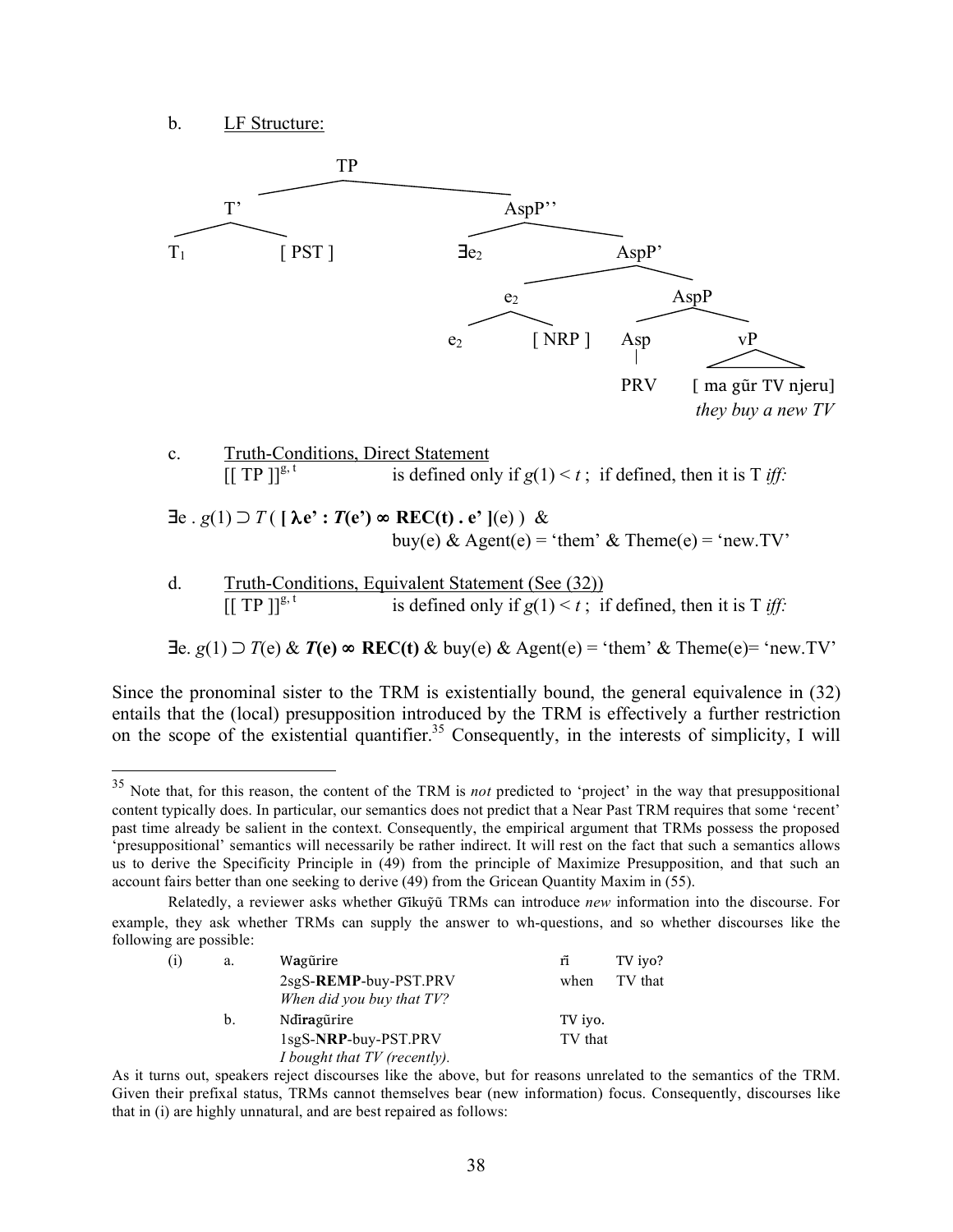b. LF Structure:

```
                    TP
          ___________|___________
         T'                      AspP''
      ___|___              ______|______
     T1     [ PST ]       ∃e2           AspP'
                                  _______|_______
                                 e2             AspP
                              ___|___        ____|____
                             e2    [ NRP ]  Asp       vP
                                             |        /\
                                            PRV  [ ma gũr TV njeru]
                                                 they buy a new TV
```

c. Truth-Conditions, Direct Statement

$[[\text{ TP }]]^{g,\,t}$ is defined only if $g(1) < t$ ; if defined, then it is T *iff:*

$\exists e \,.\, g(1) \supset T\,(\,\mathbf{[\,\lambda e' : \mathit{T}(e') \propto REC(t)\,.\,e'\,]}(e)\,)$ & buy(e) & Agent(e) = 'them' & Theme(e) = 'new.TV'

d. Truth-Conditions, Equivalent Statement (See (32))

$[[\text{ TP }]]^{g,\,t}$ is defined only if $g(1) < t$ ; if defined, then it is T *iff:*

$\exists e.\; g(1) \supset T(e)$ & $\boldsymbol{T(e) \propto \mathrm{REC}(t)}$ & buy(e) & Agent(e) = 'them' & Theme(e)= 'new.TV'

Since the pronominal sister to the TRM is existentially bound, the general equivalence in (32) entails that the (local) presupposition introduced by the TRM is effectively a further restriction on the scope of the existential quantifier.[35] Consequently, in the interests of simplicity, I will

---

[35] Note that, for this reason, the content of the TRM is *not* predicted to 'project' in the way that presuppositional content typically does. In particular, our semantics does not predict that a Near Past TRM requires that some 'recent' past time already be salient in the context. Consequently, the empirical argument that TRMs possess the proposed 'presuppositional' semantics will necessarily be rather indirect. It will rest on the fact that such a semantics allows us to derive the Specificity Principle in (49) from the principle of Maximize Presupposition, and that such an account fairs better than one seeking to derive (49) from the Gricean Quantity Maxim in (55).

Relatedly, a reviewer asks whether Gĩkũyũ TRMs can introduce *new* information into the discourse. For example, they ask whether TRMs can supply the answer to wh-questions, and so whether discourses like the following are possible:

(i) a. Wagũrire rĩ TV iyo?
2sgS-**REMP**-buy-PST.PRV when TV that
*When did you buy that TV?*

b. Ndĩ**ra**gũrire TV iyo.
1sgS-**NRP**-buy-PST.PRV TV that
*I bought that TV (recently).*

As it turns out, speakers reject discourses like the above, but for reasons unrelated to the semantics of the TRM. Given their prefixal status, TRMs cannot themselves bear (new information) focus. Consequently, discourses like that in (i) are highly unnatural, and are best repaired as follows: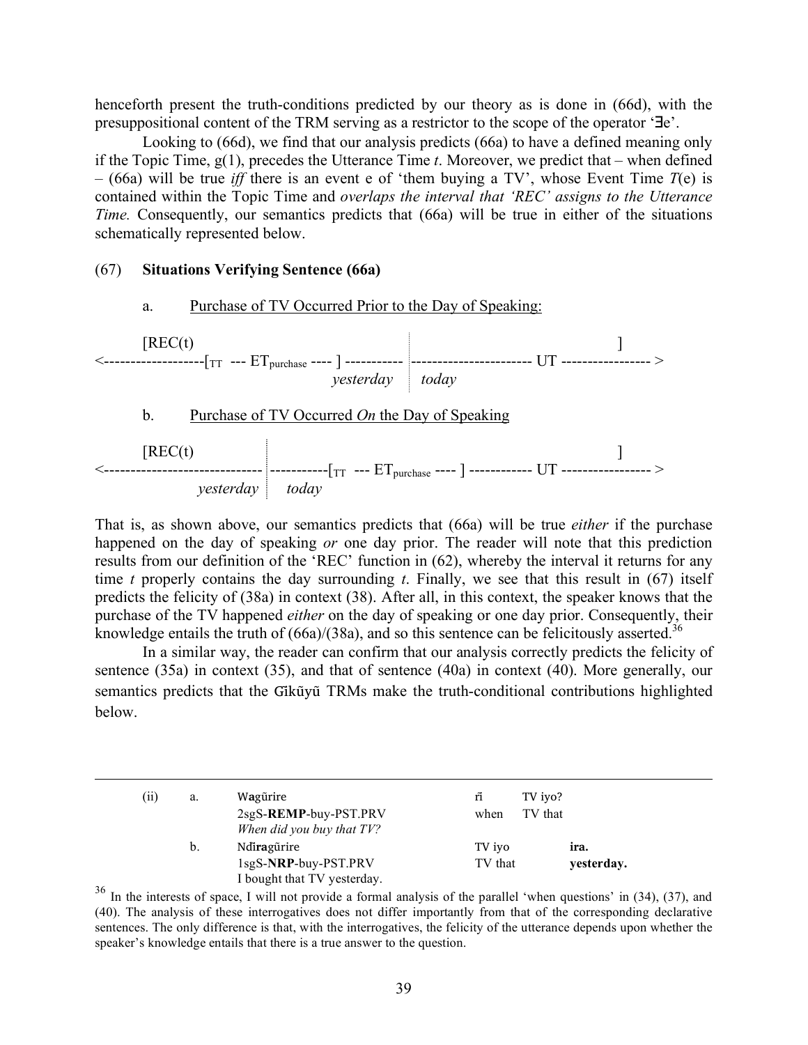henceforth present the truth-conditions predicted by our theory as is done in (66d), with the presuppositional content of the TRM serving as a restrictor to the scope of the operator '∃e'.

Looking to (66d), we find that our analysis predicts (66a) to have a defined meaning only if the Topic Time, g(1), precedes the Utterance Time *t*. Moreover, we predict that – when defined – (66a) will be true *iff* there is an event e of 'them buying a TV', whose Event Time *T*(e) is contained within the Topic Time and *overlaps the interval that 'REC' assigns to the Utterance Time.* Consequently, our semantics predicts that (66a) will be true in either of the situations schematically represented below.

(67) **Situations Verifying Sentence (66a)**

a. Purchase of TV Occurred Prior to the Day of Speaking:

```
        [REC(t)                                                                    ]
<-------------------[TT  --- ET_purchase ---- ] ----------- ¦----------------------- UT ----------------- >
                                           yesterday   ¦  today
```

b. Purchase of TV Occurred *On* the Day of Speaking

```
        [REC(t)                                                                    ]
<------------------------------ ¦-----------[TT  --- ET_purchase ---- ] ------------ UT ----------------- >
                     yesterday  ¦   today
```

That is, as shown above, our semantics predicts that (66a) will be true *either* if the purchase happened on the day of speaking *or* one day prior. The reader will note that this prediction results from our definition of the 'REC' function in (62), whereby the interval it returns for any time *t* properly contains the day surrounding *t*. Finally, we see that this result in (67) itself predicts the felicity of (38a) in context (38). After all, in this context, the speaker knows that the purchase of the TV happened *either* on the day of speaking or one day prior. Consequently, their knowledge entails the truth of (66a)/(38a), and so this sentence can be felicitously asserted.[36]

In a similar way, the reader can confirm that our analysis correctly predicts the felicity of sentence (35a) in context (35), and that of sentence (40a) in context (40). More generally, our semantics predicts that the Gĩkũyũ TRMs make the truth-conditional contributions highlighted below.

---

(ii) a. Wagũrire rĩ TV iyo?
2sgS-**REMP**-buy-PST.PRV when TV that
*When did you buy that TV?*

b. Ndĩ**ra**gũrire TV iyo **ira.**
1sgS-**NRP**-buy-PST.PRV TV that **yesterday.**
I bought that TV yesterday.

[36] In the interests of space, I will not provide a formal analysis of the parallel 'when questions' in (34), (37), and (40). The analysis of these interrogatives does not differ importantly from that of the corresponding declarative sentences. The only difference is that, with the interrogatives, the felicity of the utterance depends upon whether the speaker's knowledge entails that there is a true answer to the question.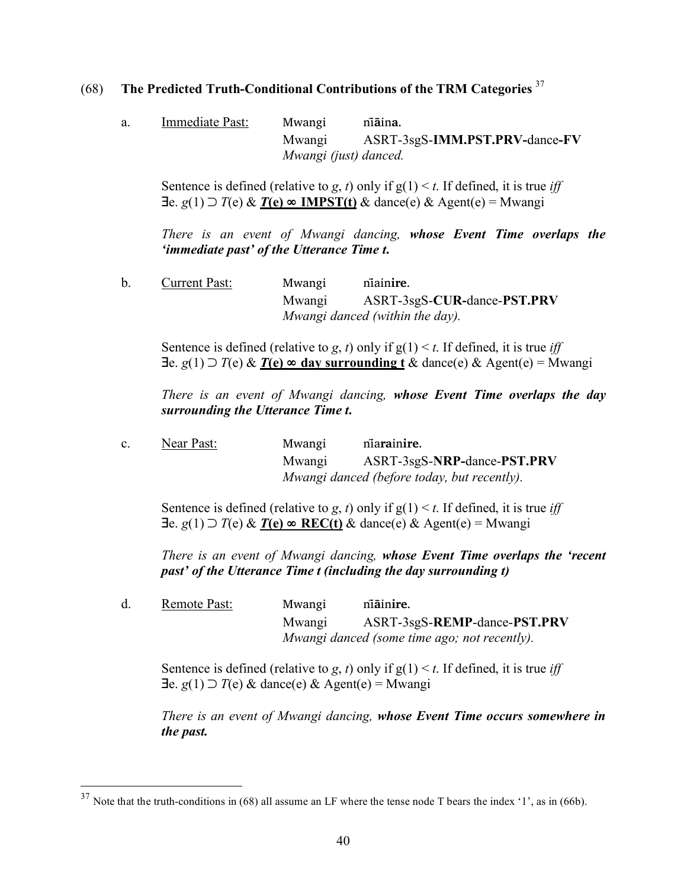(68) **The Predicted Truth-Conditional Contributions of the TRM Categories** [37]

a. Immediate Past: Mwangi nĩ**ā**in**a**.
Mwangi ASRT-3sgS-**IMM.PST.PRV-**dance**-FV**
*Mwangi (just) danced.*

Sentence is defined (relative to $g$, $t$) only if $g(1) < t$. If defined, it is true *iff*
$\exists e.\ g(1) \supset T(e)$ & ***T(e)* ∞ IMPST(t)** & dance(e) & Agent(e) = Mwangi

*There is an event of Mwangi dancing,* ***whose Event Time overlaps the 'immediate past' of the Utterance Time t.***

b. Current Past: Mwangi nĩain**ire**.
Mwangi ASRT-3sgS-**CUR-**dance-**PST.PRV**
*Mwangi danced (within the day).*

Sentence is defined (relative to $g$, $t$) only if $g(1) < t$. If defined, it is true *iff*
$\exists e.\ g(1) \supset T(e)$ & ***T(e)* ∞ day surrounding t** & dance(e) & Agent(e) = Mwangi

*There is an event of Mwangi dancing,* ***whose Event Time overlaps the day surrounding the Utterance Time t.***

c. Near Past: Mwangi nĩa**ra**in**ire**.
Mwangi ASRT-3sgS-**NRP-**dance-**PST.PRV**
*Mwangi danced (before today, but recently).*

Sentence is defined (relative to $g$, $t$) only if $g(1) < t$. If defined, it is true *iff*
$\exists e.\ g(1) \supset T(e)$ & ***T(e)* ∞ REC(t)** & dance(e) & Agent(e) = Mwangi

*There is an event of Mwangi dancing,* ***whose Event Time overlaps the 'recent past' of the Utterance Time t (including the day surrounding t)***

d. Remote Past: Mwangi nĩ**ā**in**ire**.
Mwangi ASRT-3sgS-**REMP**-dance-**PST.PRV**
*Mwangi danced (some time ago; not recently).*

Sentence is defined (relative to $g$, $t$) only if $g(1) < t$. If defined, it is true *iff*
$\exists e.\ g(1) \supset T(e)$ & dance(e) & Agent(e) = Mwangi

*There is an event of Mwangi dancing,* ***whose Event Time occurs somewhere in the past.***

---

[37] Note that the truth-conditions in (68) all assume an LF where the tense node T bears the index '1', as in (66b).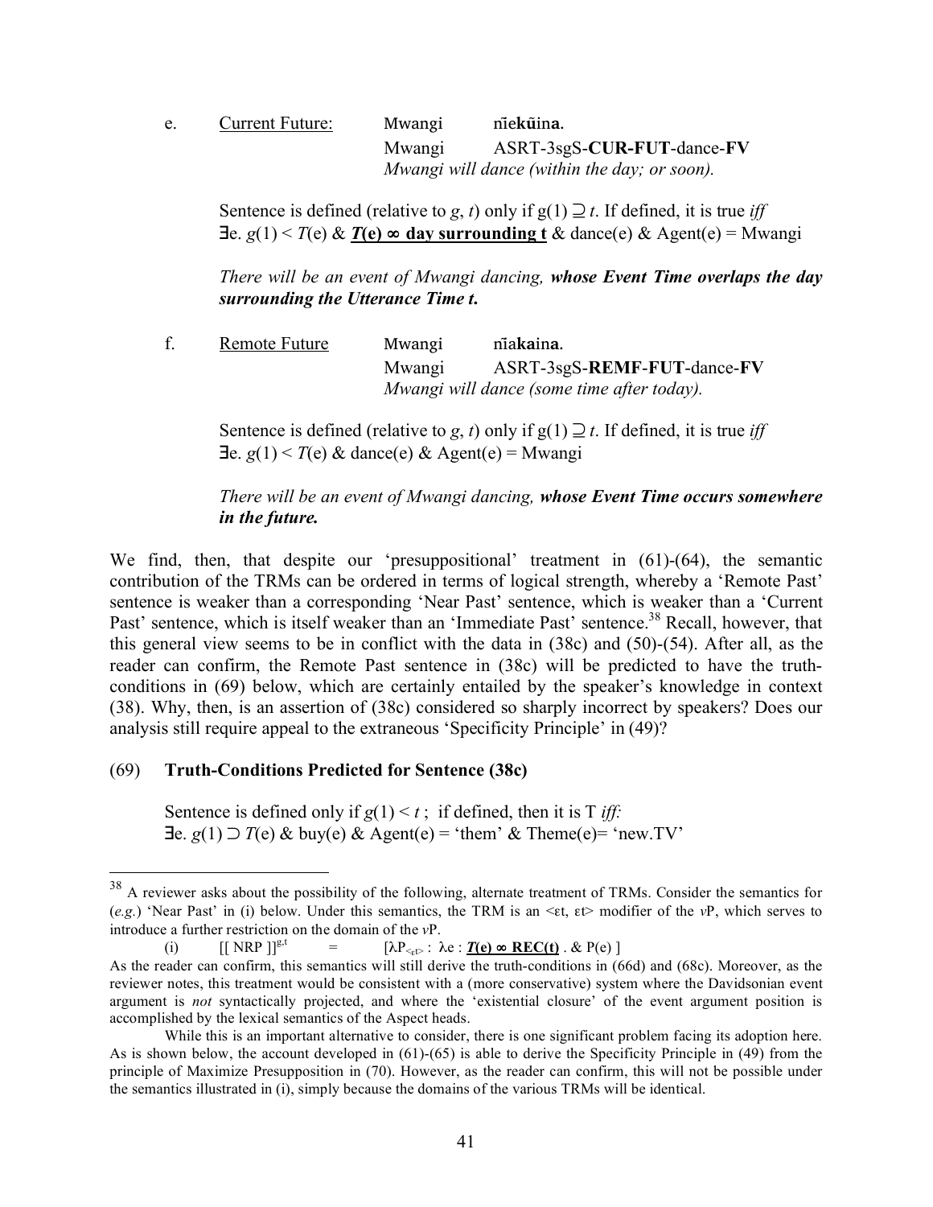e. Current Future: Mwangi **nĩekũina**.

Mwangi ASRT-3sgS-**CUR-FUT**-dance-**FV**

*Mwangi will dance (within the day; or soon).*

Sentence is defined (relative to $g$, $t$) only if $g(1) \supseteq t$. If defined, it is true *iff* $\exists$e. $g(1) < T(e)$ & ***T*(e) ∞ day surrounding t** & dance(e) & Agent(e) = Mwangi

*There will be an event of Mwangi dancing,* ***whose Event Time overlaps the day surrounding the Utterance Time t.***

f. Remote Future Mwangi **nĩakaina**.

Mwangi ASRT-3sgS-**REMF-FUT**-dance-**FV**

*Mwangi will dance (some time after today).*

Sentence is defined (relative to $g$, $t$) only if $g(1) \supseteq t$. If defined, it is true *iff* $\exists$e. $g(1) < T(e)$ & dance(e) & Agent(e) = Mwangi

*There will be an event of Mwangi dancing,* ***whose Event Time occurs somewhere in the future.***

We find, then, that despite our 'presuppositional' treatment in (61)-(64), the semantic contribution of the TRMs can be ordered in terms of logical strength, whereby a 'Remote Past' sentence is weaker than a corresponding 'Near Past' sentence, which is weaker than a 'Current Past' sentence, which is itself weaker than an 'Immediate Past' sentence.[38] Recall, however, that this general view seems to be in conflict with the data in (38c) and (50)-(54). After all, as the reader can confirm, the Remote Past sentence in (38c) will be predicted to have the truth-conditions in (69) below, which are certainly entailed by the speaker's knowledge in context (38). Why, then, is an assertion of (38c) considered so sharply incorrect by speakers? Does our analysis still require appeal to the extraneous 'Specificity Principle' in (49)?

(69) **Truth-Conditions Predicted for Sentence (38c)**

Sentence is defined only if $g(1) < t$ ; if defined, then it is T *iff:* $\exists$e. $g(1) \supset T(e)$ & buy(e) & Agent(e) = 'them' & Theme(e)= 'new.TV'

---

[38] A reviewer asks about the possibility of the following, alternate treatment of TRMs. Consider the semantics for (*e.g.*) 'Near Past' in (i) below. Under this semantics, the TRM is an <εt, εt> modifier of the *v*P, which serves to introduce a further restriction on the domain of the *v*P.

(i) $[[\text{ NRP }]]^{g,t}$ = $[\lambda P_{<\varepsilon t>} : \lambda e :$ ***T*(e) ∞ REC(t)** . & P(e) ]

As the reader can confirm, this semantics will still derive the truth-conditions in (66d) and (68c). Moreover, as the reviewer notes, this treatment would be consistent with a (more conservative) system where the Davidsonian event argument is *not* syntactically projected, and where the 'existential closure' of the event argument position is accomplished by the lexical semantics of the Aspect heads.

While this is an important alternative to consider, there is one significant problem facing its adoption here. As is shown below, the account developed in (61)-(65) is able to derive the Specificity Principle in (49) from the principle of Maximize Presupposition in (70). However, as the reader can confirm, this will not be possible under the semantics illustrated in (i), simply because the domains of the various TRMs will be identical.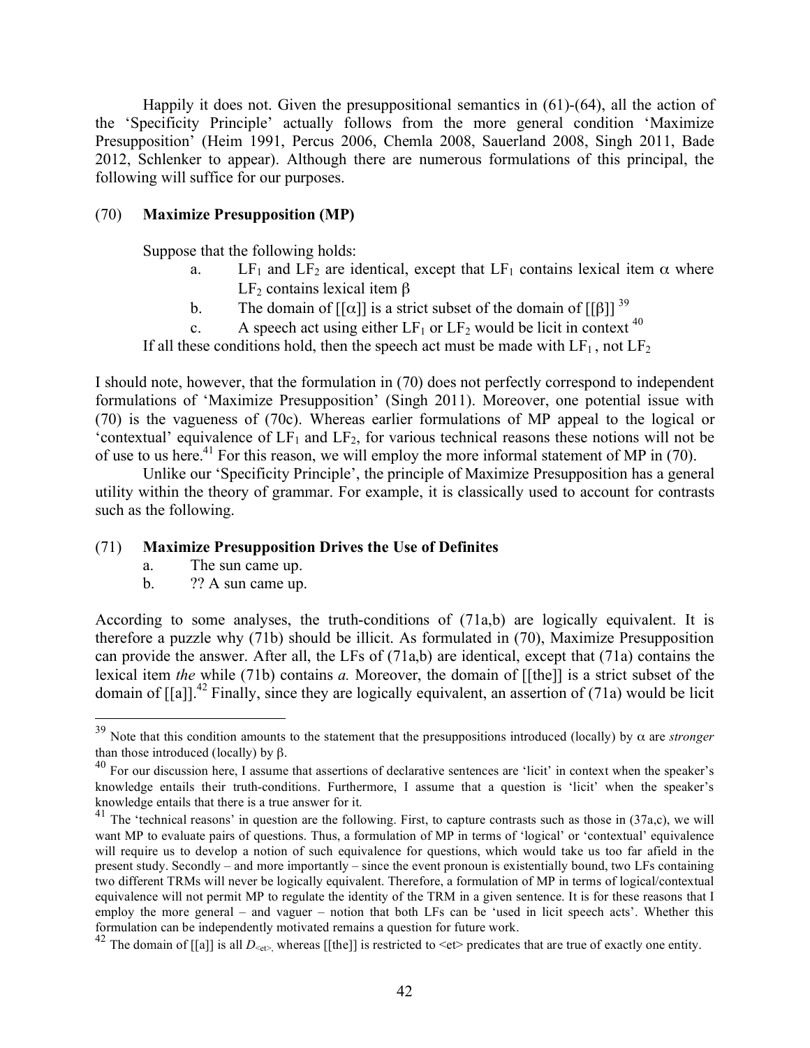Happily it does not. Given the presuppositional semantics in (61)-(64), all the action of the 'Specificity Principle' actually follows from the more general condition 'Maximize Presupposition' (Heim 1991, Percus 2006, Chemla 2008, Sauerland 2008, Singh 2011, Bade 2012, Schlenker to appear). Although there are numerous formulations of this principal, the following will suffice for our purposes.

(70) **Maximize Presupposition (MP)**

Suppose that the following holds:

a. $LF_1$ and $LF_2$ are identical, except that $LF_1$ contains lexical item $\alpha$ where $LF_2$ contains lexical item $\beta$

b. The domain of $[[\alpha]]$ is a strict subset of the domain of $[[\beta]]$ [39]

c. A speech act using either $LF_1$ or $LF_2$ would be licit in context [40]

If all these conditions hold, then the speech act must be made with $LF_1$, not $LF_2$

I should note, however, that the formulation in (70) does not perfectly correspond to independent formulations of 'Maximize Presupposition' (Singh 2011). Moreover, one potential issue with (70) is the vagueness of (70c). Whereas earlier formulations of MP appeal to the logical or 'contextual' equivalence of $LF_1$ and $LF_2$, for various technical reasons these notions will not be of use to us here.[41] For this reason, we will employ the more informal statement of MP in (70).

Unlike our 'Specificity Principle', the principle of Maximize Presupposition has a general utility within the theory of grammar. For example, it is classically used to account for contrasts such as the following.

(71) **Maximize Presupposition Drives the Use of Definites**

a. The sun came up.

b. ?? A sun came up.

According to some analyses, the truth-conditions of (71a,b) are logically equivalent. It is therefore a puzzle why (71b) should be illicit. As formulated in (70), Maximize Presupposition can provide the answer. After all, the LFs of (71a,b) are identical, except that (71a) contains the lexical item *the* while (71b) contains *a.* Moreover, the domain of [[the]] is a strict subset of the domain of [[a]].[42] Finally, since they are logically equivalent, an assertion of (71a) would be licit

---

[39] Note that this condition amounts to the statement that the presuppositions introduced (locally) by $\alpha$ are *stronger* than those introduced (locally) by $\beta$.

[40] For our discussion here, I assume that assertions of declarative sentences are 'licit' in context when the speaker's knowledge entails their truth-conditions. Furthermore, I assume that a question is 'licit' when the speaker's knowledge entails that there is a true answer for it.

[41] The 'technical reasons' in question are the following. First, to capture contrasts such as those in (37a,c), we will want MP to evaluate pairs of questions. Thus, a formulation of MP in terms of 'logical' or 'contextual' equivalence will require us to develop a notion of such equivalence for questions, which would take us too far afield in the present study. Secondly – and more importantly – since the event pronoun is existentially bound, two LFs containing two different TRMs will never be logically equivalent. Therefore, a formulation of MP in terms of logical/contextual equivalence will not permit MP to regulate the identity of the TRM in a given sentence. It is for these reasons that I employ the more general – and vaguer – notion that both LFs can be 'used in licit speech acts'. Whether this formulation can be independently motivated remains a question for future work.

[42] The domain of [[a]] is all $D_{<et>}$, whereas [[the]] is restricted to <et> predicates that are true of exactly one entity.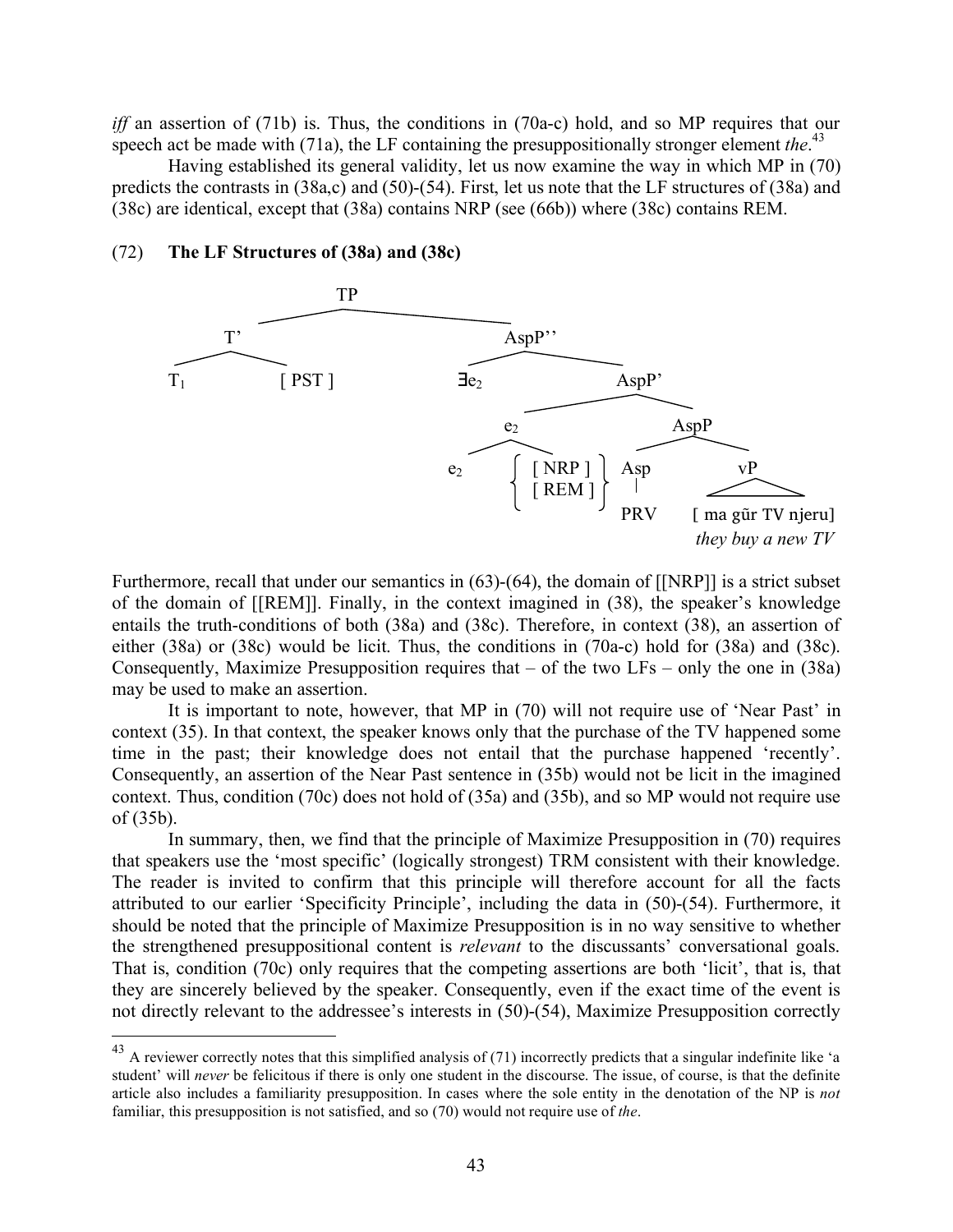*iff* an assertion of (71b) is. Thus, the conditions in (70a-c) hold, and so MP requires that our speech act be made with (71a), the LF containing the presuppositionally stronger element *the*.[43]

Having established its general validity, let us now examine the way in which MP in (70) predicts the contrasts in (38a,c) and (50)-(54). First, let us note that the LF structures of (38a) and (38c) are identical, except that (38a) contains NRP (see (66b)) where (38c) contains REM.

(72) **The LF Structures of (38a) and (38c)**

```
TP
├── T'
│   ├── T1
│   └── [ PST ]
└── AspP''
    ├── ∃e2
    └── AspP'
        ├── e2
        │   ├── e2
        │   └── { [ NRP ] / [ REM ] }
        └── AspP
            ├── Asp
            │   └── PRV
            └── vP
                └── [ ma gũr TV njeru]
                    they buy a new TV
```

Furthermore, recall that under our semantics in (63)-(64), the domain of [[NRP]] is a strict subset of the domain of [[REM]]. Finally, in the context imagined in (38), the speaker's knowledge entails the truth-conditions of both (38a) and (38c). Therefore, in context (38), an assertion of either (38a) or (38c) would be licit. Thus, the conditions in (70a-c) hold for (38a) and (38c). Consequently, Maximize Presupposition requires that – of the two LFs – only the one in (38a) may be used to make an assertion.

It is important to note, however, that MP in (70) will not require use of 'Near Past' in context (35). In that context, the speaker knows only that the purchase of the TV happened some time in the past; their knowledge does not entail that the purchase happened 'recently'. Consequently, an assertion of the Near Past sentence in (35b) would not be licit in the imagined context. Thus, condition (70c) does not hold of (35a) and (35b), and so MP would not require use of (35b).

In summary, then, we find that the principle of Maximize Presupposition in (70) requires that speakers use the 'most specific' (logically strongest) TRM consistent with their knowledge. The reader is invited to confirm that this principle will therefore account for all the facts attributed to our earlier 'Specificity Principle', including the data in (50)-(54). Furthermore, it should be noted that the principle of Maximize Presupposition is in no way sensitive to whether the strengthened presuppositional content is *relevant* to the discussants' conversational goals. That is, condition (70c) only requires that the competing assertions are both 'licit', that is, that they are sincerely believed by the speaker. Consequently, even if the exact time of the event is not directly relevant to the addressee's interests in (50)-(54), Maximize Presupposition correctly

---

[43] A reviewer correctly notes that this simplified analysis of (71) incorrectly predicts that a singular indefinite like 'a student' will *never* be felicitous if there is only one student in the discourse. The issue, of course, is that the definite article also includes a familiarity presupposition. In cases where the sole entity in the denotation of the NP is *not* familiar, this presupposition is not satisfied, and so (70) would not require use of *the*.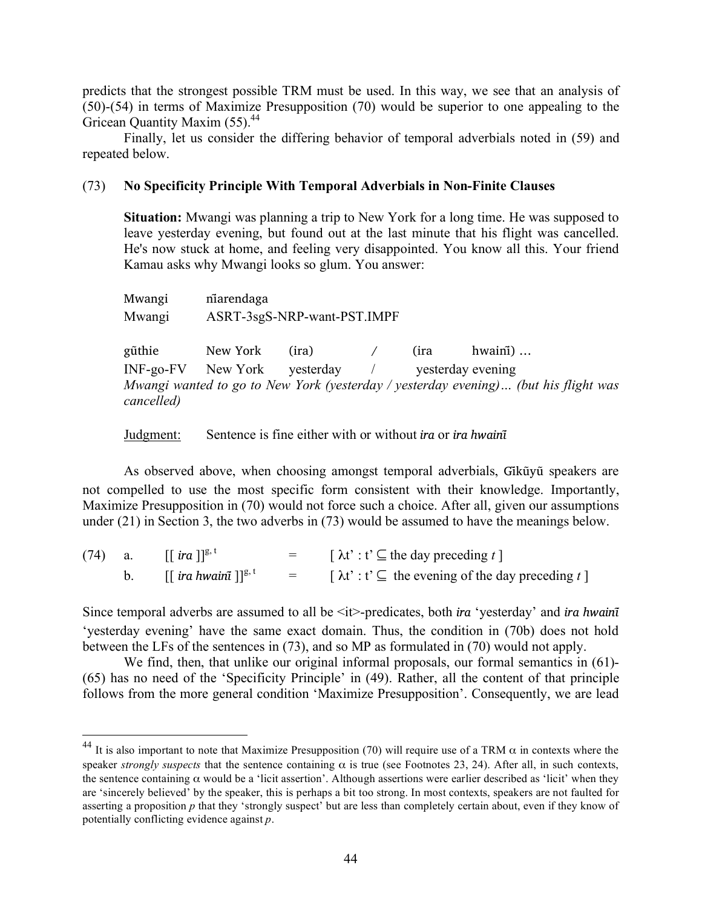predicts that the strongest possible TRM must be used. In this way, we see that an analysis of (50)-(54) in terms of Maximize Presupposition (70) would be superior to one appealing to the Gricean Quantity Maxim (55).[44]

Finally, let us consider the differing behavior of temporal adverbials noted in (59) and repeated below.

(73) **No Specificity Principle With Temporal Adverbials in Non-Finite Clauses**

**Situation:** Mwangi was planning a trip to New York for a long time. He was supposed to leave yesterday evening, but found out at the last minute that his flight was cancelled. He's now stuck at home, and feeling very disappointed. You know all this. Your friend Kamau asks why Mwangi looks so glum. You answer:

| Mwangi | nĩarendaga | | | | |
|---|---|---|---|---|---|
| Mwangi | ASRT-3sgS-NRP-want-PST.IMPF | | | | |
| gũthie | New York | (ira) | / | (ira | hwainĩ) … |
| INF-go-FV | New York | yesterday | / | yesterday evening | |

*Mwangi wanted to go to New York (yesterday / yesterday evening)… (but his flight was cancelled)*

Judgment: Sentence is fine either with or without *ira* or *ira hwainĩ*

As observed above, when choosing amongst temporal adverbials, Gĩkũyũ speakers are not compelled to use the most specific form consistent with their knowledge. Importantly, Maximize Presupposition in (70) would not force such a choice. After all, given our assumptions under (21) in Section 3, the two adverbs in (73) would be assumed to have the meanings below.

(74) a. $[[\, \textit{ira}\, ]]^{g,\, t}$ = $[\ \lambda t' : t' \subseteq$ the day preceding $t\ ]$

b. $[[\, \textit{ira hwainĩ}\, ]]^{g,\, t}$ = $[\ \lambda t' : t' \subseteq$ the evening of the day preceding $t\ ]$

Since temporal adverbs are assumed to all be <it>-predicates, both *ira* 'yesterday' and *ira hwainĩ* 'yesterday evening' have the same exact domain. Thus, the condition in (70b) does not hold between the LFs of the sentences in (73), and so MP as formulated in (70) would not apply.

We find, then, that unlike our original informal proposals, our formal semantics in (61)-(65) has no need of the 'Specificity Principle' in (49). Rather, all the content of that principle follows from the more general condition 'Maximize Presupposition'. Consequently, we are lead

---

[44] It is also important to note that Maximize Presupposition (70) will require use of a TRM $\alpha$ in contexts where the speaker *strongly suspects* that the sentence containing $\alpha$ is true (see Footnotes 23, 24). After all, in such contexts, the sentence containing $\alpha$ would be a 'licit assertion'. Although assertions were earlier described as 'licit' when they are 'sincerely believed' by the speaker, this is perhaps a bit too strong. In most contexts, speakers are not faulted for asserting a proposition *p* that they 'strongly suspect' but are less than completely certain about, even if they know of potentially conflicting evidence against *p*.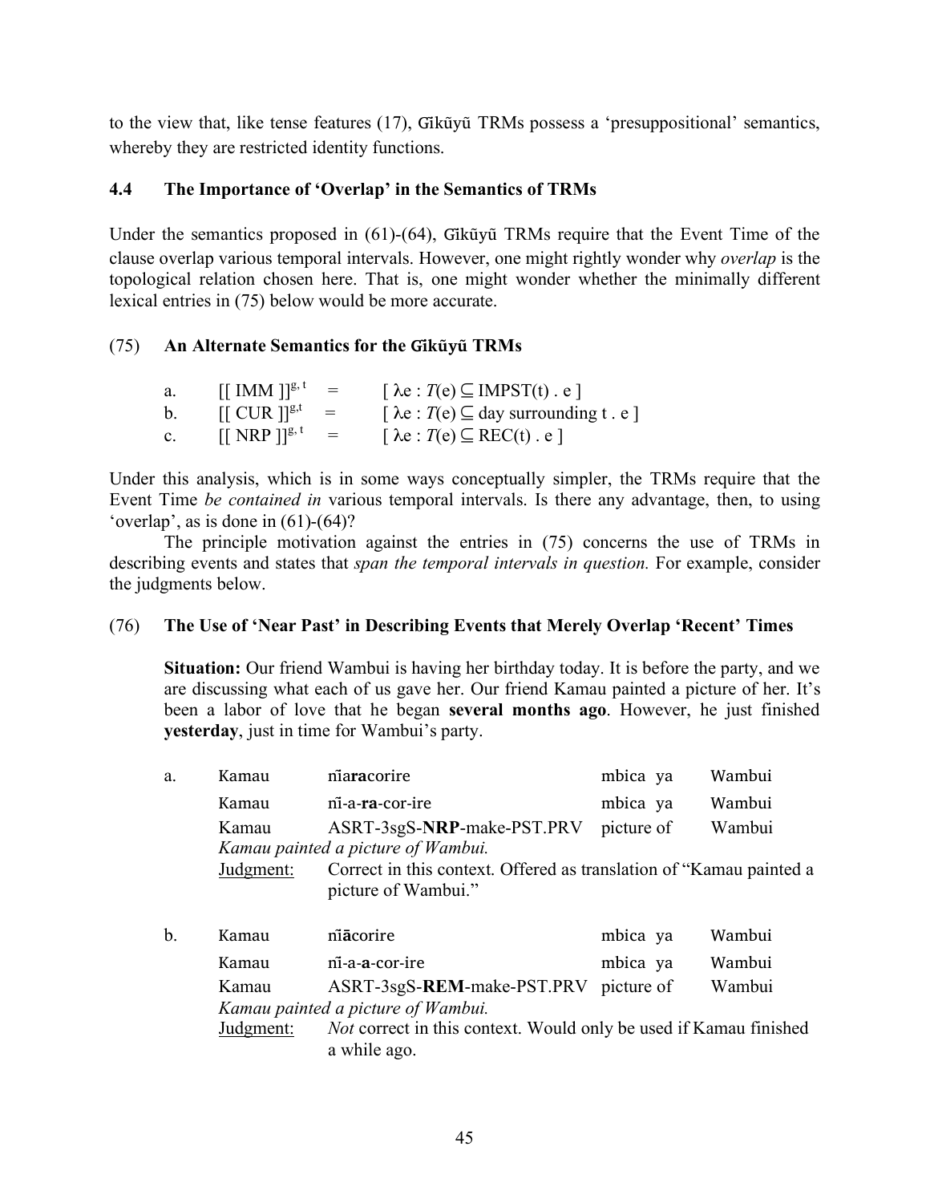to the view that, like tense features (17), Gĩkũyũ TRMs possess a 'presuppositional' semantics, whereby they are restricted identity functions.

### 4.4 The Importance of 'Overlap' in the Semantics of TRMs

Under the semantics proposed in (61)-(64), Gĩkũyũ TRMs require that the Event Time of the clause overlap various temporal intervals. However, one might rightly wonder why *overlap* is the topological relation chosen here. That is, one might wonder whether the minimally different lexical entries in (75) below would be more accurate.

(75) **An Alternate Semantics for the Gĩkũyũ TRMs**

a. $[[\text{ IMM }]]^{g,t}$ = $[\, \lambda e : T(e) \subseteq \text{IMPST}(t)\, .\ e\,]$

b. $[[\text{ CUR }]]^{g,t}$ = $[\, \lambda e : T(e) \subseteq \text{day surrounding } t\, .\ e\,]$

c. $[[\text{ NRP }]]^{g,t}$ = $[\, \lambda e : T(e) \subseteq \text{REC}(t)\, .\ e\,]$

Under this analysis, which is in some ways conceptually simpler, the TRMs require that the Event Time *be contained in* various temporal intervals. Is there any advantage, then, to using 'overlap', as is done in (61)-(64)?

The principle motivation against the entries in (75) concerns the use of TRMs in describing events and states that *span the temporal intervals in question.* For example, consider the judgments below.

(76) **The Use of 'Near Past' in Describing Events that Merely Overlap 'Recent' Times**

**Situation:** Our friend Wambui is having her birthday today. It is before the party, and we are discussing what each of us gave her. Our friend Kamau painted a picture of her. It's been a labor of love that he began **several months ago**. However, he just finished **yesterday**, just in time for Wambui's party.

a. Kamau nĩa**ra**corire mbica ya Wambui
   Kamau nĩ-a-**ra**-cor-ire mbica ya Wambui
   Kamau ASRT-3sgS-**NRP**-make-PST.PRV picture of Wambui
   *Kamau painted a picture of Wambui.*
   Judgment: Correct in this context. Offered as translation of "Kamau painted a picture of Wambui."

b. Kamau nĩ**ā**corire mbica ya Wambui
   Kamau nĩ-a-**a**-cor-ire mbica ya Wambui
   Kamau ASRT-3sgS-**REM**-make-PST.PRV picture of Wambui
   *Kamau painted a picture of Wambui.*
   Judgment: *Not* correct in this context. Would only be used if Kamau finished a while ago.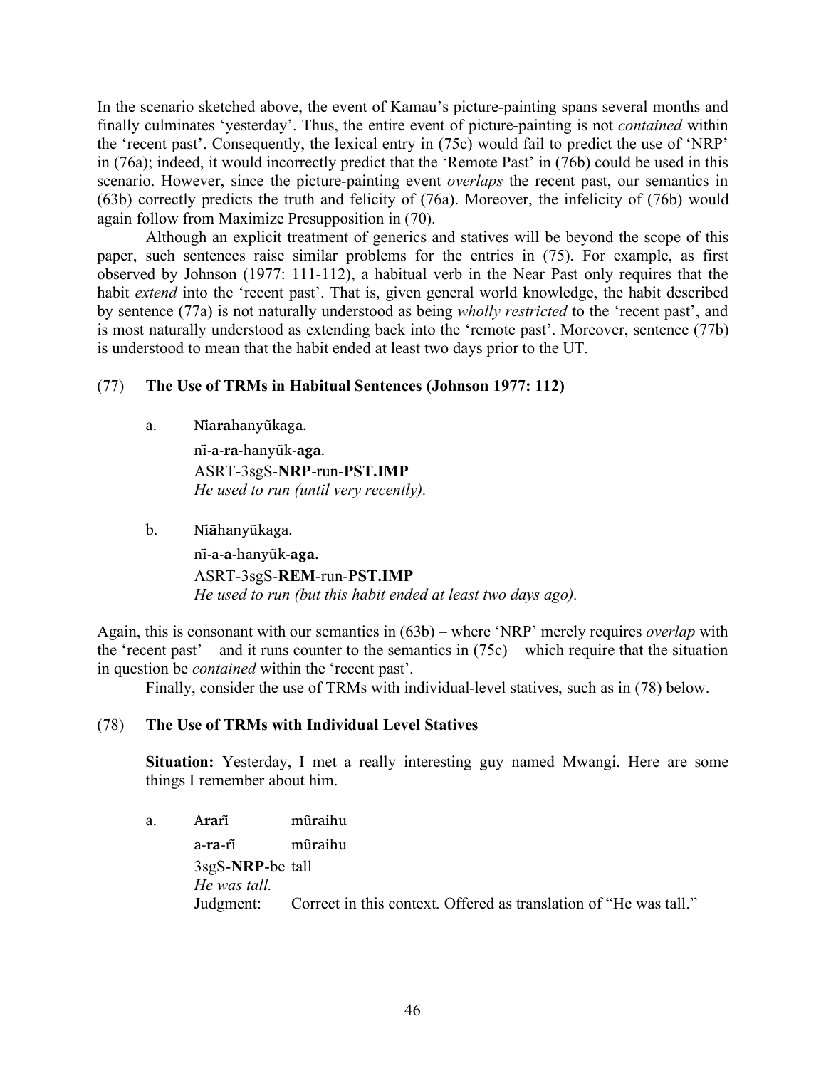In the scenario sketched above, the event of Kamau's picture-painting spans several months and finally culminates 'yesterday'. Thus, the entire event of picture-painting is not *contained* within the 'recent past'. Consequently, the lexical entry in (75c) would fail to predict the use of 'NRP' in (76a); indeed, it would incorrectly predict that the 'Remote Past' in (76b) could be used in this scenario. However, since the picture-painting event *overlaps* the recent past, our semantics in (63b) correctly predicts the truth and felicity of (76a). Moreover, the infelicity of (76b) would again follow from Maximize Presupposition in (70).

Although an explicit treatment of generics and statives will be beyond the scope of this paper, such sentences raise similar problems for the entries in (75). For example, as first observed by Johnson (1977: 111-112), a habitual verb in the Near Past only requires that the habit *extend* into the 'recent past'. That is, given general world knowledge, the habit described by sentence (77a) is not naturally understood as being *wholly restricted* to the 'recent past', and is most naturally understood as extending back into the 'remote past'. Moreover, sentence (77b) is understood to mean that the habit ended at least two days prior to the UT.

(77) **The Use of TRMs in Habitual Sentences (Johnson 1977: 112)**

a. Nĩa**ra**hanyũkaga.
   nĩ-a-**ra**-hanyũk-**aga**.
   ASRT-3sgS-**NRP**-run-**PST.IMP**
   *He used to run (until very recently).*

b. Nĩ**ā**hanyũkaga.
   nĩ-a-**a**-hanyũk-**aga**.
   ASRT-3sgS-**REM**-run-**PST.IMP**
   *He used to run (but this habit ended at least two days ago).*

Again, this is consonant with our semantics in (63b) – where 'NRP' merely requires *overlap* with the 'recent past' – and it runs counter to the semantics in (75c) – which require that the situation in question be *contained* within the 'recent past'.

Finally, consider the use of TRMs with individual-level statives, such as in (78) below.

(78) **The Use of TRMs with Individual Level Statives**

**Situation:** Yesterday, I met a really interesting guy named Mwangi. Here are some things I remember about him.

a. A**ra**rĩ mũraihu
   a-**ra**-rĩ mũraihu
   3sgS-**NRP**-be tall
   *He was tall.*
   Judgment: Correct in this context. Offered as translation of "He was tall."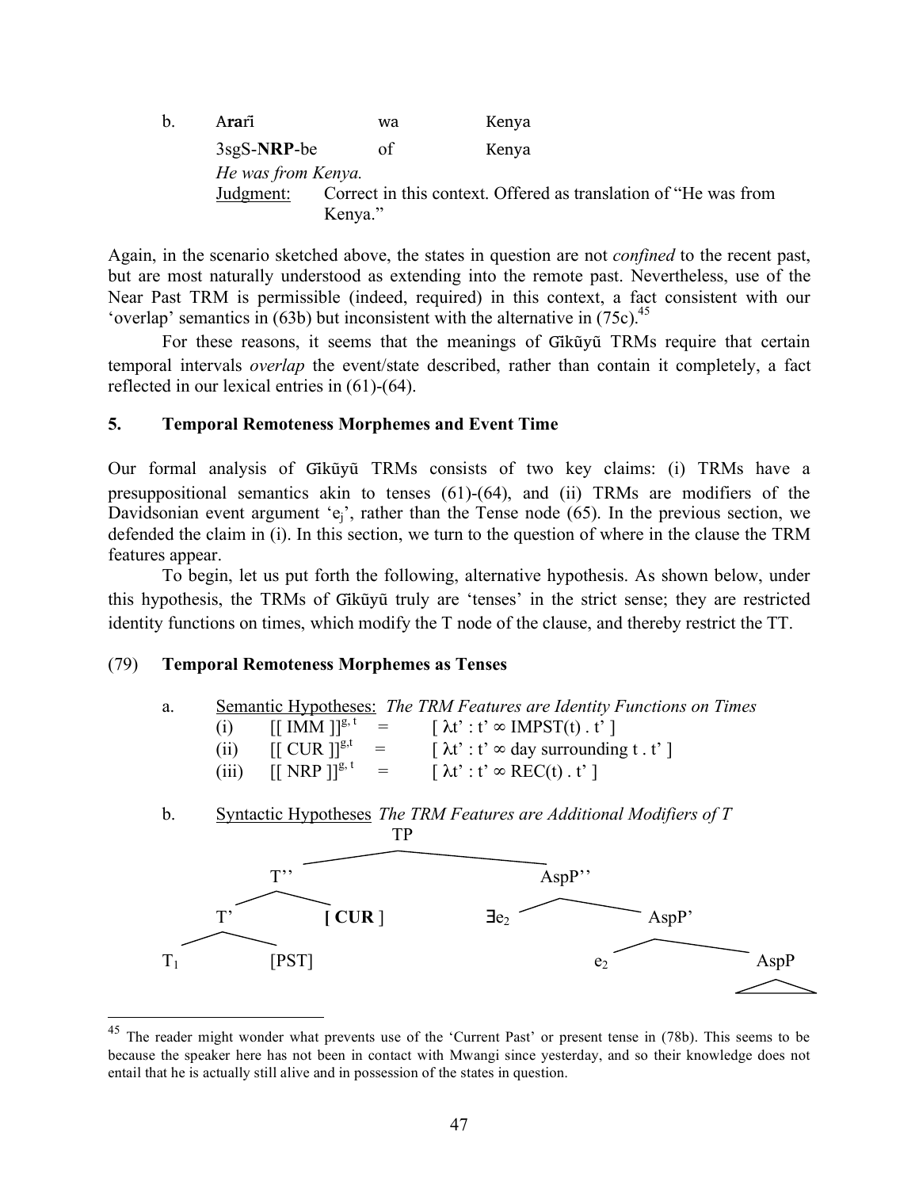b. **Ararĩ** wa Kenya
3sgS-**NRP**-be of Kenya
*He was from Kenya.*
Judgment: Correct in this context. Offered as translation of "He was from Kenya."

Again, in the scenario sketched above, the states in question are not *confined* to the recent past, but are most naturally understood as extending into the remote past. Nevertheless, use of the Near Past TRM is permissible (indeed, required) in this context, a fact consistent with our 'overlap' semantics in (63b) but inconsistent with the alternative in (75c).[45]

For these reasons, it seems that the meanings of Gĩkũyũ TRMs require that certain temporal intervals *overlap* the event/state described, rather than contain it completely, a fact reflected in our lexical entries in (61)-(64).

## 5. Temporal Remoteness Morphemes and Event Time

Our formal analysis of Gĩkũyũ TRMs consists of two key claims: (i) TRMs have a presuppositional semantics akin to tenses (61)-(64), and (ii) TRMs are modifiers of the Davidsonian event argument '$e_j$', rather than the Tense node (65). In the previous section, we defended the claim in (i). In this section, we turn to the question of where in the clause the TRM features appear.

To begin, let us put forth the following, alternative hypothesis. As shown below, under this hypothesis, the TRMs of Gĩkũyũ truly are 'tenses' in the strict sense; they are restricted identity functions on times, which modify the T node of the clause, and thereby restrict the TT.

(79) **Temporal Remoteness Morphemes as Tenses**

a. Semantic Hypotheses: *The TRM Features are Identity Functions on Times*
(i) $[[\text{ IMM }]]^{g,t} = [\ \lambda t' : t' \infty \text{ IMPST}(t)\ .\ t'\ ]$
(ii) $[[\text{ CUR }]]^{g,t} = [\ \lambda t' : t' \infty \text{ day surrounding } t\ .\ t'\ ]$
(iii) $[[\text{ NRP }]]^{g,t} = [\ \lambda t' : t' \infty \text{ REC}(t)\ .\ t'\ ]$

b. Syntactic Hypotheses *The TRM Features are Additional Modifiers of T*

[TP [T'' [T' $T_1$ [PST] ] [ **CUR** ] ] [AspP'' $\exists e_2$ [AspP' $e_2$ AspP ] ] ]

---

[45] The reader might wonder what prevents use of the 'Current Past' or present tense in (78b). This seems to be because the speaker here has not been in contact with Mwangi since yesterday, and so their knowledge does not entail that he is actually still alive and in possession of the states in question.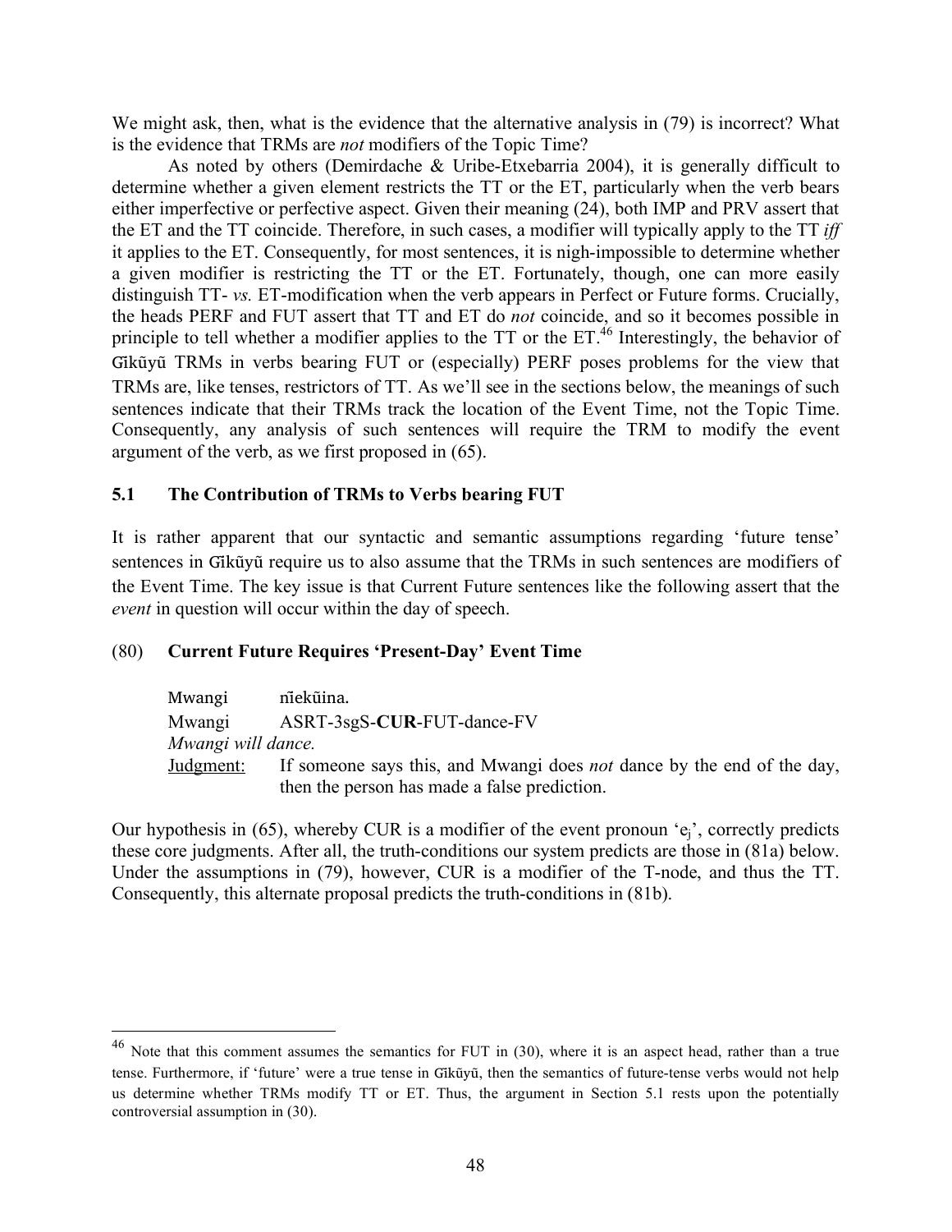We might ask, then, what is the evidence that the alternative analysis in (79) is incorrect? What is the evidence that TRMs are *not* modifiers of the Topic Time?

As noted by others (Demirdache & Uribe-Etxebarria 2004), it is generally difficult to determine whether a given element restricts the TT or the ET, particularly when the verb bears either imperfective or perfective aspect. Given their meaning (24), both IMP and PRV assert that the ET and the TT coincide. Therefore, in such cases, a modifier will typically apply to the TT *iff* it applies to the ET. Consequently, for most sentences, it is nigh-impossible to determine whether a given modifier is restricting the TT or the ET. Fortunately, though, one can more easily distinguish TT- *vs.* ET-modification when the verb appears in Perfect or Future forms. Crucially, the heads PERF and FUT assert that TT and ET do *not* coincide, and so it becomes possible in principle to tell whether a modifier applies to the TT or the ET.[46] Interestingly, the behavior of Gĩkũyũ TRMs in verbs bearing FUT or (especially) PERF poses problems for the view that TRMs are, like tenses, restrictors of TT. As we'll see in the sections below, the meanings of such sentences indicate that their TRMs track the location of the Event Time, not the Topic Time. Consequently, any analysis of such sentences will require the TRM to modify the event argument of the verb, as we first proposed in (65).

## 5.1 The Contribution of TRMs to Verbs bearing FUT

It is rather apparent that our syntactic and semantic assumptions regarding 'future tense' sentences in Gĩkũyũ require us to also assume that the TRMs in such sentences are modifiers of the Event Time. The key issue is that Current Future sentences like the following assert that the *event* in question will occur within the day of speech.

(80) **Current Future Requires 'Present-Day' Event Time**

Mwangi nĩekũina.
Mwangi ASRT-3sgS-**CUR**-FUT-dance-FV
*Mwangi will dance.*
Judgment: If someone says this, and Mwangi does *not* dance by the end of the day, then the person has made a false prediction.

Our hypothesis in (65), whereby CUR is a modifier of the event pronoun '$e_j$', correctly predicts these core judgments. After all, the truth-conditions our system predicts are those in (81a) below. Under the assumptions in (79), however, CUR is a modifier of the T-node, and thus the TT. Consequently, this alternate proposal predicts the truth-conditions in (81b).

---

[46] Note that this comment assumes the semantics for FUT in (30), where it is an aspect head, rather than a true tense. Furthermore, if 'future' were a true tense in Gĩkũyũ, then the semantics of future-tense verbs would not help us determine whether TRMs modify TT or ET. Thus, the argument in Section 5.1 rests upon the potentially controversial assumption in (30).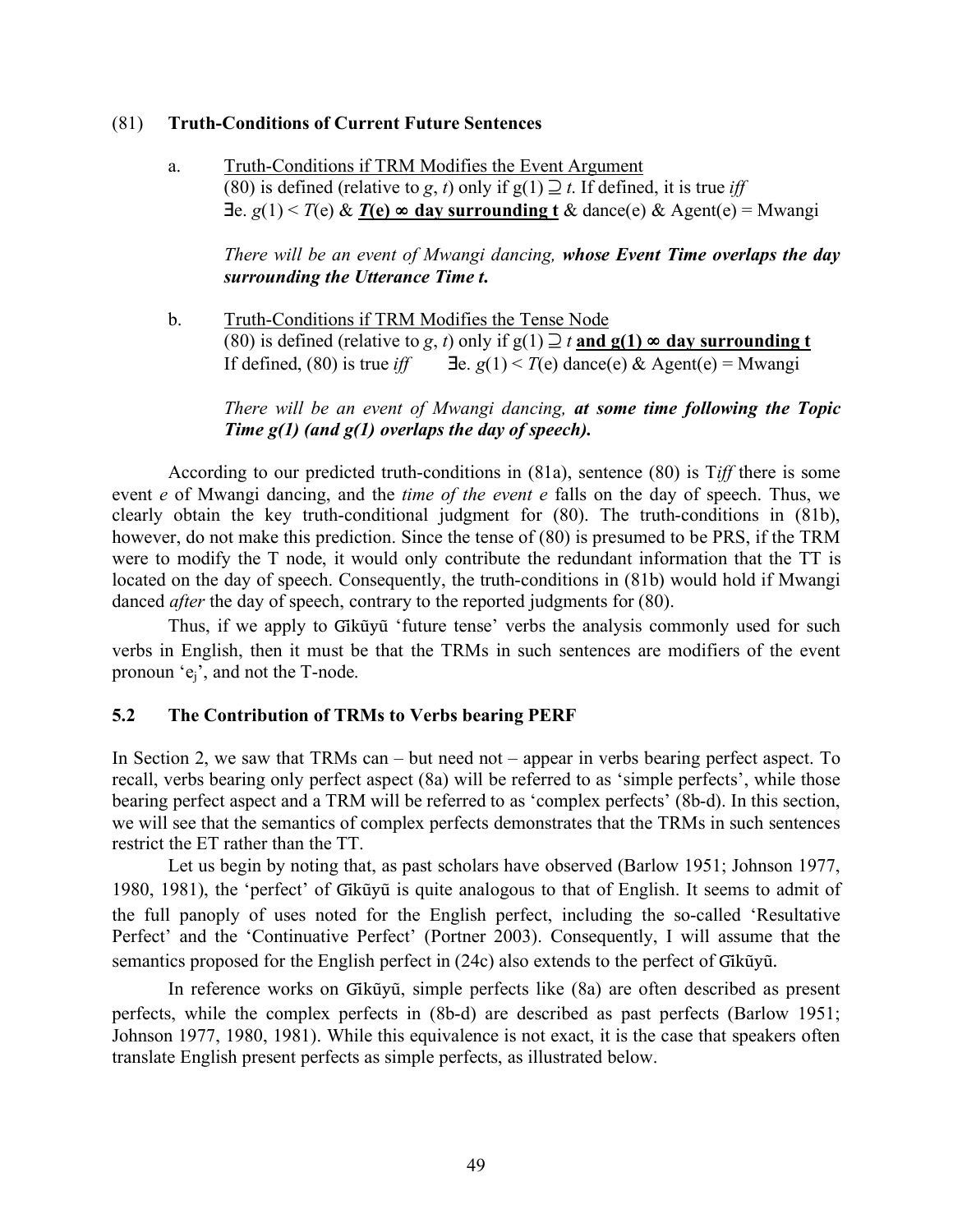(81) **Truth-Conditions of Current Future Sentences**

a. Truth-Conditions if TRM Modifies the Event Argument
(80) is defined (relative to *g*, *t*) only if $g(1) \supseteq t$. If defined, it is true *iff*
$\exists e.\ g(1) < T(e)$ & $\underline{\boldsymbol{T(e) \propto}}$ **day surrounding t** & dance(e) & Agent(e) = Mwangi

*There will be an event of Mwangi dancing,* ***whose Event Time overlaps the day surrounding the Utterance Time t.***

b. Truth-Conditions if TRM Modifies the Tense Node
(80) is defined (relative to *g*, *t*) only if $g(1) \supseteq t$ **and $\underline{g(1) \propto}$ day surrounding t**
If defined, (80) is true *iff* $\exists e.\ g(1) < T(e)$ dance(e) & Agent(e) = Mwangi

*There will be an event of Mwangi dancing,* ***at some time following the Topic Time g(1) (and g(1) overlaps the day of speech).***

According to our predicted truth-conditions in (81a), sentence (80) is T*iff* there is some event *e* of Mwangi dancing, and the *time of the event e* falls on the day of speech. Thus, we clearly obtain the key truth-conditional judgment for (80). The truth-conditions in (81b), however, do not make this prediction. Since the tense of (80) is presumed to be PRS, if the TRM were to modify the T node, it would only contribute the redundant information that the TT is located on the day of speech. Consequently, the truth-conditions in (81b) would hold if Mwangi danced *after* the day of speech, contrary to the reported judgments for (80).

Thus, if we apply to Gĩkũyũ 'future tense' verbs the analysis commonly used for such verbs in English, then it must be that the TRMs in such sentences are modifiers of the event pronoun '$e_j$', and not the T-node.

## 5.2 The Contribution of TRMs to Verbs bearing PERF

In Section 2, we saw that TRMs can – but need not – appear in verbs bearing perfect aspect. To recall, verbs bearing only perfect aspect (8a) will be referred to as 'simple perfects', while those bearing perfect aspect and a TRM will be referred to as 'complex perfects' (8b-d). In this section, we will see that the semantics of complex perfects demonstrates that the TRMs in such sentences restrict the ET rather than the TT.

Let us begin by noting that, as past scholars have observed (Barlow 1951; Johnson 1977, 1980, 1981), the 'perfect' of Gĩkũyũ is quite analogous to that of English. It seems to admit of the full panoply of uses noted for the English perfect, including the so-called 'Resultative Perfect' and the 'Continuative Perfect' (Portner 2003). Consequently, I will assume that the semantics proposed for the English perfect in (24c) also extends to the perfect of Gĩkũyũ.

In reference works on Gĩkũyũ, simple perfects like (8a) are often described as present perfects, while the complex perfects in (8b-d) are described as past perfects (Barlow 1951; Johnson 1977, 1980, 1981). While this equivalence is not exact, it is the case that speakers often translate English present perfects as simple perfects, as illustrated below.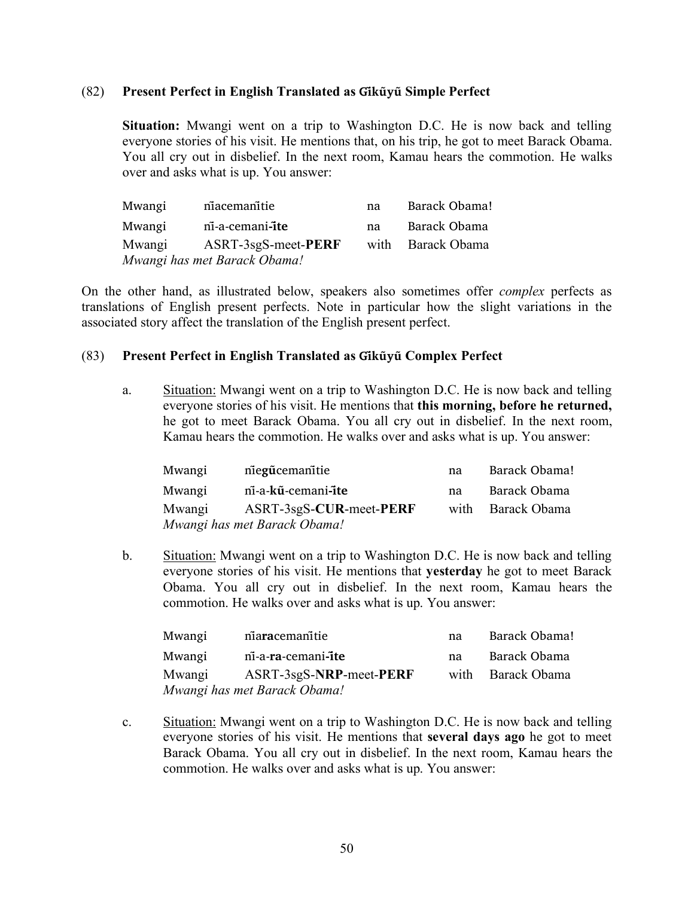(82) **Present Perfect in English Translated as Gĩkũyũ Simple Perfect**

**Situation:** Mwangi went on a trip to Washington D.C. He is now back and telling everyone stories of his visit. He mentions that, on his trip, he got to meet Barack Obama. You all cry out in disbelief. In the next room, Kamau hears the commowhatsoever. He walks over and asks what is up. You answer:

| | | | |
|---|---|---|---|
| Mwangi | nĩacemanĩtie | na | Barack Obama! |
| Mwangi | nĩ-a-cemani-**ĩte** | na | Barack Obama |
| Mwangi | ASRT-3sgS-meet-**PERF** | with | Barack Obama |

*Mwangi has met Barack Obama!*

On the other hand, as illustrated below, speakers also sometimes offer *complex* perfects as translations of English present perfects. Note in particular how the slight variations in the associated story affect the translation of the English present perfect.

(83) **Present Perfect in English Translated as Gĩkũyũ Complex Perfect**

a. Situation: Mwangi went on a trip to Washington D.C. He is now back and telling everyone stories of his visit. He mentions that **this morning, before he returned,** he got to meet Barack Obama. You all cry out in disbelief. In the next room, Kamau hears the commotion. He walks over and asks what is up. You answer:

| | | | |
|---|---|---|---|
| Mwangi | nĩe**gũ**cemanĩtie | na | Barack Obama! |
| Mwangi | nĩ-a-**kũ**-cemani-**ĩte** | na | Barack Obama |
| Mwangi | ASRT-3sgS-**CUR**-meet-**PERF** | with | Barack Obama |

*Mwangi has met Barack Obama!*

b. Situation: Mwangi went on a trip to Washington D.C. He is now back and telling everyone stories of his visit. He mentions that **yesterday** he got to meet Barack Obama. You all cry out in disbelief. In the next room, Kamau hears the commotion. He walks over and asks what is up. You answer:

| | | | |
|---|---|---|---|
| Mwangi | nĩa**ra**cemanĩtie | na | Barack Obama! |
| Mwangi | nĩ-a-**ra**-cemani-**ĩte** | na | Barack Obama |
| Mwangi | ASRT-3sgS-**NRP**-meet-**PERF** | with | Barack Obama |

*Mwangi has met Barack Obama!*

c. Situation: Mwangi went on a trip to Washington D.C. He is now back and telling everyone stories of his visit. He mentions that **several days ago** he got to meet Barack Obama. You all cry out in disbelief. In the next room, Kamau hears the commotion. He walks over and asks what is up. You answer:

(82) **Present Perfect in English Translated as Gĩkũyũ Simple Perfect**

**Situation:** Mwangi went on a trip to Washington D.C. He is now back and telling everyone stories of his visit. He mentions that, on his trip, he got to meet Barack Obama. You all cry out in disbelief. In the next room, Kamau hears the commotion. He walks over and asks what is up. You answer:

| | | | |
|---|---|---|---|
| Mwangi | nĩacemanĩtie | na | Barack Obama! |
| Mwangi | nĩ-a-cemani-**ĩte** | na | Barack Obama |
| Mwangi | ASRT-3sgS-meet-**PERF** | with | Barack Obama |

*Mwangi has met Barack Obama!*

On the other hand, as illustrated below, speakers also sometimes offer *complex* perfects as translations of English present perfects. Note in particular how the slight variations in the associated story affect the translation of the English present perfect.

(83) **Present Perfect in English Translated as Gĩkũyũ Complex Perfect**

a. Situation: Mwangi went on a trip to Washington D.C. He is now back and telling everyone stories of his visit. He mentions that **this morning, before he returned,** he got to meet Barack Obama. You all cry out in disbelief. In the next room, Kamau hears the commotion. He walks over and asks what is up. You answer:

| | | | |
|---|---|---|---|
| Mwangi | nĩe**gũ**cemanĩtie | na | Barack Obama! |
| Mwangi | nĩ-a-**kũ**-cemani-**ĩte** | na | Barack Obama |
| Mwangi | ASRT-3sgS-**CUR**-meet-**PERF** | with | Barack Obama |

*Mwangi has met Barack Obama!*

b. Situation: Mwangi went on a trip to Washington D.C. He is now back and telling everyone stories of his visit. He mentions that **yesterday** he got to meet Barack Obama. You all cry out in disbelief. In the next room, Kamau hears the commotion. He walks over and asks what is up. You answer:

| | | | |
|---|---|---|---|
| Mwangi | nĩa**ra**cemanĩtie | na | Barack Obama! |
| Mwangi | nĩ-a-**ra**-cemani-**ĩte** | na | Barack Obama |
| Mwangi | ASRT-3sgS-**NRP**-meet-**PERF** | with | Barack Obama |

*Mwangi has met Barack Obama!*

c. Situation: Mwangi went on a trip to Washington D.C. He is now back and telling everyone stories of his visit. He mentions that **several days ago** he got to meet Barack Obama. You all cry out in disbelief. In the next room, Kamau hears the commotion. He walks over and asks what is up. You answer: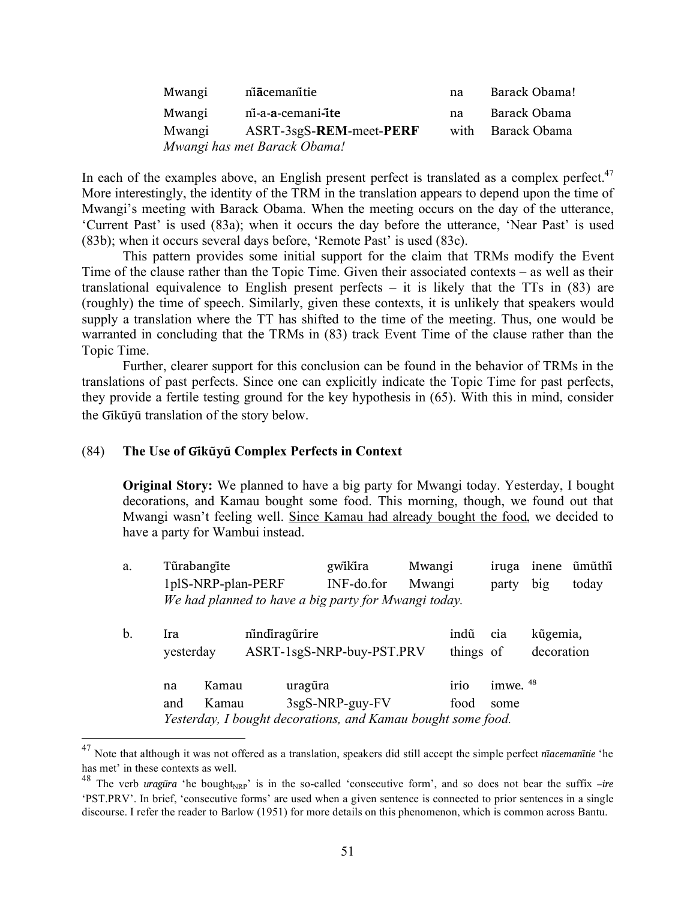| | | | |
|---|---|---|---|
| Mwangi | nĩ**ã**cemanĩtie | na | Barack Obama! |
| Mwangi | nĩ-a-**a**-cemani-**ĩte** | na | Barack Obama |
| Mwangi | ASRT-3sgS-**REM**-meet-**PERF** | with | Barack Obama |

*Mwangi has met Barack Obama!*

In each of the examples above, an English present perfect is translated as a complex perfect.[47] More interestingly, the identity of the TRM in the translation appears to depend upon the time of Mwangi's meeting with Barack Obama. When the meeting occurs on the day of the utterance, 'Current Past' is used (83a); when it occurs the day before the utterance, 'Near Past' is used (83b); when it occurs several days before, 'Remote Past' is used (83c).

This pattern provides some initial support for the claim that TRMs modify the Event Time of the clause rather than the Topic Time. Given their associated contexts – as well as their translational equivalence to English present perfects – it is likely that the TTs in (83) are (roughly) the time of speech. Similarly, given these contexts, it is unlikely that speakers would supply a translation where the TT has shifted to the time of the meeting. Thus, one would be warranted in concluding that the TRMs in (83) track Event Time of the clause rather than the Topic Time.

Further, clearer support for this conclusion can be found in the behavior of TRMs in the translations of past perfects. Since one can explicitly indicate the Topic Time for past perfects, they provide a fertile testing ground for the key hypothesis in (65). With this in mind, consider the Gĩkũyũ translation of the story below.

(84) **The Use of Gĩkũyũ Complex Perfects in Context**

**Original Story:** We planned to have a big party for Mwangi today. Yesterday, I bought decorations, and Kamau bought some food. This morning, though, we found out that Mwangi wasn't feeling well. Since Kamau had already bought the food, we decided to have a party for Wambui instead.

a.

| | | | | | |
|---|---|---|---|---|---|
| Tũrabangĩte | gwĩkĩra | Mwangi | iruga | inene | ũmũthĩ |
| 1plS-NRP-plan-PERF | INF-do.for | Mwangi | party | big | today |

*We had planned to have a big party for Mwangi today.*

b.

| | | | | |
|---|---|---|---|---|
| Ira | nĩndĩragũrire | indũ | cia | kũgemia, |
| yesterday | ASRT-1sgS-NRP-buy-PST.PRV | things | of | decoration |

| | | | | |
|---|---|---|---|---|
| na | Kamau | uragũra | irio | imwe.[48] |
| and | Kamau | 3sgS-NRP-guy-FV | food | some |

*Yesterday, I bought decorations, and Kamau bought some food.*

---

[47] Note that although it was not offered as a translation, speakers did still accept the simple perfect ***nĩacemanĩtie*** 'he has met' in these contexts as well.

[48] The verb ***uragũra*** 'he bought$_{NRP}$' is in the so-called 'consecutive form', and so does not bear the suffix *–ire* 'PST.PRV'. In brief, 'consecutive forms' are used when a given sentence is connected to prior sentences in a single discourse. I refer the reader to Barlow (1951) for more details on this phenomenon, which is common across Bantu.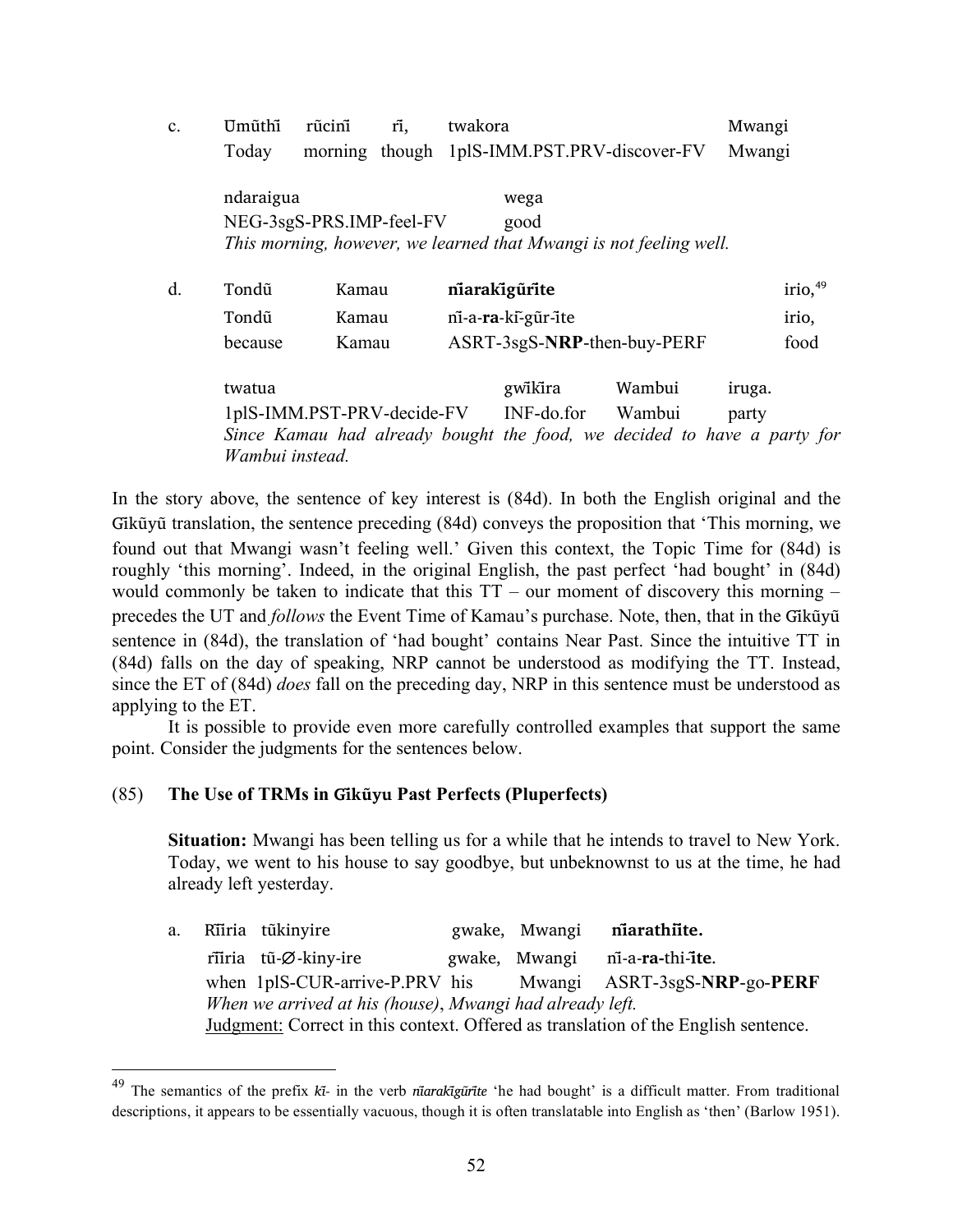c. Ũmũthĩ rũciinĩ rĩ, twakora Mwangi
 Today morning though 1plS-IMM.PST.PRV-discover-FV Mwangi

 ndaraigua wega
 NEG-3sgS-PRS.IMP-feel-FV good
 *This morning, however, we learned that Mwangi is not feeling well.*

d. Tondũ Kamau **nĩarakĩgũrĩte** irio,[49]
 Tondũ Kamau nĩ-a-**ra**-kĩ-gũr-ĩte irio,
 because Kamau ASRT-3sgS-**NRP**-then-buy-PERF food

 twatua gwĩkĩra Wambui iruga.
 1plS-IMM.PST-PRV-decide-FV INF-do.for Wambui party
 *Since Kamau had already bought the food, we decided to have a party for Wambui instead.*

In the story above, the sentence of key interest is (84d). In both the English original and the Gĩkũyũ translation, the sentence preceding (84d) conveys the proposition that 'This morning, we found out that Mwangi wasn't feeling well.' Given this context, the Topic Time for (84d) is roughly 'this morning'. Indeed, in the original English, the past perfect 'had bought' in (84d) would commonly be taken to indicate that this TT – our moment of discovery this morning – precedes the UT and *follows* the Event Time of Kamau's purchase. Note, then, that in the Gĩkũyũ sentence in (84d), the translation of 'had bought' contains Near Past. Since the intuitive TT in (84d) falls on the day of speaking, NRP cannot be understood as modifying the TT. Instead, since the ET of (84d) *does* fall on the preceding day, NRP in this sentence must be understood as applying to the ET.

It is possible to provide even more carefully controlled examples that support the same point. Consider the judgments for the sentences below.

(85) **The Use of TRMs in Gĩkũyu Past Perfects (Pluperfects)**

**Situation:** Mwangi has been telling us for a while that he intends to travel to New York. Today, we went to his house to say goodbye, but unbeknownst to us at the time, he had already left yesterday.

a. Rĩĩria tũkinyire gwake, Mwangi **nĩarathiĩte.**
 rĩĩria tũ-∅-kiny-ire gwake, Mwangi nĩ-a-**ra**-thi-**ĩte**.
 when 1plS-CUR-arrive-P.PRV his Mwangi ASRT-3sgS-**NRP**-go-**PERF**
 *When we arrived at his (house), Mwangi had already left.*
 Judgment: Correct in this context. Offered as translation of the English sentence.

[49] The semantics of the prefix *kĩ-* in the verb *nĩarakĩgũrĩte* 'he had bought' is a difficult matter. From traditional descriptions, it appears to be essentially vacuous, though it is often translatable into English as 'then' (Barlow 1951).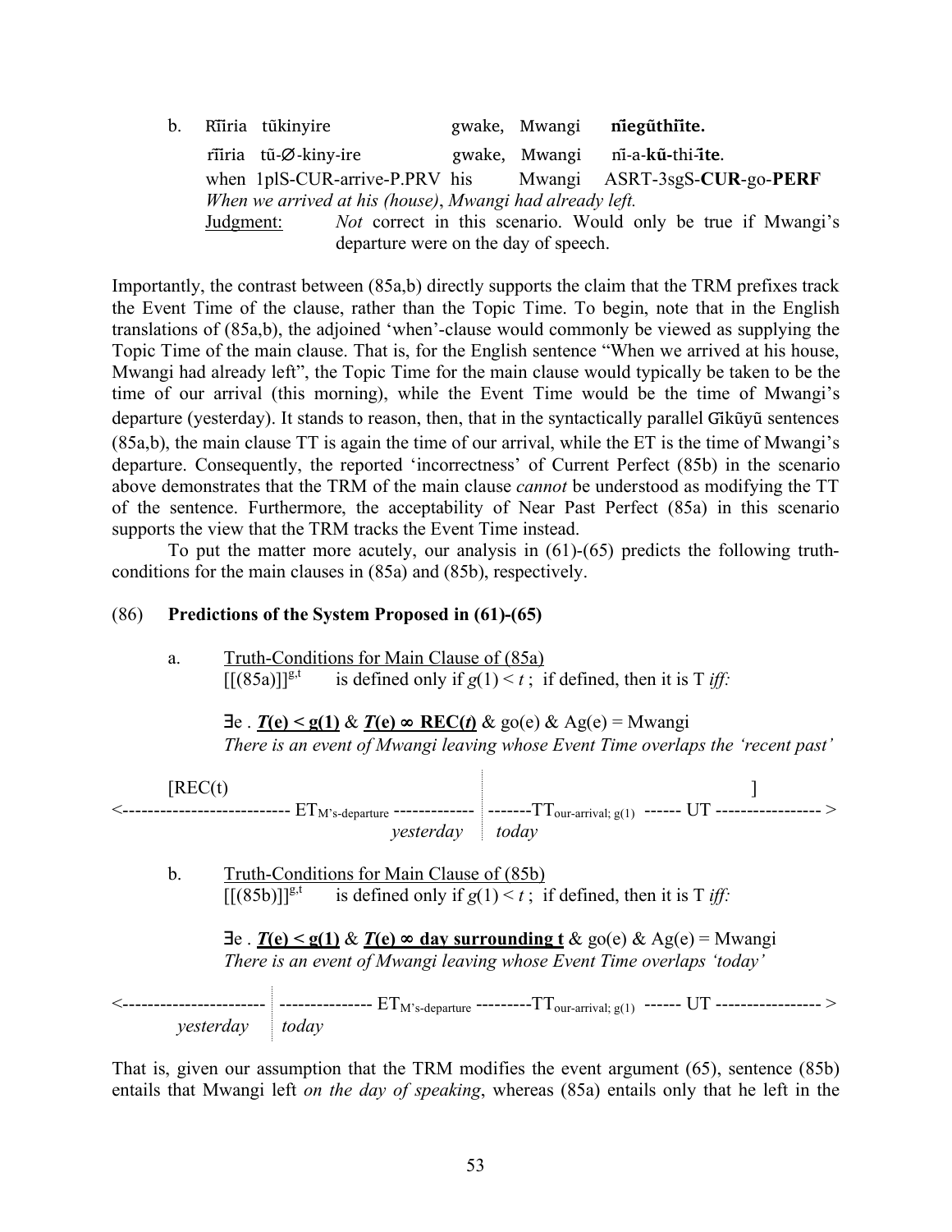b. Rĩĩria tũkinyire gwake, Mwangi **nĩegũthĩĩte.**

   rĩĩria tũ-∅-kiny-ire gwake, Mwangi nĩ-a-**kũ**-thi-**ĩte**.

   when 1plS-CUR-arrive-P.PRV his Mwangi ASRT-3sgS-**CUR**-go-**PERF**

   *When we arrived at his (house), Mwangi had already left.*

   Judgment: *Not* correct in this scenario. Would only be true if Mwangi's departure were on the day of speech.

Importantly, the contrast between (85a,b) directly supports the claim that the TRM prefixes track the Event Time of the clause, rather than the Topic Time. To begin, note that in the English translations of (85a,b), the adjoined 'when'-clause would commonly be viewed as supplying the Topic Time of the main clause. That is, for the English sentence "When we arrived at his house, Mwangi had already left", the Topic Time for the main clause would typically be taken to be the time of our arrival (this morning), while the Event Time would be the time of Mwangi's departure (yesterday). It stands to reason, then, that in the syntactically parallel Gĩkũyũ sentences (85a,b), the main clause TT is again the time of our arrival, while the ET is the time of Mwangi's departure. Consequently, the reported 'incorrectness' of Current Perfect (85b) in the scenario above demonstrates that the TRM of the main clause *cannot* be understood as modifying the TT of the sentence. Furthermore, the acceptability of Near Past Perfect (85a) in this scenario supports the view that the TRM tracks the Event Time instead.

To put the matter more acutely, our analysis in (61)-(65) predicts the following truth-conditions for the main clauses in (85a) and (85b), respectively.

(86) **Predictions of the System Proposed in (61)-(65)**

a. Truth-Conditions for Main Clause of (85a)

   $[[(85a)]]^{g,t}$ is defined only if $g(1) < t$ ; if defined, then it is T *iff:*

   ∃e . ***T*(e) < g(1)** & ***T*(e) ∞ REC(*t*)** & go(e) & Ag(e) = Mwangi

   *There is an event of Mwangi leaving whose Event Time overlaps the 'recent past'*

```
      [REC(t)                                                                    ]
<--------------------------- ET_M's-departure ------------- | -------TT_our-arrival; g(1) ------ UT ----------------- >
                                              yesterday     | today
```

b. Truth-Conditions for Main Clause of (85b)

   $[[(85b)]]^{g,t}$ is defined only if $g(1) < t$ ; if defined, then it is T *iff:*

   ∃e . ***T*(e) < g(1)** & ***T*(e) ∞ day surrounding t** & go(e) & Ag(e) = Mwangi

   *There is an event of Mwangi leaving whose Event Time overlaps 'today'*

```
<----------------------- | --------------- ET_M's-departure ---------TT_our-arrival; g(1) ------ UT ----------------- >
            yesterday    | today
```

That is, given our assumption that the TRM modifies the event argument (65), sentence (85b) entails that Mwangi left *on the day of speaking*, whereas (85a) entails only that he left in the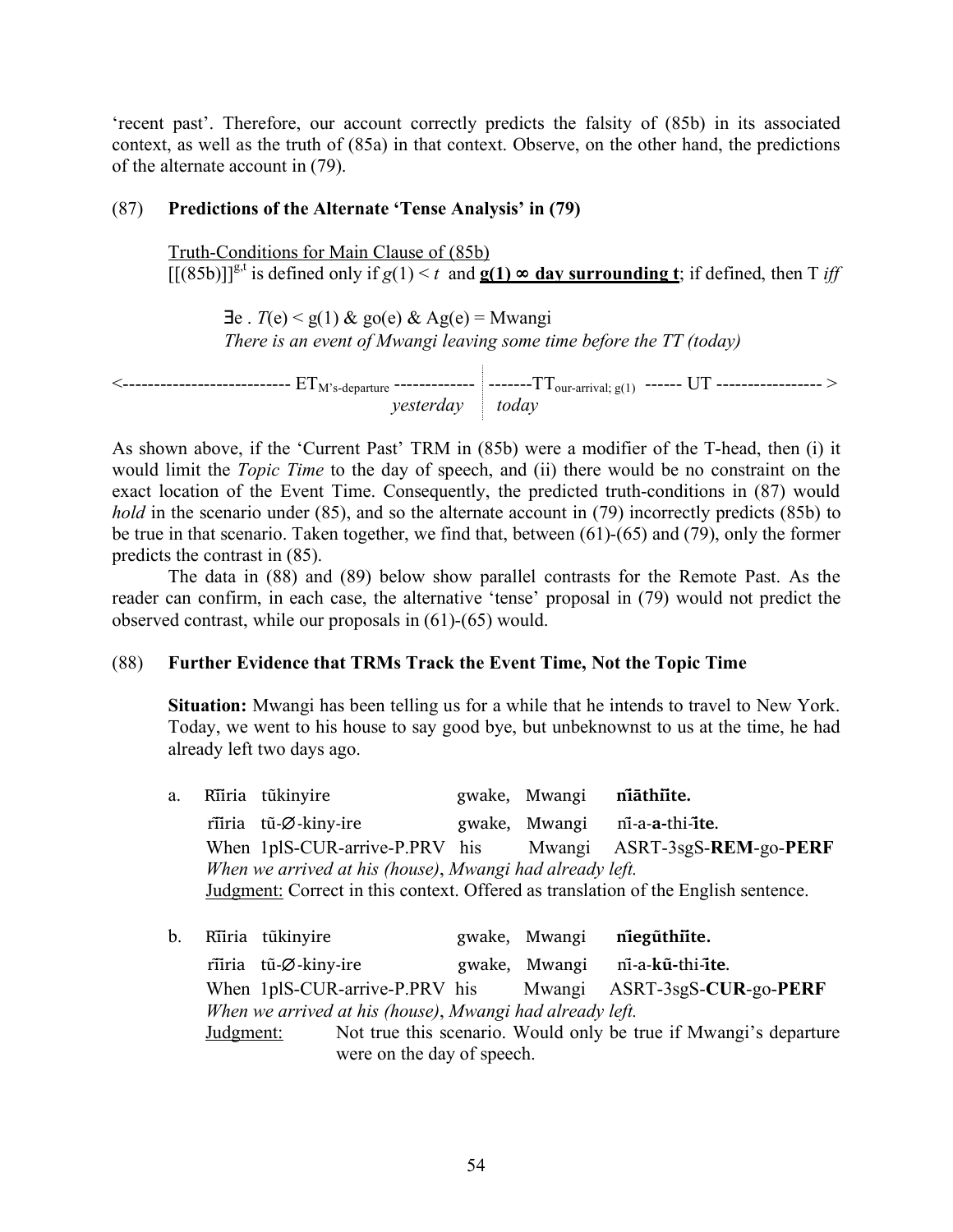'recent past'. Therefore, our account correctly predicts the falsity of (85b) in its associated context, as well as the truth of (85a) in that context. Observe, on the other hand, the predictions of the alternate account in (79).

(87) **Predictions of the Alternate 'Tense Analysis' in (79)**

Truth-Conditions for Main Clause of (85b)
$[[(85b)]]^{g,t}$ is defined only if $g(1) < t$ and **$g(1) \propto$ day surrounding t**; if defined, then T *iff*

$\exists e . T(e) < g(1)$ & go(e) & Ag(e) = Mwangi
*There is an event of Mwangi leaving some time before the TT (today)*

<-------------------------- $ET_{M\text{'s-departure}}$ ------------- | -------$TT_{our\text{-}arrival;\ g(1)}$ ------ UT ----------------- >
*yesterday* | *today*

As shown above, if the 'Current Past' TRM in (85b) were a modifier of the T-head, then (i) it would limit the *Topic Time* to the day of speech, and (ii) there would be no constraint on the exact location of the Event Time. Consequently, the predicted truth-conditions in (87) would *hold* in the scenario under (85), and so the alternate account in (79) incorrectly predicts (85b) to be true in that scenario. Taken together, we find that, between (61)-(65) and (79), only the former predicts the contrast in (85).

The data in (88) and (89) below show parallel contrasts for the Remote Past. As the reader can confirm, in each case, the alternative 'tense' proposal in (79) would not predict the observed contrast, while our proposals in (61)-(65) would.

(88) **Further Evidence that TRMs Track the Event Time, Not the Topic Time**

**Situation:** Mwangi has been telling us for a while that he intends to travel to New York. Today, we went to his house to say good bye, but unbeknownst to us at the time, he had already left two days ago.

a. Rĩĩria tũkinyire gwake, Mwangi **nĩāthiĩte.**
rĩĩria tũ-∅-kiny-ire gwake, Mwangi nĩ-a-**a**-thi-**ĩte**.
When 1plS-CUR-arrive-P.PRV his Mwangi ASRT-3sgS-**REM**-go-**PERF**
*When we arrived at his (house), Mwangi had already left.*
Judgment: Correct in this context. Offered as translation of the English sentence.

b. Rĩĩria tũkinyire gwake, Mwangi **nĩegũthiĩte.**
rĩĩria tũ-∅-kiny-ire gwake, Mwangi nĩ-a-**kũ**-thi-**ĩte**.
When 1plS-CUR-arrive-P.PRV his Mwangi ASRT-3sgS-**CUR**-go-**PERF**
*When we arrived at his (house), Mwangi had already left.*
Judgment: Not true this scenario. Would only be true if Mwangi's departure were on the day of speech.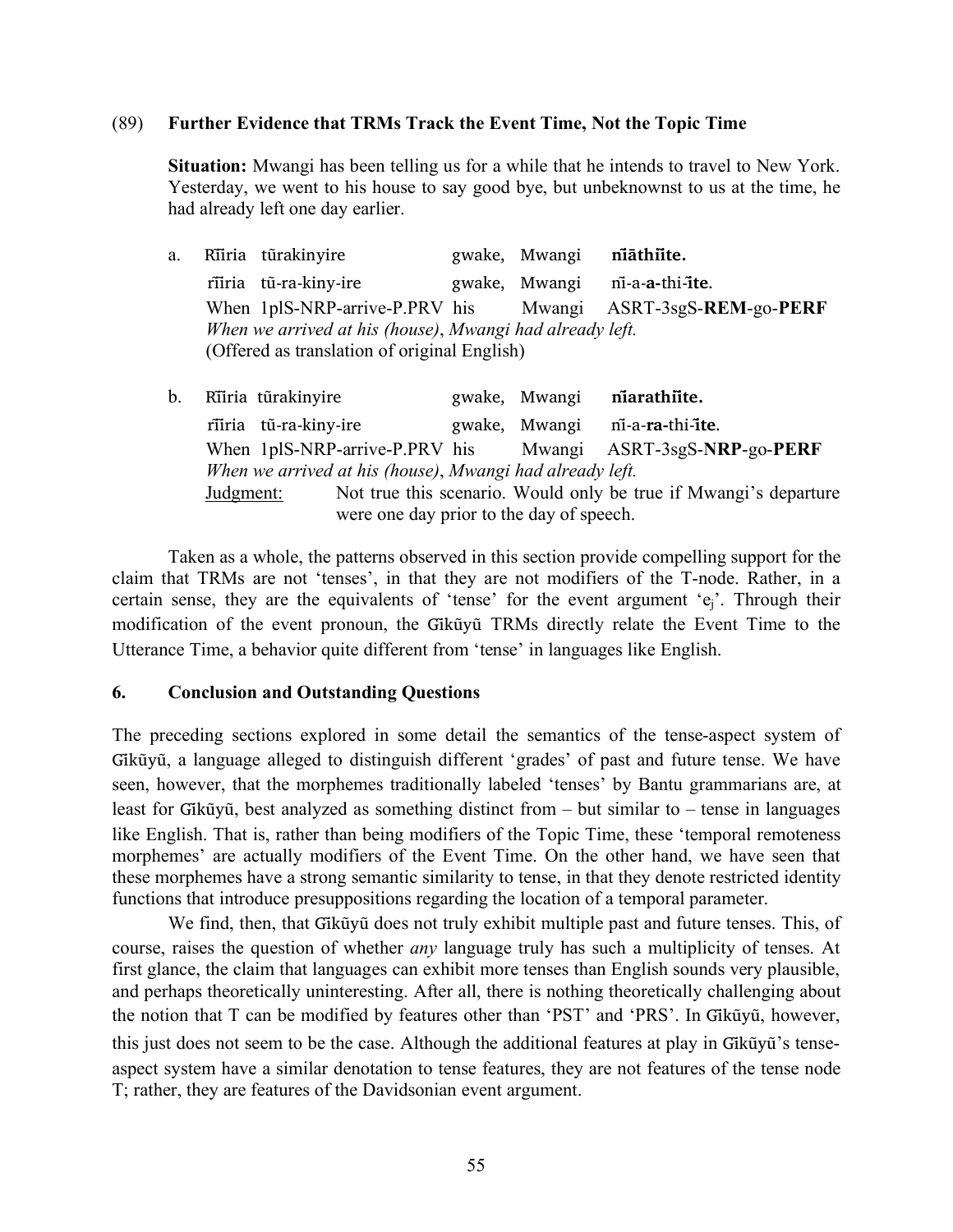(89) **Further Evidence that TRMs Track the Event Time, Not the Topic Time**

**Situation:** Mwangi has been telling us for a while that he intends to travel to New York. Yesterday, we went to his house to say good bye, but unbeknownst to us at the time, he had already left one day earlier.

a. Rĩĩria tũrakinyire gwake, Mwangi **nĩāthiĩte.**
   rĩĩria tũ-ra-kiny-ire gwake, Mwangi nĩ-a-**a**-thi-**ĩte**.
   When 1plS-NRP-arrive-P.PRV his Mwangi ASRT-3sgS-**REM**-go-**PERF**
   *When we arrived at his (house), Mwangi had already left.*
   (Offered as translation of original English)

b. Rĩĩria tũrakinyire gwake, Mwangi **nĩarathiĩte.**
   rĩĩria tũ-ra-kiny-ire gwake, Mwangi nĩ-a-**ra**-thi-**ĩte**.
   When 1plS-NRP-arrive-P.PRV his Mwangi ASRT-3sgS-**NRP**-go-**PERF**
   *When we arrived at his (house), Mwangi had already left.*
   Judgment: Not true this scenario. Would only be true if Mwangi's departure were one day prior to the day of speech.

Taken as a whole, the patterns observed in this section provide compelling support for the claim that TRMs are not 'tenses', in that they are not modifiers of the T-node. Rather, in a certain sense, they are the equivalents of 'tense' for the event argument '$e_j$'. Through their modification of the event pronoun, the Gĩkũyũ TRMs directly relate the Event Time to the Utterance Time, a behavior quite different from 'tense' in languages like English.

## 6. Conclusion and Outstanding Questions

The preceding sections explored in some detail the semantics of the tense-aspect system of Gĩkũyũ, a language alleged to distinguish different 'grades' of past and future tense. We have seen, however, that the morphemes traditionally labeled 'tenses' by Bantu grammarians are, at least for Gĩkũyũ, best analyzed as something distinct from – but similar to – tense in languages like English. That is, rather than being modifiers of the Topic Time, these 'temporal remoteness morphemes' are actually modifiers of the Event Time. On the other hand, we have seen that these morphemes have a strong semantic similarity to tense, in that they denote restricted identity functions that introduce presuppositions regarding the location of a temporal parameter.

We find, then, that Gĩkũyũ does not truly exhibit multiple past and future tenses. This, of course, raises the question of whether *any* language truly has such a multiplicity of tenses. At first glance, the claim that languages can exhibit more tenses than English sounds very plausible, and perhaps theoretically uninteresting. After all, there is nothing theoretically challenging about the notion that T can be modified by features other than 'PST' and 'PRS'. In Gĩkũyũ, however, this just does not seem to be the case. Although the additional features at play in Gĩkũyũ's tense-aspect system have a similar denotation to tense features, they are not features of the tense node T; rather, they are features of the Davidsonian event argument.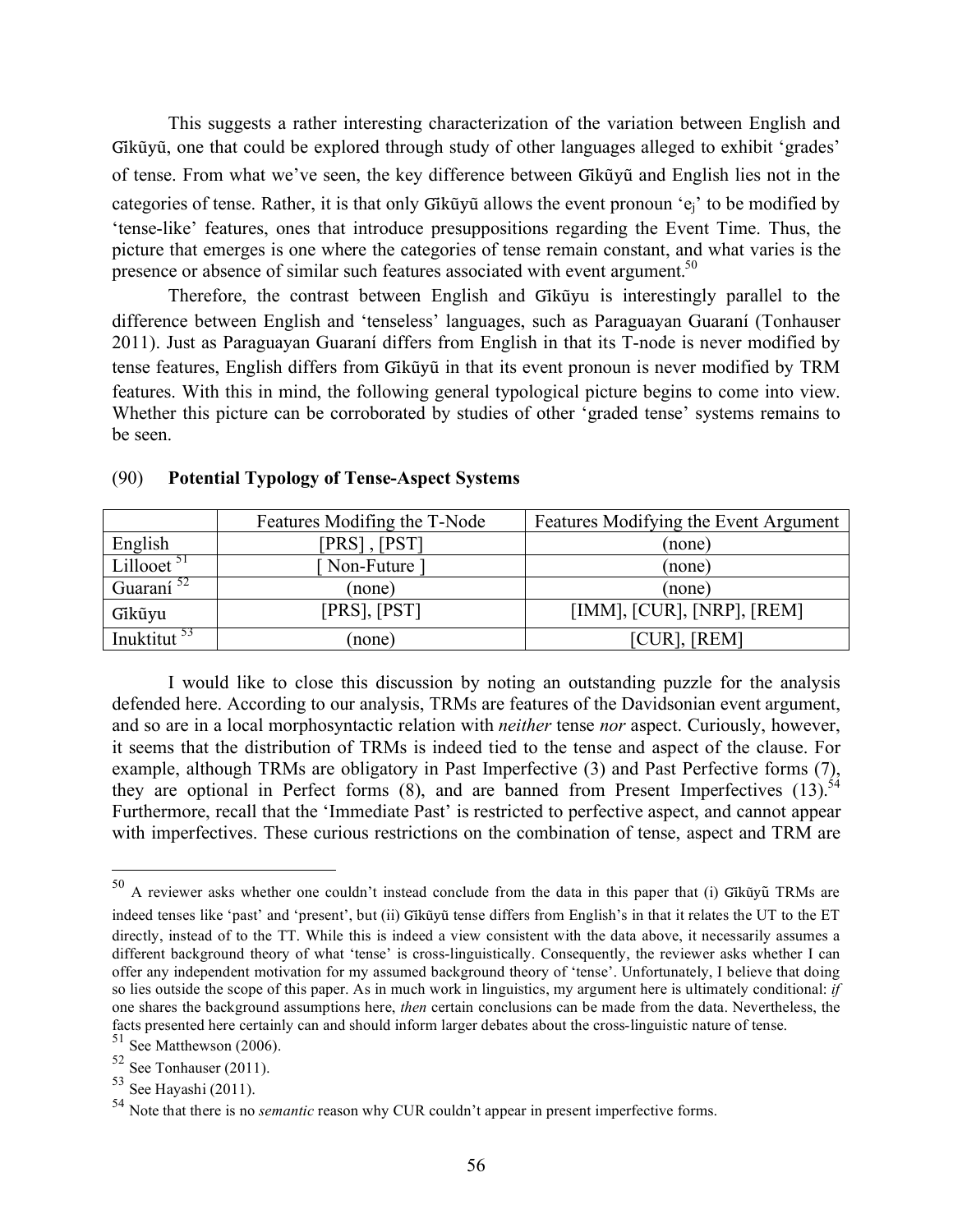This suggests a rather interesting characterization of the variation between English and Gĩkũyũ, one that could be explored through study of other languages alleged to exhibit 'grades' of tense. From what we've seen, the key difference between Gĩkũyũ and English lies not in the categories of tense. Rather, it is that only Gĩkũyũ allows the event pronoun '$e_j$' to be modified by 'tense-like' features, ones that introduce presuppositions regarding the Event Time. Thus, the picture that emerges is one where the categories of tense remain constant, and what varies is the presence or absence of similar such features associated with event argument.[50]

Therefore, the contrast between English and Gĩkũyu is interestingly parallel to the difference between English and 'tenseless' languages, such as Paraguayan Guaraní (Tonhauser 2011). Just as Paraguayan Guaraní differs from English in that its T-node is never modified by tense features, English differs from Gĩkũyũ in that its event pronoun is never modified by TRM features. With this in mind, the following general typological picture begins to come into view. Whether this picture can be corroborated by studies of other 'graded tense' systems remains to be seen.

(90) **Potential Typology of Tense-Aspect Systems**

| | Features Modifing the T-Node | Features Modifying the Event Argument |
|---|---|---|
| English | [PRS] , [PST] | (none) |
| Lillooet [51] | [ Non-Future ] | (none) |
| Guaraní [52] | (none) | (none) |
| Gĩkũyu | [PRS], [PST] | [IMM], [CUR], [NRP], [REM] |
| Inuktitut [53] | (none) | [CUR], [REM] |

I would like to close this discussion by noting an outstanding puzzle for the analysis defended here. According to our analysis, TRMs are features of the Davidsonian event argument, and so are in a local morphosyntactic relation with *neither* tense *nor* aspect. Curiously, however, it seems that the distribution of TRMs is indeed tied to the tense and aspect of the clause. For example, although TRMs are obligatory in Past Imperfective (3) and Past Perfective forms (7), they are optional in Perfect forms (8), and are banned from Present Imperfectives (13).[54] Furthermore, recall that the 'Immediate Past' is restricted to perfective aspect, and cannot appear with imperfectives. These curious restrictions on the combination of tense, aspect and TRM are

---

[50] A reviewer asks whether one couldn't instead conclude from the data in this paper that (i) Gĩkũyũ TRMs are indeed tenses like 'past' and 'present', but (ii) Gĩkũyũ tense differs from English's in that it relates the UT to the ET directly, instead of to the TT. While this is indeed a view consistent with the data above, it necessarily assumes a different background theory of what 'tense' is cross-linguistically. Consequently, the reviewer asks whether I can offer any independent motivation for my assumed background theory of 'tense'. Unfortunately, I believe that doing so lies outside the scope of this paper. As in much work in linguistics, my argument here is ultimately conditional: *if* one shares the background assumptions here, *then* certain conclusions can be made from the data. Nevertheless, the facts presented here certainly can and should inform larger debates about the cross-linguistic nature of tense.

[51] See Matthewson (2006).

[52] See Tonhauser (2011).

[53] See Hayashi (2011).

[54] Note that there is no *semantic* reason why CUR couldn't appear in present imperfective forms.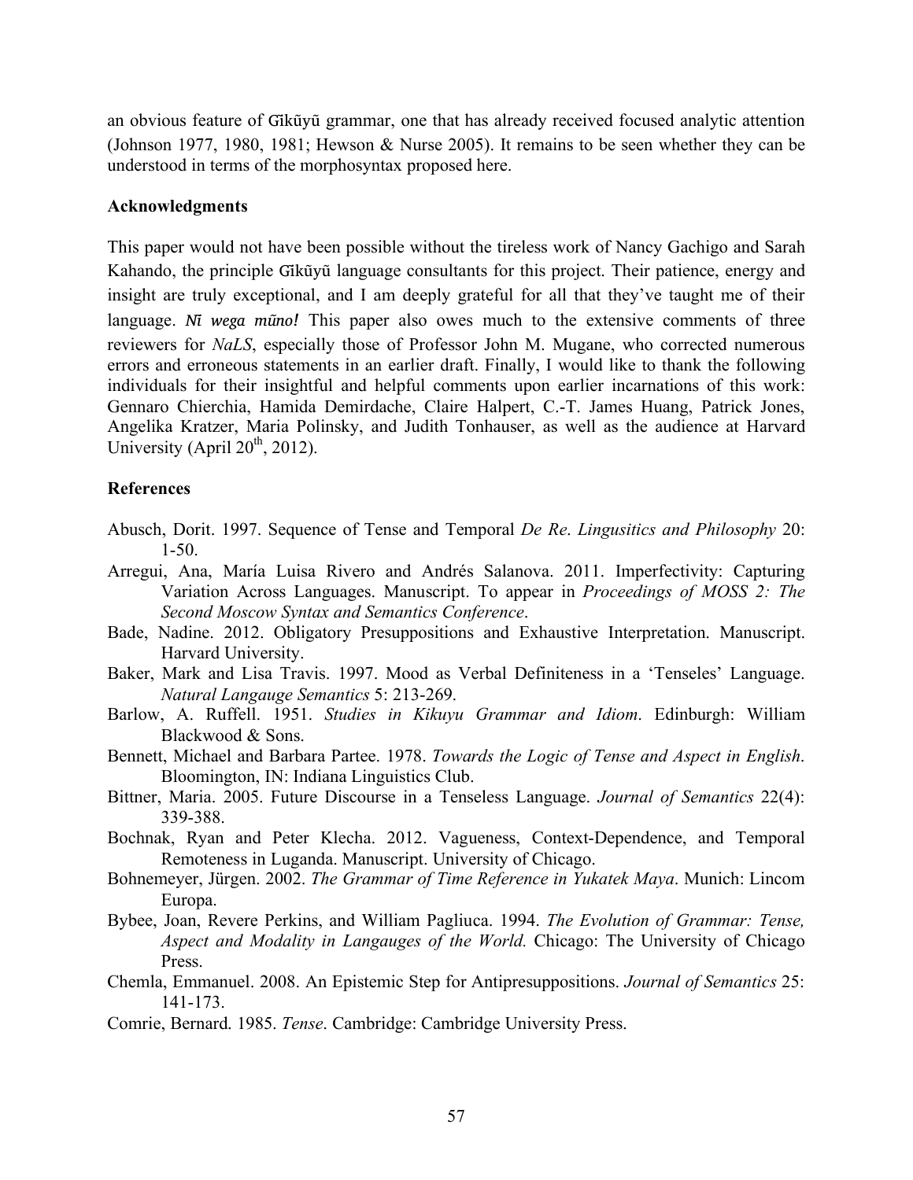an obvious feature of Gĩkũyũ grammar, one that has already received focused analytic attention (Johnson 1977, 1980, 1981; Hewson & Nurse 2005). It remains to be seen whether they can be understood in terms of the morphosyntax proposed here.

**Acknowledgments**

This paper would not have been possible without the tireless work of Nancy Gachigo and Sarah Kahando, the principle Gĩkũyũ language consultants for this project. Their patience, energy and insight are truly exceptional, and I am deeply grateful for all that they've taught me of their language. ***Nĩ wega mũno!*** This paper also owes much to the extensive comments of three reviewers for *NaLS*, especially those of Professor John M. Mugane, who corrected numerous errors and erroneous statements in an earlier draft. Finally, I would like to thank the following individuals for their insightful and helpful comments upon earlier incarnations of this work: Gennaro Chierchia, Hamida Demirdache, Claire Halpert, C.-T. James Huang, Patrick Jones, Angelika Kratzer, Maria Polinsky, and Judith Tonhauser, as well as the audience at Harvard University (April 20th, 2012).

**References**

Abusch, Dorit. 1997. Sequence of Tense and Temporal *De Re*. *Lingusitics and Philosophy* 20: 1-50.

Arregui, Ana, María Luisa Rivero and Andrés Salanova. 2011. Imperfectivity: Capturing Variation Across Languages. Manuscript. To appear in *Proceedings of MOSS 2: The Second Moscow Syntax and Semantics Conference*.

Bade, Nadine. 2012. Obligatory Presuppositions and Exhaustive Interpretation. Manuscript. Harvard University.

Baker, Mark and Lisa Travis. 1997. Mood as Verbal Definiteness in a 'Tenseles' Language. *Natural Langauge Semantics* 5: 213-269.

Barlow, A. Ruffell. 1951. *Studies in Kikuyu Grammar and Idiom*. Edinburgh: William Blackwood & Sons.

Bennett, Michael and Barbara Partee. 1978. *Towards the Logic of Tense and Aspect in English*. Bloomington, IN: Indiana Linguistics Club.

Bittner, Maria. 2005. Future Discourse in a Tenseless Language. *Journal of Semantics* 22(4): 339-388.

Bochnak, Ryan and Peter Klecha. 2012. Vagueness, Context-Dependence, and Temporal Remoteness in Luganda. Manuscript. University of Chicago.

Bohnemeyer, Jürgen. 2002. *The Grammar of Time Reference in Yukatek Maya*. Munich: Lincom Europa.

Bybee, Joan, Revere Perkins, and William Pagliuca. 1994. *The Evolution of Grammar: Tense, Aspect and Modality in Langauges of the World.* Chicago: The University of Chicago Press.

Chemla, Emmanuel. 2008. An Epistemic Step for Antipresuppositions. *Journal of Semantics* 25: 141-173.

Comrie, Bernard. 1985. *Tense*. Cambridge: Cambridge University Press.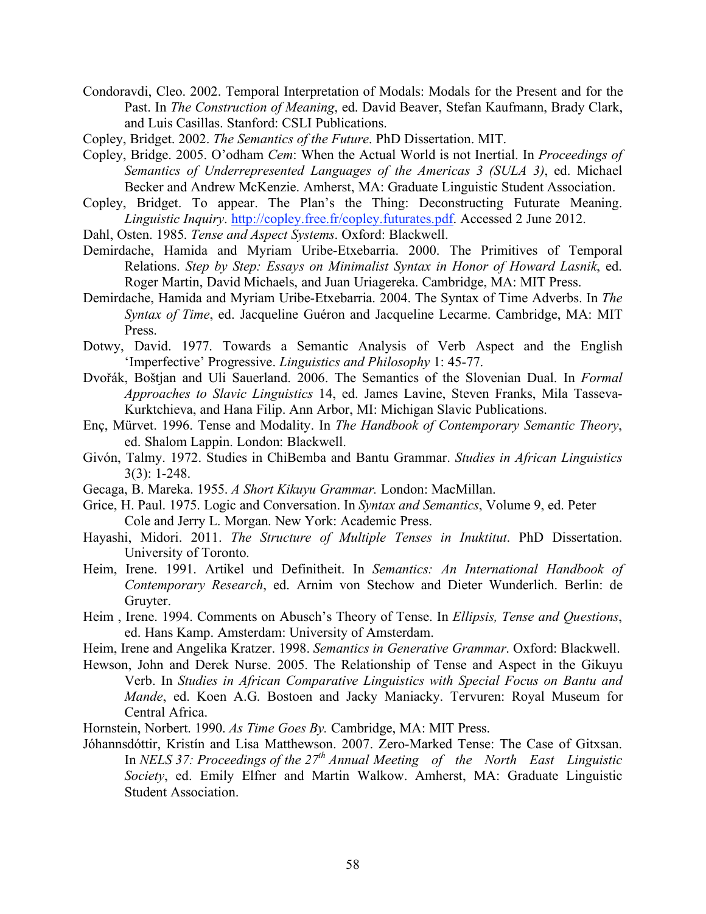Condoravdi, Cleo. 2002. Temporal Interpretation of Modals: Modals for the Present and for the Past. In *The Construction of Meaning*, ed. David Beaver, Stefan Kaufmann, Brady Clark, and Luis Casillas. Stanford: CSLI Publications.

Copley, Bridget. 2002. *The Semantics of the Future*. PhD Dissertation. MIT.

Copley, Bridge. 2005. O'odham *Cem*: When the Actual World is not Inertial. In *Proceedings of Semantics of Underrepresented Languages of the Americas 3 (SULA 3)*, ed. Michael Becker and Andrew McKenzie. Amherst, MA: Graduate Linguistic Student Association.

Copley, Bridget. To appear. The Plan's the Thing: Deconstructing Futurate Meaning. *Linguistic Inquiry*. http://copley.free.fr/copley.futurates.pdf. Accessed 2 June 2012.

Dahl, Osten. 1985. *Tense and Aspect Systems*. Oxford: Blackwell.

Demirdache, Hamida and Myriam Uribe-Etxebarria. 2000. The Primitives of Temporal Relations. *Step by Step: Essays on Minimalist Syntax in Honor of Howard Lasnik*, ed. Roger Martin, David Michaels, and Juan Uriagereka. Cambridge, MA: MIT Press.

Demirdache, Hamida and Myriam Uribe-Etxebarria. 2004. The Syntax of Time Adverbs. In *The Syntax of Time*, ed. Jacqueline Guéron and Jacqueline Lecarme. Cambridge, MA: MIT Press.

Dotwy, David. 1977. Towards a Semantic Analysis of Verb Aspect and the English 'Imperfective' Progressive. *Linguistics and Philosophy* 1: 45-77.

Dvořák, Boštjan and Uli Sauerland. 2006. The Semantics of the Slovenian Dual. In *Formal Approaches to Slavic Linguistics* 14, ed. James Lavine, Steven Franks, Mila Tasseva-Kurktchieva, and Hana Filip. Ann Arbor, MI: Michigan Slavic Publications.

Enç, Mürvet. 1996. Tense and Modality. In *The Handbook of Contemporary Semantic Theory*, ed. Shalom Lappin. London: Blackwell.

Givón, Talmy. 1972. Studies in ChiBemba and Bantu Grammar. *Studies in African Linguistics* 3(3): 1-248.

Gecaga, B. Mareka. 1955. *A Short Kikuyu Grammar.* London: MacMillan.

Grice, H. Paul. 1975. Logic and Conversation. In *Syntax and Semantics*, Volume 9, ed. Peter Cole and Jerry L. Morgan. New York: Academic Press.

Hayashi, Midori. 2011. *The Structure of Multiple Tenses in Inuktitut*. PhD Dissertation. University of Toronto.

Heim, Irene. 1991. Artikel und Definitheit. In *Semantics: An International Handbook of Contemporary Research*, ed. Arnim von Stechow and Dieter Wunderlich. Berlin: de Gruyter.

Heim , Irene. 1994. Comments on Abusch's Theory of Tense. In *Ellipsis, Tense and Questions*, ed. Hans Kamp. Amsterdam: University of Amsterdam.

Heim, Irene and Angelika Kratzer. 1998. *Semantics in Generative Grammar*. Oxford: Blackwell.

Hewson, John and Derek Nurse. 2005. The Relationship of Tense and Aspect in the Gikuyu Verb. In *Studies in African Comparative Linguistics with Special Focus on Bantu and Mande*, ed. Koen A.G. Bostoen and Jacky Maniacky. Tervuren: Royal Museum for Central Africa.

Hornstein, Norbert. 1990. *As Time Goes By.* Cambridge, MA: MIT Press.

Jóhannsdóttir, Kristín and Lisa Matthewson. 2007. Zero-Marked Tense: The Case of Gitxsan. In *NELS 37: Proceedings of the 27th Annual Meeting of the North East Linguistic Society*, ed. Emily Elfner and Martin Walkow. Amherst, MA: Graduate Linguistic Student Association.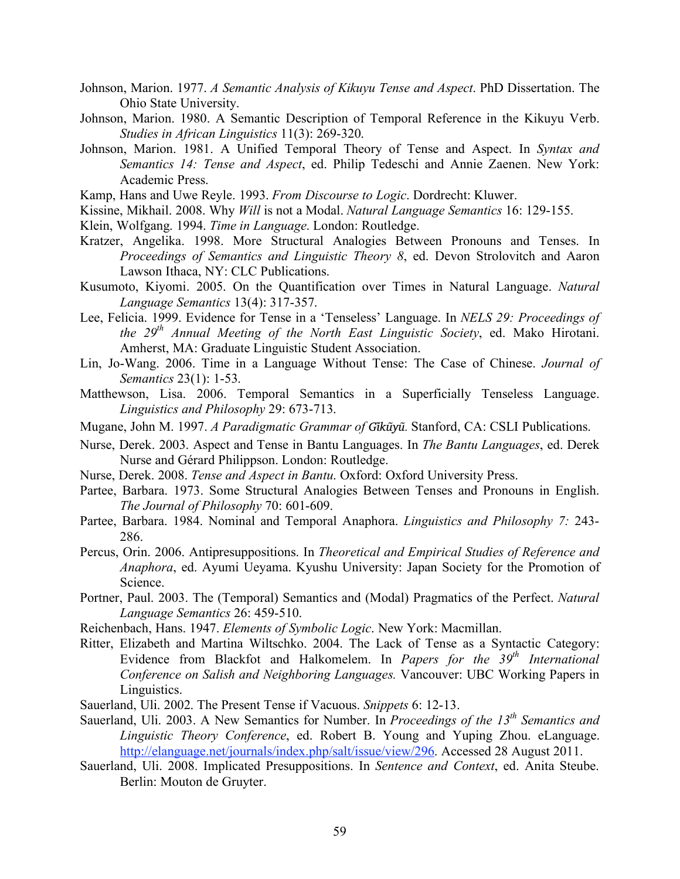Johnson, Marion. 1977. *A Semantic Analysis of Kikuyu Tense and Aspect*. PhD Dissertation. The Ohio State University.

Johnson, Marion. 1980. A Semantic Description of Temporal Reference in the Kikuyu Verb. *Studies in African Linguistics* 11(3): 269-320.

Johnson, Marion. 1981. A Unified Temporal Theory of Tense and Aspect. In *Syntax and Semantics 14: Tense and Aspect*, ed. Philip Tedeschi and Annie Zaenen. New York: Academic Press.

Kamp, Hans and Uwe Reyle. 1993. *From Discourse to Logic*. Dordrecht: Kluwer.

Kissine, Mikhail. 2008. Why *Will* is not a Modal. *Natural Language Semantics* 16: 129-155.

Klein, Wolfgang. 1994. *Time in Language*. London: Routledge.

Kratzer, Angelika. 1998. More Structural Analogies Between Pronouns and Tenses. In *Proceedings of Semantics and Linguistic Theory 8*, ed. Devon Strolovitch and Aaron Lawson Ithaca, NY: CLC Publications.

Kusumoto, Kiyomi. 2005. On the Quantification over Times in Natural Language. *Natural Language Semantics* 13(4): 317-357.

Lee, Felicia. 1999. Evidence for Tense in a 'Tenseless' Language. In *NELS 29: Proceedings of the 29th Annual Meeting of the North East Linguistic Society*, ed. Mako Hirotani. Amherst, MA: Graduate Linguistic Student Association.

Lin, Jo-Wang. 2006. Time in a Language Without Tense: The Case of Chinese. *Journal of Semantics* 23(1): 1-53.

Matthewson, Lisa. 2006. Temporal Semantics in a Superficially Tenseless Language. *Linguistics and Philosophy* 29: 673-713.

Mugane, John M. 1997. *A Paradigmatic Grammar of Gĩkũyũ.* Stanford, CA: CSLI Publications.

Nurse, Derek. 2003. Aspect and Tense in Bantu Languages. In *The Bantu Languages*, ed. Derek Nurse and Gérard Philippson. London: Routledge.

Nurse, Derek. 2008. *Tense and Aspect in Bantu*. Oxford: Oxford University Press.

Partee, Barbara. 1973. Some Structural Analogies Between Tenses and Pronouns in English. *The Journal of Philosophy* 70: 601-609.

Partee, Barbara. 1984. Nominal and Temporal Anaphora. *Linguistics and Philosophy 7:* 243-286.

Percus, Orin. 2006. Antipresuppositions. In *Theoretical and Empirical Studies of Reference and Anaphora*, ed. Ayumi Ueyama. Kyushu University: Japan Society for the Promotion of Science.

Portner, Paul. 2003. The (Temporal) Semantics and (Modal) Pragmatics of the Perfect. *Natural Language Semantics* 26: 459-510.

Reichenbach, Hans. 1947. *Elements of Symbolic Logic*. New York: Macmillan.

Ritter, Elizabeth and Martina Wiltschko. 2004. The Lack of Tense as a Syntactic Category: Evidence from Blackfot and Halkomelem. In *Papers for the 39th International Conference on Salish and Neighboring Languages.* Vancouver: UBC Working Papers in Linguistics.

Sauerland, Uli. 2002. The Present Tense if Vacuous. *Snippets* 6: 12-13.

Sauerland, Uli. 2003. A New Semantics for Number. In *Proceedings of the 13th Semantics and Linguistic Theory Conference*, ed. Robert B. Young and Yuping Zhou. eLanguage. http://elanguage.net/journals/index.php/salt/issue/view/296. Accessed 28 August 2011.

Sauerland, Uli. 2008. Implicated Presuppositions. In *Sentence and Context*, ed. Anita Steube. Berlin: Mouton de Gruyter.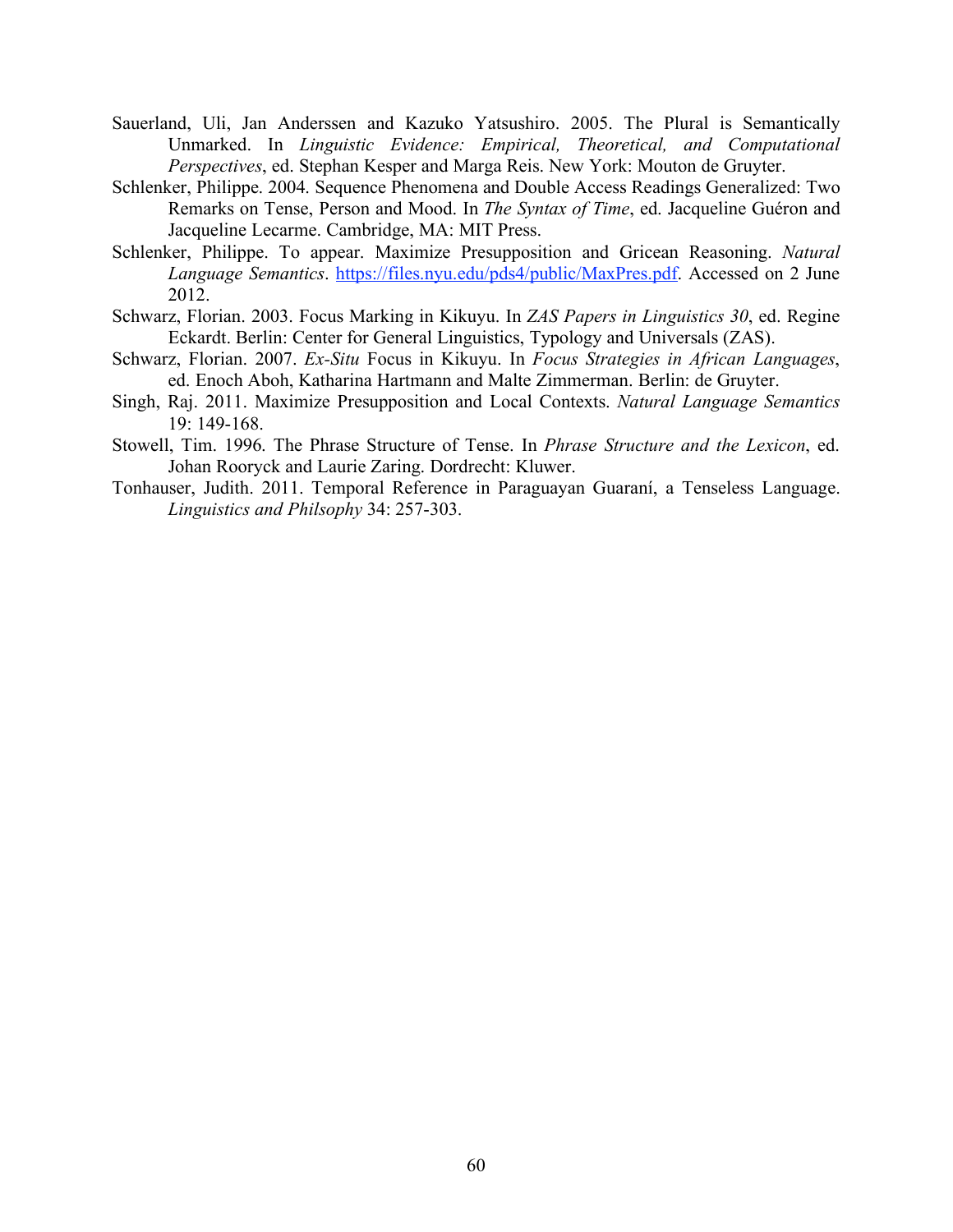Sauerland, Uli, Jan Anderssen and Kazuko Yatsushiro. 2005. The Plural is Semantically Unmarked. In *Linguistic Evidence: Empirical, Theoretical, and Computational Perspectives*, ed. Stephan Kesper and Marga Reis. New York: Mouton de Gruyter.

Schlenker, Philippe. 2004. Sequence Phenomena and Double Access Readings Generalized: Two Remarks on Tense, Person and Mood. In *The Syntax of Time*, ed. Jacqueline Guéron and Jacqueline Lecarme. Cambridge, MA: MIT Press.

Schlenker, Philippe. To appear. Maximize Presupposition and Gricean Reasoning. *Natural Language Semantics*. https://files.nyu.edu/pds4/public/MaxPres.pdf. Accessed on 2 June 2012.

Schwarz, Florian. 2003. Focus Marking in Kikuyu. In *ZAS Papers in Linguistics 30*, ed. Regine Eckardt. Berlin: Center for General Linguistics, Typology and Universals (ZAS).

Schwarz, Florian. 2007. *Ex-Situ* Focus in Kikuyu. In *Focus Strategies in African Languages*, ed. Enoch Aboh, Katharina Hartmann and Malte Zimmerman. Berlin: de Gruyter.

Singh, Raj. 2011. Maximize Presupposition and Local Contexts. *Natural Language Semantics* 19: 149-168.

Stowell, Tim. 1996. The Phrase Structure of Tense. In *Phrase Structure and the Lexicon*, ed. Johan Rooryck and Laurie Zaring. Dordrecht: Kluwer.

Tonhauser, Judith. 2011. Temporal Reference in Paraguayan Guaraní, a Tenseless Language. *Linguistics and Philsophy* 34: 257-303.